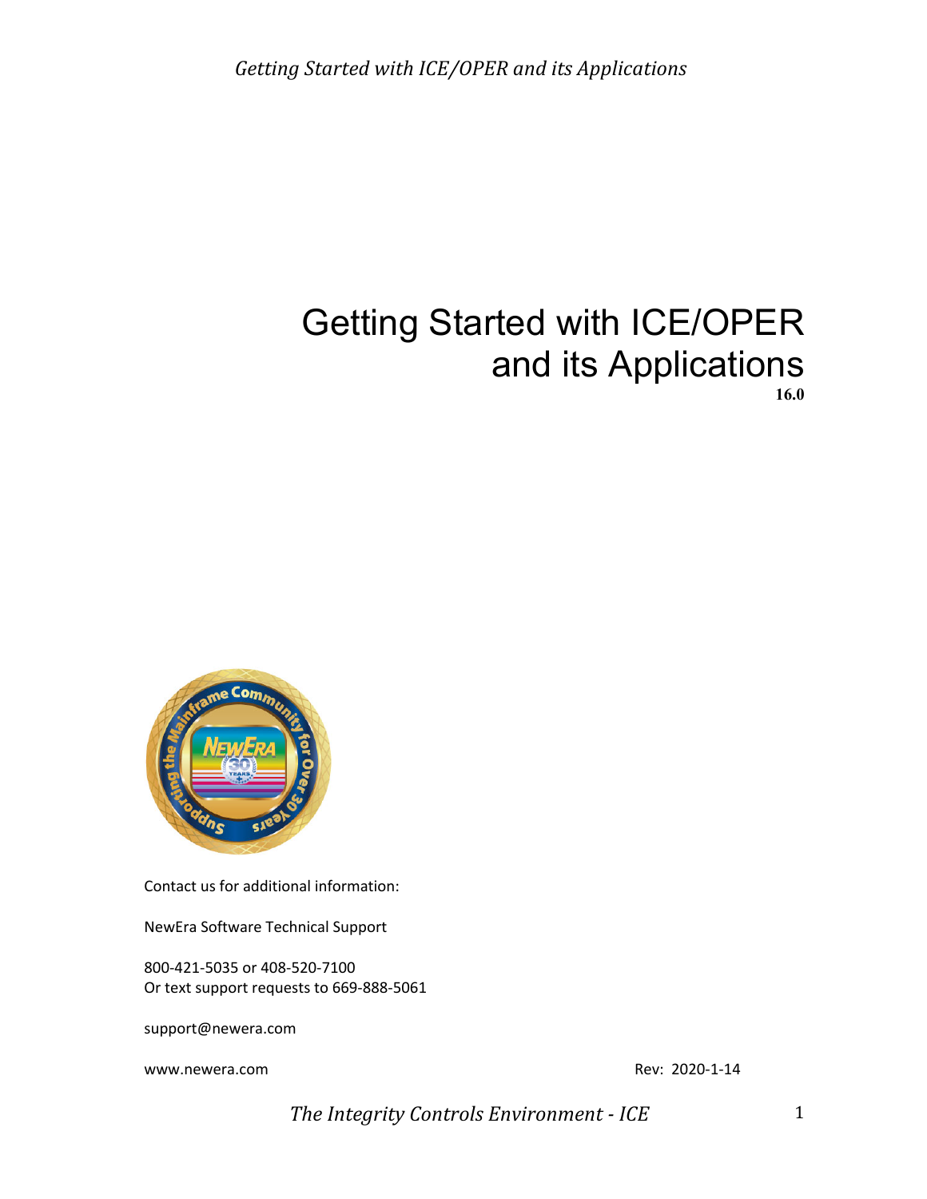# Getting Started with ICE/OPER and its Applications

**16.0**

Contact us for additional information:

NewEra Software Technical Support

800-421-5035 or 408-520-7100
Or text support requests to 669-888-5061

support@newera.com

www.newera.com

Rev: 2020-1-14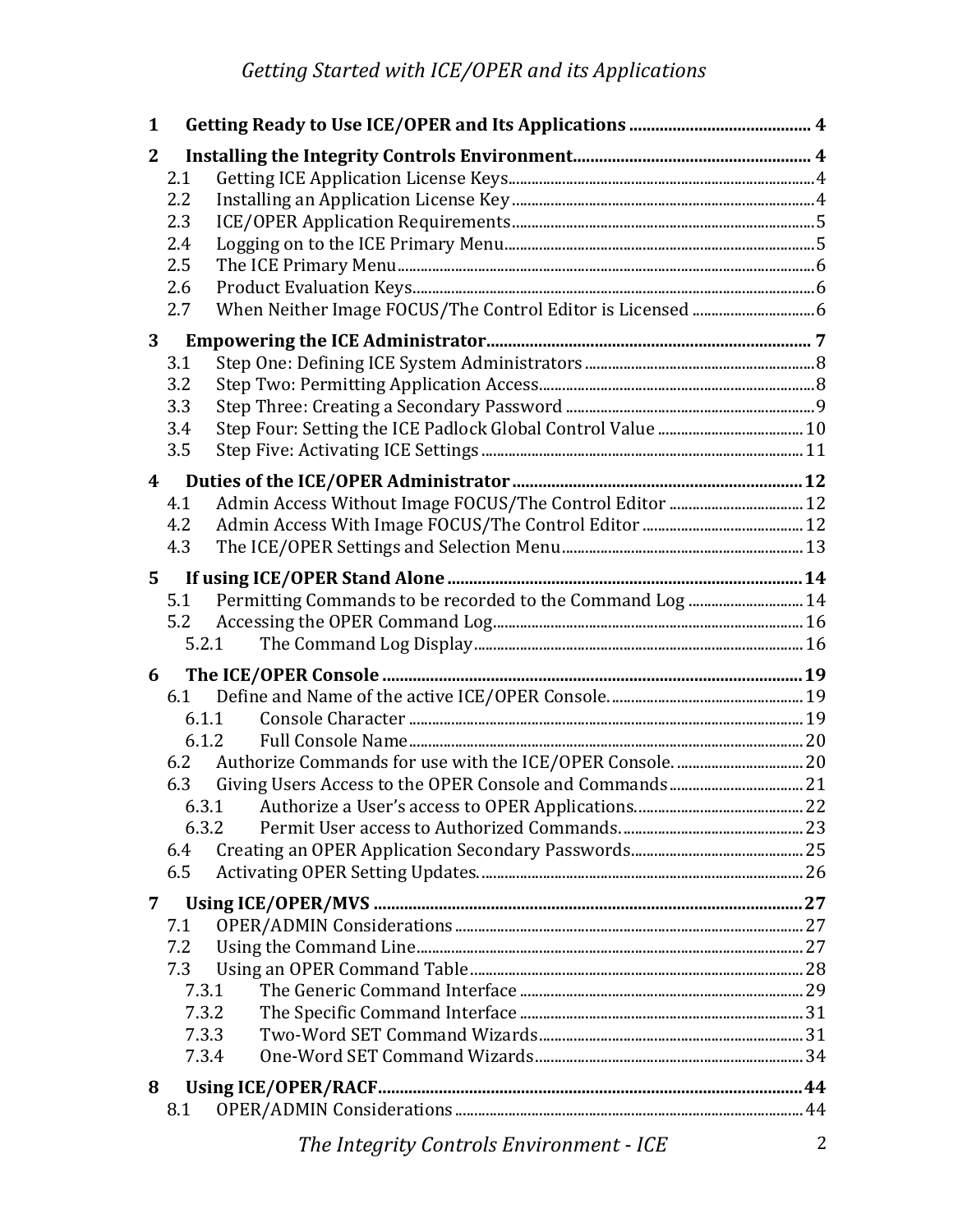1 **Getting Ready to Use ICE/OPER and Its Applications** .......................................... 4

2 **Installing the Integrity Controls Environment** ....................................................... 4
- 2.1 Getting ICE Application License Keys .............................................................................. 4
- 2.2 Installing an Application License Key ............................................................................. 4
- 2.3 ICE/OPER Application Requirements ............................................................................. 5
- 2.4 Logging on to the ICE Primary Menu ............................................................................... 5
- 2.5 The ICE Primary Menu ......................................................................................................... 6
- 2.6 Product Evaluation Keys ...................................................................................................... 6
- 2.7 When Neither Image FOCUS/The Control Editor is Licensed ............................... 6

3 **Empowering the ICE Administrator** ........................................................................... 7
- 3.1 Step One: Defining ICE System Administrators ........................................................... 8
- 3.2 Step Two: Permitting Application Access ....................................................................... 8
- 3.3 Step Three: Creating a Secondary Password ................................................................ 9
- 3.4 Step Four: Setting the ICE Padlock Global Control Value ..................................... 10
- 3.5 Step Five: Activating ICE Settings .................................................................................. 11

4 **Duties of the ICE/OPER Administrator** .................................................................. 12
- 4.1 Admin Access Without Image FOCUS/The Control Editor .................................. 12
- 4.2 Admin Access With Image FOCUS/The Control Editor .......................................... 12
- 4.3 The ICE/OPER Settings and Selection Menu .............................................................. 13

5 **If using ICE/OPER Stand Alone** ................................................................................. 14
- 5.1 Permitting Commands to be recorded to the Command Log ............................. 14
- 5.2 Accessing the OPER Command Log ............................................................................... 16
  - 5.2.1 The Command Log Display .................................................................................... 16

6 **The ICE/OPER Console** ................................................................................................ 19
- 6.1 Define and Name of the active ICE/OPER Console. ................................................. 19
  - 6.1.1 Console Character ..................................................................................................... 19
  - 6.1.2 Full Console Name ..................................................................................................... 20
- 6.2 Authorize Commands for use with the ICE/OPER Console. ................................ 20
- 6.3 Giving Users Access to the OPER Console and Commands .................................. 21
  - 6.3.1 Authorize a User's access to OPER Applications. ........................................... 22
  - 6.3.2 Permit User access to Authorized Commands. ............................................... 23
- 6.4 Creating an OPER Application Secondary Passwords ............................................ 25
- 6.5 Activating OPER Setting Updates. .................................................................................. 26

7 **Using ICE/OPER/MVS** ................................................................................................... 27
- 7.1 OPER/ADMIN Considerations ......................................................................................... 27
- 7.2 Using the Command Line ................................................................................................... 27
- 7.3 Using an OPER Command Table ..................................................................................... 28
  - 7.3.1 The Generic Command Interface ......................................................................... 29
  - 7.3.2 The Specific Command Interface ......................................................................... 31
  - 7.3.3 Two-Word SET Command Wizards .................................................................... 31
  - 7.3.4 One-Word SET Command Wizards ..................................................................... 34

8 **Using ICE/OPER/RACF** ................................................................................................. 44
- 8.1 OPER/ADMIN Considerations ......................................................................................... 44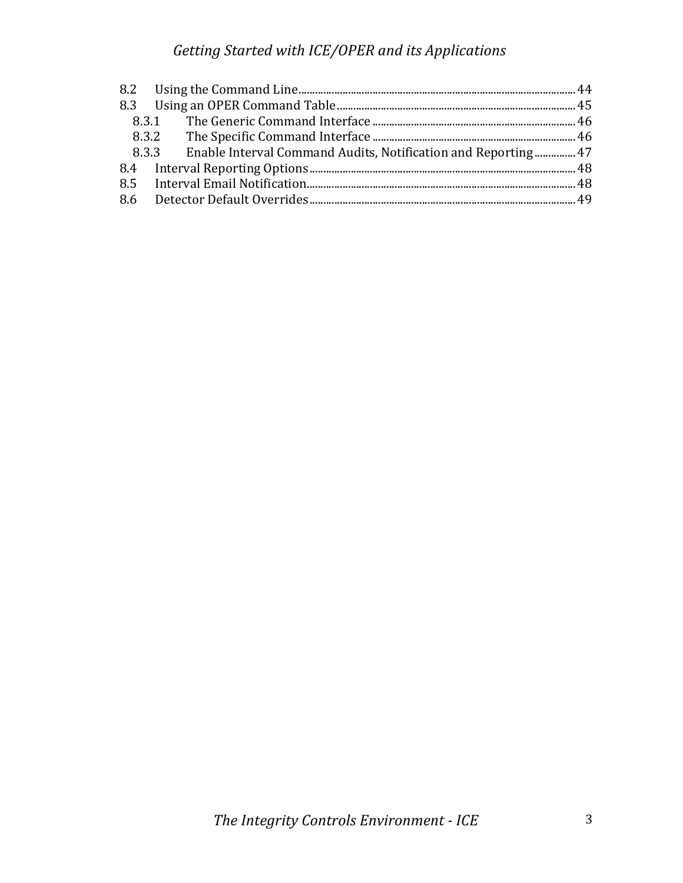8.2 Using the Command Line ........ 44
8.3 Using an OPER Command Table ........ 45
  8.3.1 The Generic Command Interface ........ 46
  8.3.2 The Specific Command Interface ........ 46
  8.3.3 Enable Interval Command Audits, Notification and Reporting ........ 47
8.4 Interval Reporting Options ........ 48
8.5 Interval Email Notification ........ 48
8.6 Detector Default Overrides ........ 49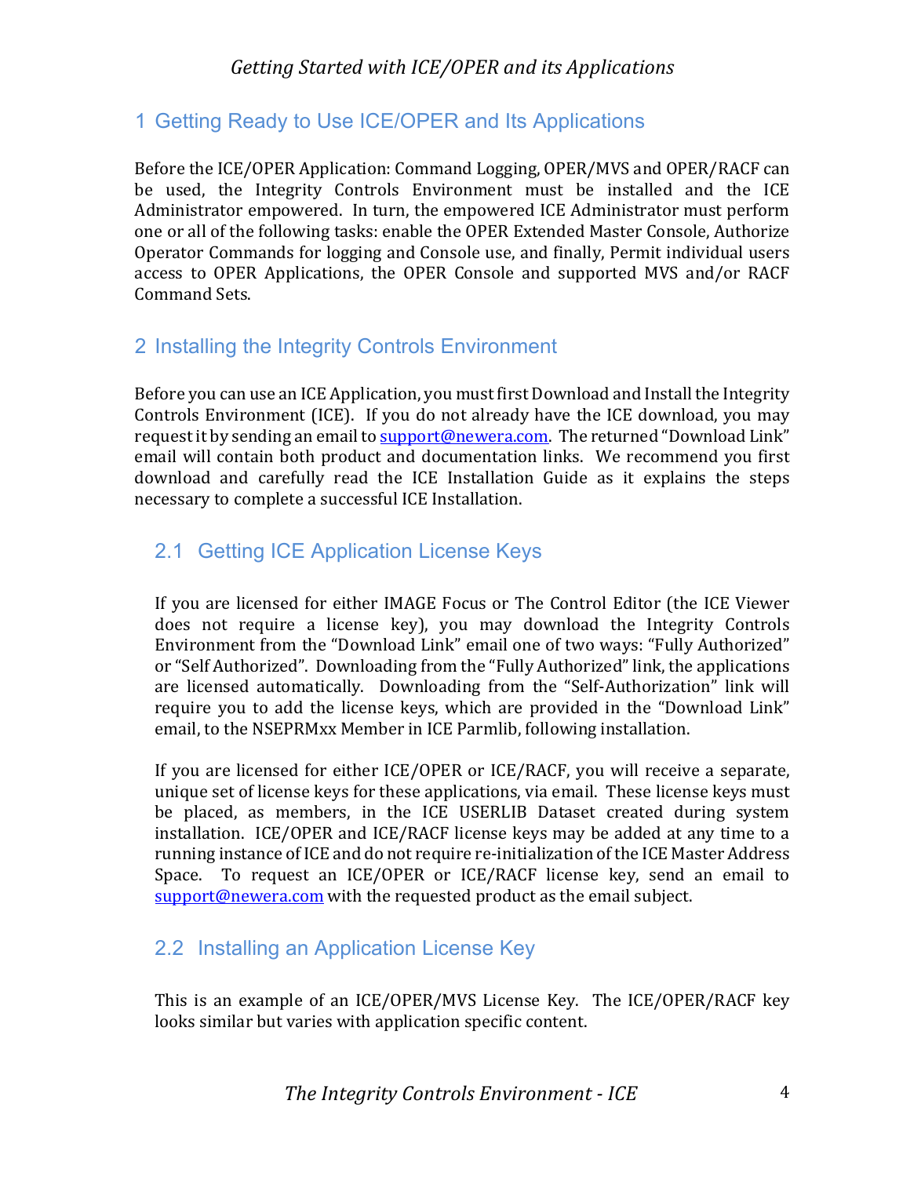# 1 Getting Ready to Use ICE/OPER and Its Applications

Before the ICE/OPER Application: Command Logging, OPER/MVS and OPER/RACF can be used, the Integrity Controls Environment must be installed and the ICE Administrator empowered. In turn, the empowered ICE Administrator must perform one or all of the following tasks: enable the OPER Extended Master Console, Authorize Operator Commands for logging and Console use, and finally, Permit individual users access to OPER Applications, the OPER Console and supported MVS and/or RACF Command Sets.

# 2 Installing the Integrity Controls Environment

Before you can use an ICE Application, you must first Download and Install the Integrity Controls Environment (ICE). If you do not already have the ICE download, you may request it by sending an email to support@newera.com. The returned "Download Link" email will contain both product and documentation links. We recommend you first download and carefully read the ICE Installation Guide as it explains the steps necessary to complete a successful ICE Installation.

## 2.1 Getting ICE Application License Keys

If you are licensed for either IMAGE Focus or The Control Editor (the ICE Viewer does not require a license key), you may download the Integrity Controls Environment from the "Download Link" email one of two ways: "Fully Authorized" or "Self Authorized". Downloading from the "Fully Authorized" link, the applications are licensed automatically. Downloading from the "Self-Authorization" link will require you to add the license keys, which are provided in the "Download Link" email, to the NSEPRMxx Member in ICE Parmlib, following installation.

If you are licensed for either ICE/OPER or ICE/RACF, you will receive a separate, unique set of license keys for these applications, via email. These license keys must be placed, as members, in the ICE USERLIB Dataset created during system installation. ICE/OPER and ICE/RACF license keys may be added at any time to a running instance of ICE and do not require re-initialization of the ICE Master Address Space. To request an ICE/OPER or ICE/RACF license key, send an email to support@newera.com with the requested product as the email subject.

## 2.2 Installing an Application License Key

This is an example of an ICE/OPER/MVS License Key. The ICE/OPER/RACF key looks similar but varies with application specific content.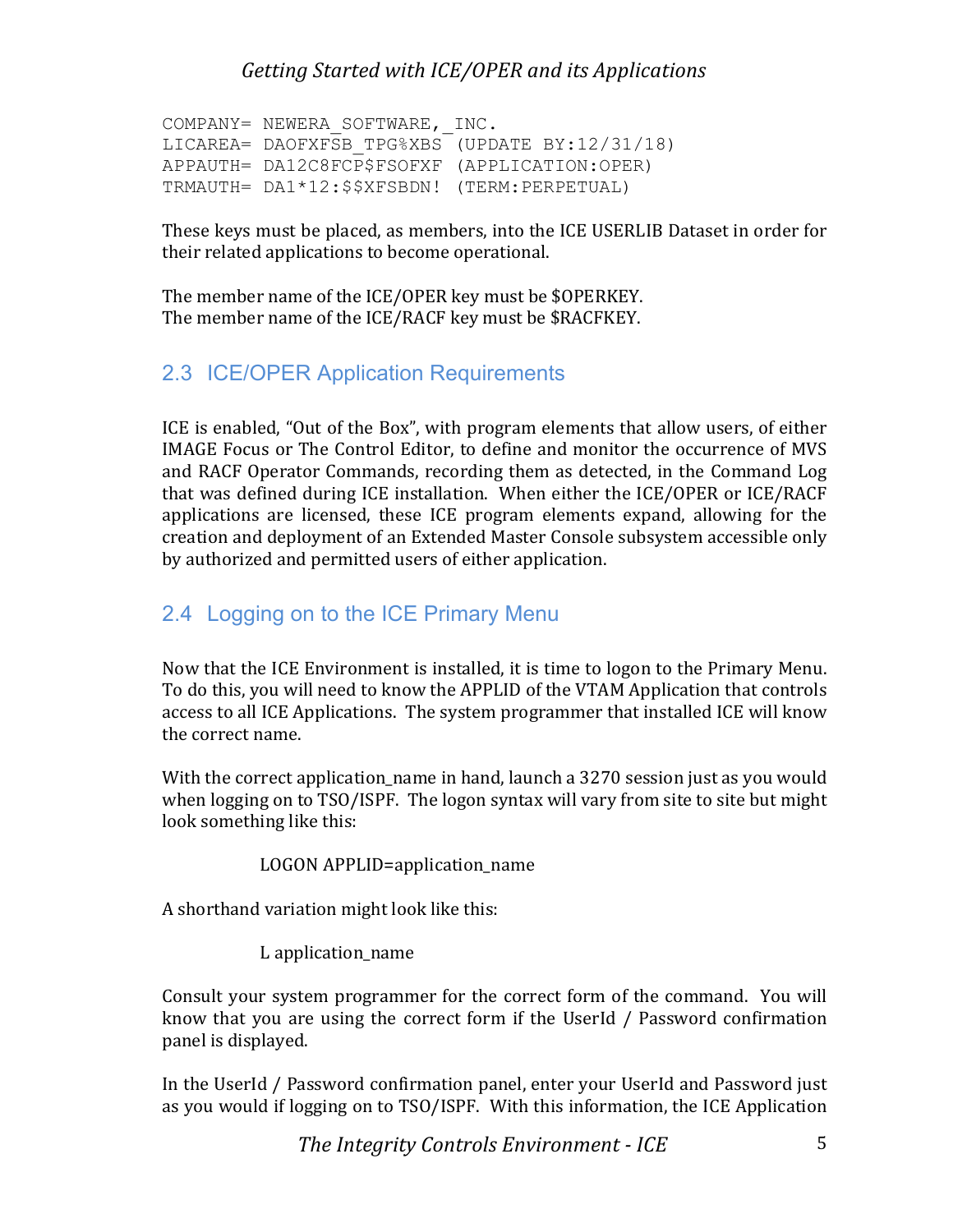```
COMPANY= NEWERA_SOFTWARE,_INC.
LICAREA= DAOFXFSB_TPG%XBS (UPDATE BY:12/31/18)
APPAUTH= DA12C8FCP$FSOFXF (APPLICATION:OPER)
TRMAUTH= DA1*12:$$XFSBDN! (TERM:PERPETUAL)
```

These keys must be placed, as members, into the ICE USERLIB Dataset in order for their related applications to become operational.

The member name of the ICE/OPER key must be $OPERKEY.
The member name of the ICE/RACF key must be $RACFKEY.

## 2.3 ICE/OPER Application Requirements

ICE is enabled, "Out of the Box", with program elements that allow users, of either IMAGE Focus or The Control Editor, to define and monitor the occurrence of MVS and RACF Operator Commands, recording them as detected, in the Command Log that was defined during ICE installation. When either the ICE/OPER or ICE/RACF applications are licensed, these ICE program elements expand, allowing for the creation and deployment of an Extended Master Console subsystem accessible only by authorized and permitted users of either application.

## 2.4 Logging on to the ICE Primary Menu

Now that the ICE Environment is installed, it is time to logon to the Primary Menu. To do this, you will need to know the APPLID of the VTAM Application that controls access to all ICE Applications. The system programmer that installed ICE will know the correct name.

With the correct application_name in hand, launch a 3270 session just as you would when logging on to TSO/ISPF. The logon syntax will vary from site to site but might look something like this:

```
LOGON APPLID=application_name
```

A shorthand variation might look like this:

```
L application_name
```

Consult your system programmer for the correct form of the command. You will know that you are using the correct form if the UserId / Password confirmation panel is displayed.

In the UserId / Password confirmation panel, enter your UserId and Password just as you would if logging on to TSO/ISPF. With this information, the ICE Application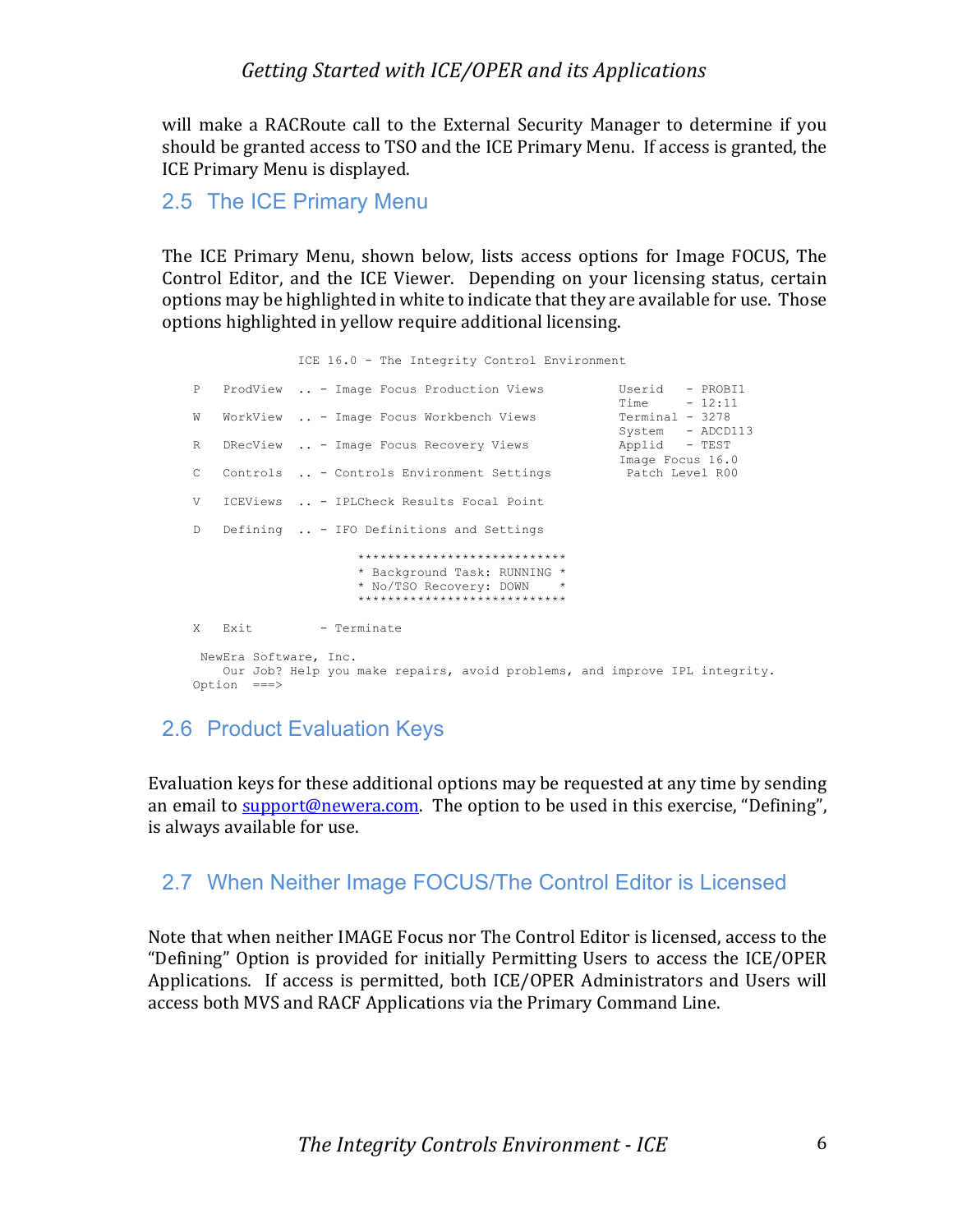will make a RACRoute call to the External Security Manager to determine if you should be granted access to TSO and the ICE Primary Menu. If access is granted, the ICE Primary Menu is displayed.

## 2.5 The ICE Primary Menu

The ICE Primary Menu, shown below, lists access options for Image FOCUS, The Control Editor, and the ICE Viewer. Depending on your licensing status, certain options may be highlighted in white to indicate that they are available for use. Those options highlighted in yellow require additional licensing.

```
              ICE 16.0 - The Integrity Control Environment

 P   ProdView  .. - Image Focus Production Views          Userid   - PROBI1
                                                          Time     - 12:11
 W   WorkView  .. - Image Focus Workbench Views           Terminal - 3278
                                                          System   - ADCD113
 R   DRecView  .. - Image Focus Recovery Views            Applid   - TEST
                                                          Image Focus 16.0
 C   Controls  .. - Controls Environment Settings          Patch Level R00

 V   ICEViews  .. - IPLCheck Results Focal Point

 D   Defining  .. - IFO Definitions and Settings

                     ****************************
                     * Background Task: RUNNING *
                     * No/TSO Recovery: DOWN    *
                     ****************************

 X   Exit         - Terminate

  NewEra Software, Inc.
     Our Job? Help you make repairs, avoid problems, and improve IPL integrity.
 Option  ===>
```

## 2.6 Product Evaluation Keys

Evaluation keys for these additional options may be requested at any time by sending an email to support@newera.com. The option to be used in this exercise, "Defining", is always available for use.

## 2.7 When Neither Image FOCUS/The Control Editor is Licensed

Note that when neither IMAGE Focus nor The Control Editor is licensed, access to the "Defining" Option is provided for initially Permitting Users to access the ICE/OPER Applications. If access is permitted, both ICE/OPER Administrators and Users will access both MVS and RACF Applications via the Primary Command Line.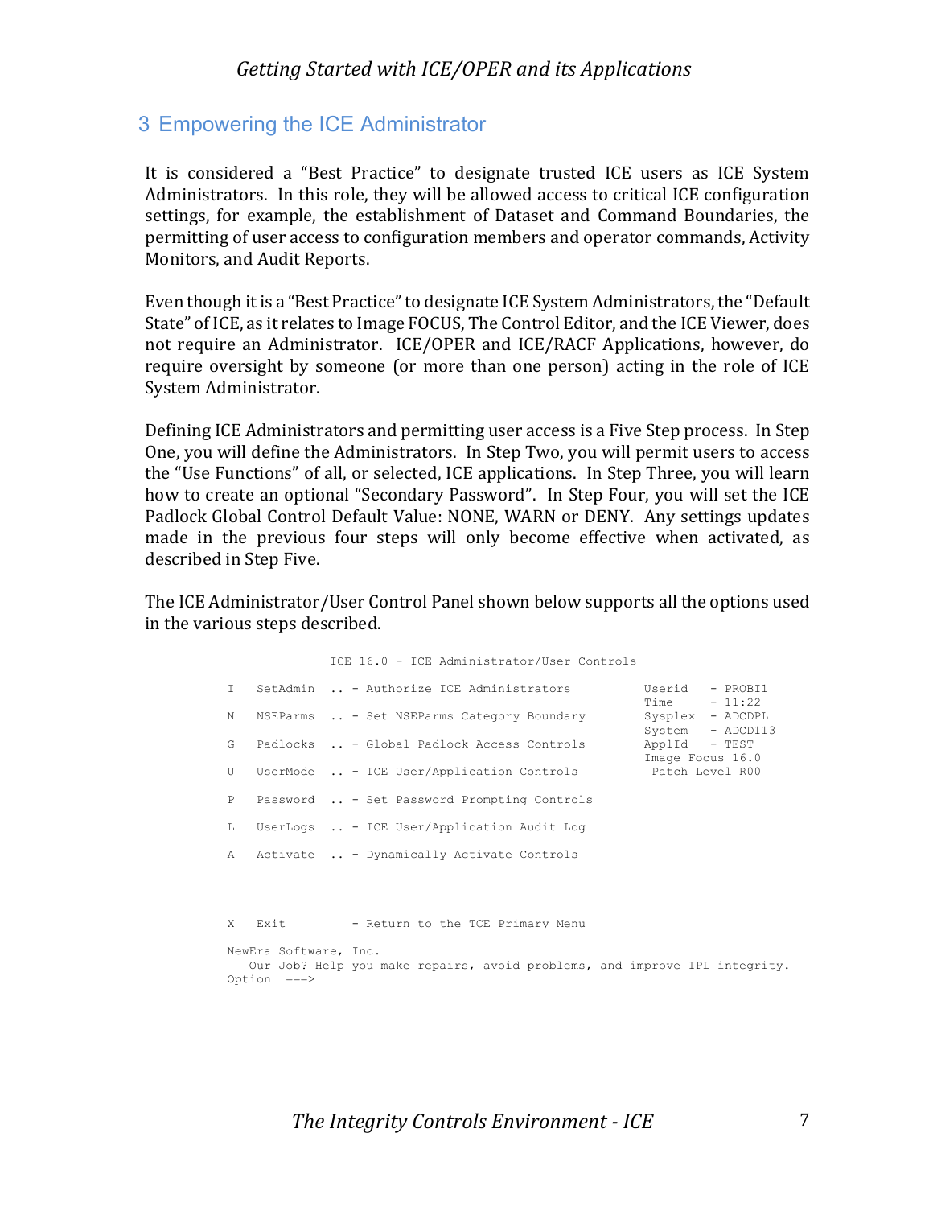# 3 Empowering the ICE Administrator

It is considered a "Best Practice" to designate trusted ICE users as ICE System Administrators. In this role, they will be allowed access to critical ICE configuration settings, for example, the establishment of Dataset and Command Boundaries, the permitting of user access to configuration members and operator commands, Activity Monitors, and Audit Reports.

Even though it is a "Best Practice" to designate ICE System Administrators, the "Default State" of ICE, as it relates to Image FOCUS, The Control Editor, and the ICE Viewer, does not require an Administrator. ICE/OPER and ICE/RACF Applications, however, do require oversight by someone (or more than one person) acting in the role of ICE System Administrator.

Defining ICE Administrators and permitting user access is a Five Step process. In Step One, you will define the Administrators. In Step Two, you will permit users to access the "Use Functions" of all, or selected, ICE applications. In Step Three, you will learn how to create an optional "Secondary Password". In Step Four, you will set the ICE Padlock Global Control Default Value: NONE, WARN or DENY. Any settings updates made in the previous four steps will only become effective when activated, as described in Step Five.

The ICE Administrator/User Control Panel shown below supports all the options used in the various steps described.

```
                ICE 16.0 - ICE Administrator/User Controls

I   SetAdmin  .. - Authorize ICE Administrators          Userid    - PROBI1
                                                         Time      - 11:22
N   NSEParms  .. - Set NSEParms Category Boundary        Sysplex   - ADCDPL
                                                         System    - ADCD113
G   Padlocks  .. - Global Padlock Access Controls        ApplId    - TEST
                                                         Image Focus 16.0
U   UserMode  .. - ICE User/Application Controls          Patch Level R00

P   Password  .. - Set Password Prompting Controls

L   UserLogs  .. - ICE User/Application Audit Log

A   Activate  .. - Dynamically Activate Controls



X   Exit         - Return to the TCE Primary Menu

NewEra Software, Inc.
   Our Job? Help you make repairs, avoid problems, and improve IPL integrity.
Option  ===>
```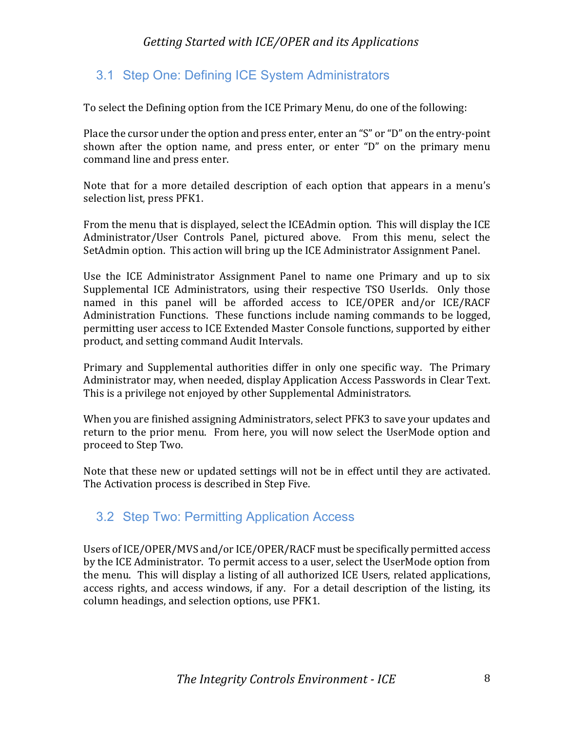## 3.1 Step One: Defining ICE System Administrators

To select the Defining option from the ICE Primary Menu, do one of the following:

Place the cursor under the option and press enter, enter an "S" or "D" on the entry-point shown after the option name, and press enter, or enter "D" on the primary menu command line and press enter.

Note that for a more detailed description of each option that appears in a menu's selection list, press PFK1.

From the menu that is displayed, select the ICEAdmin option. This will display the ICE Administrator/User Controls Panel, pictured above. From this menu, select the SetAdmin option. This action will bring up the ICE Administrator Assignment Panel.

Use the ICE Administrator Assignment Panel to name one Primary and up to six Supplemental ICE Administrators, using their respective TSO UserIds. Only those named in this panel will be afforded access to ICE/OPER and/or ICE/RACF Administration Functions. These functions include naming commands to be logged, permitting user access to ICE Extended Master Console functions, supported by either product, and setting command Audit Intervals.

Primary and Supplemental authorities differ in only one specific way. The Primary Administrator may, when needed, display Application Access Passwords in Clear Text. This is a privilege not enjoyed by other Supplemental Administrators.

When you are finished assigning Administrators, select PFK3 to save your updates and return to the prior menu. From here, you will now select the UserMode option and proceed to Step Two.

Note that these new or updated settings will not be in effect until they are activated. The Activation process is described in Step Five.

## 3.2 Step Two: Permitting Application Access

Users of ICE/OPER/MVS and/or ICE/OPER/RACF must be specifically permitted access by the ICE Administrator. To permit access to a user, select the UserMode option from the menu. This will display a listing of all authorized ICE Users, related applications, access rights, and access windows, if any. For a detail description of the listing, its column headings, and selection options, use PFK1.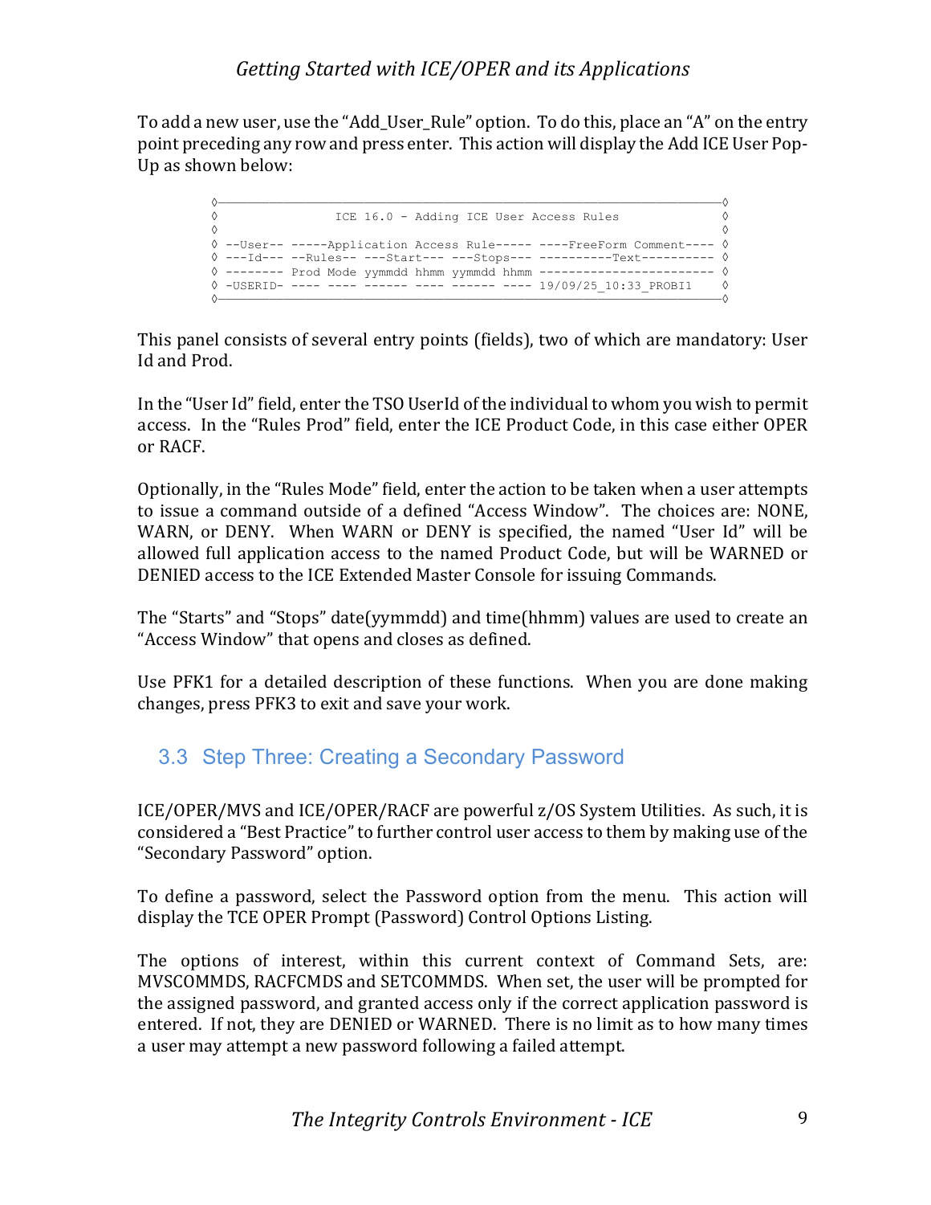To add a new user, use the "Add_User_Rule" option. To do this, place an "A" on the entry point preceding any row and press enter. This action will display the Add ICE User Pop-Up as shown below:

```
◊────────────────────────────────────────────────────────────────────────◊
◊               ICE 16.0 - Adding ICE User Access Rules                  ◊
◊                                                                        ◊
◊ --User-- -----Application Access Rule----- ----FreeForm Comment---- ◊
◊ ---Id--- --Rules-- ---Start--- ---Stops--- ----------Text---------- ◊
◊ -------- Prod Mode yymmdd hhmm yymmdd hhmm ------------------------ ◊
◊ -USERID- ---- ---- ------ ---- ------ ---- 19/09/25_10:33_PROBI1    ◊
◊────────────────────────────────────────────────────────────────────────◊
```

This panel consists of several entry points (fields), two of which are mandatory: User Id and Prod.

In the "User Id" field, enter the TSO UserId of the individual to whom you wish to permit access. In the "Rules Prod" field, enter the ICE Product Code, in this case either OPER or RACF.

Optionally, in the "Rules Mode" field, enter the action to be taken when a user attempts to issue a command outside of a defined "Access Window". The choices are: NONE, WARN, or DENY. When WARN or DENY is specified, the named "User Id" will be allowed full application access to the named Product Code, but will be WARNED or DENIED access to the ICE Extended Master Console for issuing Commands.

The "Starts" and "Stops" date(yymmdd) and time(hhmm) values are used to create an "Access Window" that opens and closes as defined.

Use PFK1 for a detailed description of these functions. When you are done making changes, press PFK3 to exit and save your work.

## 3.3 Step Three: Creating a Secondary Password

ICE/OPER/MVS and ICE/OPER/RACF are powerful z/OS System Utilities. As such, it is considered a "Best Practice" to further control user access to them by making use of the "Secondary Password" option.

To define a password, select the Password option from the menu. This action will display the TCE OPER Prompt (Password) Control Options Listing.

The options of interest, within this current context of Command Sets, are: MVSCOMMDS, RACFCMDS and SETCOMMDS. When set, the user will be prompted for the assigned password, and granted access only if the correct application password is entered. If not, they are DENIED or WARNED. There is no limit as to how many times a user may attempt a new password following a failed attempt.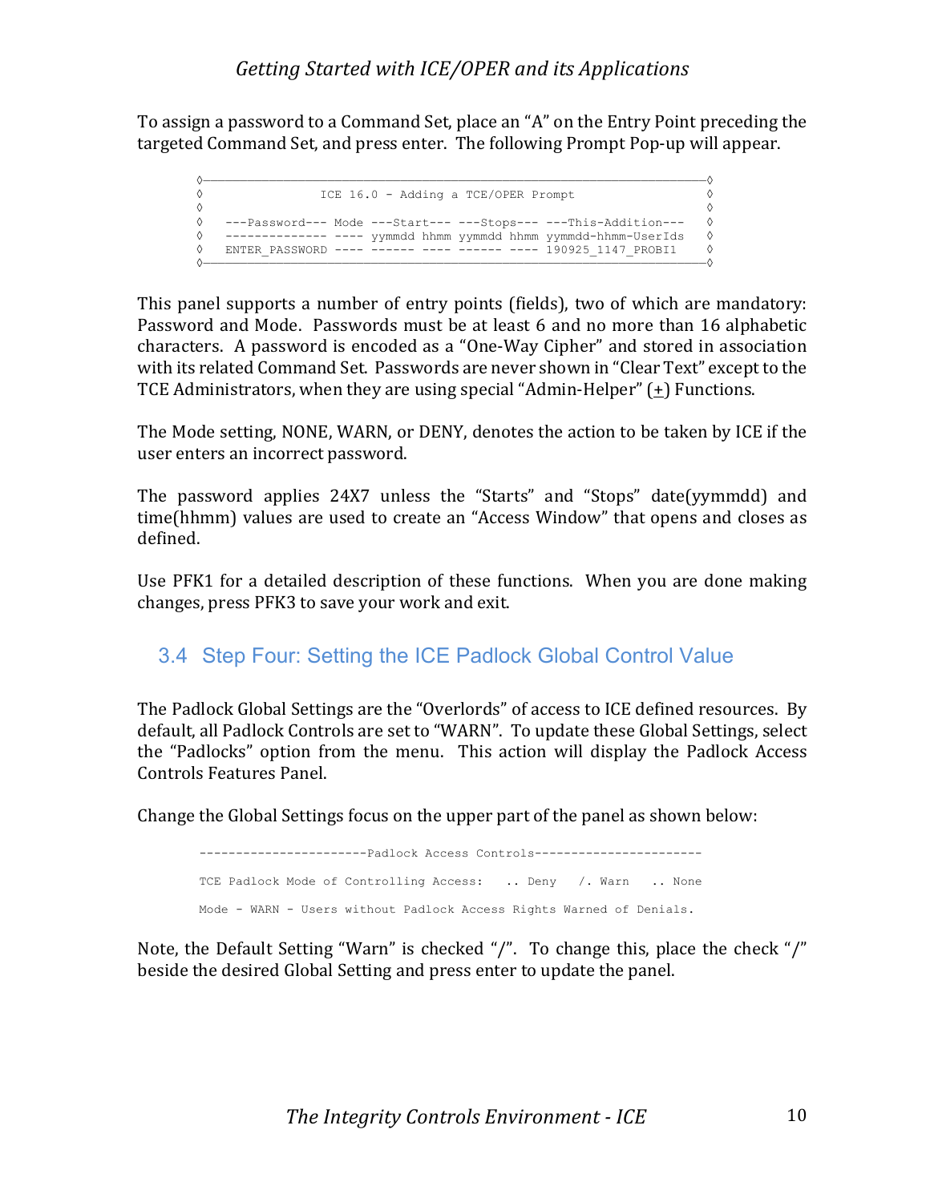To assign a password to a Command Set, place an "A" on the Entry Point preceding the targeted Command Set, and press enter. The following Prompt Pop-up will appear.

```
◊─────────────────────────────────────────────────────────────────────◊
◊              ICE 16.0 - Adding a TCE/OPER Prompt                    ◊
◊                                                                     ◊
◊  ---Password--- Mode ---Start--- ---Stops--- ---This-Addition---    ◊
◊  -------------- ---- yymmdd hhmm yymmdd hhmm yymmdd-hhmm-UserIds    ◊
◊  ENTER_PASSWORD ---- ------ ---- ------ ---- 190925_1147_PROBI1     ◊
◊─────────────────────────────────────────────────────────────────────◊
```

This panel supports a number of entry points (fields), two of which are mandatory: Password and Mode. Passwords must be at least 6 and no more than 16 alphabetic characters. A password is encoded as a "One-Way Cipher" and stored in association with its related Command Set. Passwords are never shown in "Clear Text" except to the TCE Administrators, when they are using special "Admin-Helper" (+) Functions.

The Mode setting, NONE, WARN, or DENY, denotes the action to be taken by ICE if the user enters an incorrect password.

The password applies 24X7 unless the "Starts" and "Stops" date(yymmdd) and time(hhmm) values are used to create an "Access Window" that opens and closes as defined.

Use PFK1 for a detailed description of these functions. When you are done making changes, press PFK3 to save your work and exit.

## 3.4 Step Four: Setting the ICE Padlock Global Control Value

The Padlock Global Settings are the "Overlords" of access to ICE defined resources. By default, all Padlock Controls are set to "WARN". To update these Global Settings, select the "Padlocks" option from the menu. This action will display the Padlock Access Controls Features Panel.

Change the Global Settings focus on the upper part of the panel as shown below:

```
----------------------Padlock Access Controls-----------------------

TCE Padlock Mode of Controlling Access:   .. Deny   /. Warn   .. None

Mode - WARN - Users without Padlock Access Rights Warned of Denials.
```

Note, the Default Setting "Warn" is checked "/". To change this, place the check "/" beside the desired Global Setting and press enter to update the panel.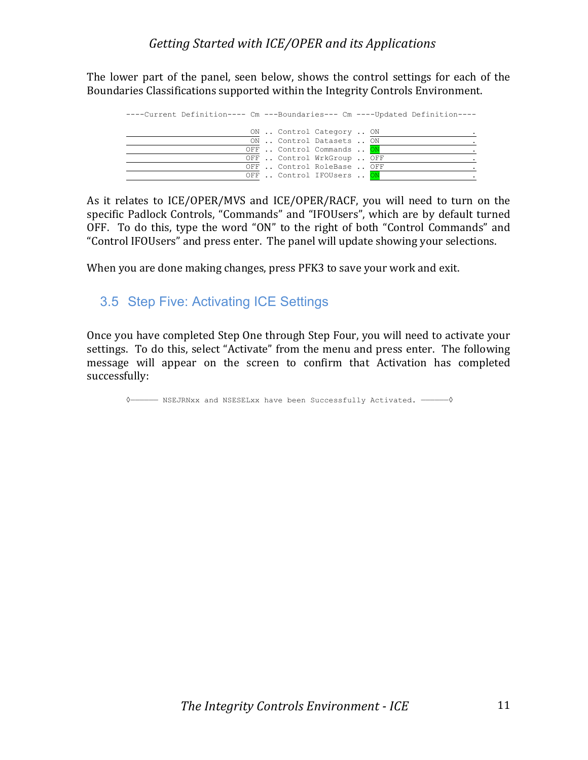The lower part of the panel, seen below, shows the control settings for each of the Boundaries Classifications supported within the Integrity Controls Environment.

```
----Current Definition---- Cm ---Boundaries--- Cm ----Updated Definition----

                          ON .. Control Category .. ON                      .
                          ON .. Control Datasets .. ON                      .
                         OFF .. Control Commands .. ON                      .
                         OFF .. Control WrkGroup .. OFF                     .
                         OFF .. Control RoleBase .. OFF                     .
                         OFF .. Control IFOUsers .. ON                      .
```

As it relates to ICE/OPER/MVS and ICE/OPER/RACF, you will need to turn on the specific Padlock Controls, “Commands” and “IFOUsers”, which are by default turned OFF. To do this, type the word “ON” to the right of both “Control Commands” and “Control IFOUsers” and press enter. The panel will update showing your selections.

When you are done making changes, press PFK3 to save your work and exit.

## 3.5 Step Five: Activating ICE Settings

Once you have completed Step One through Step Four, you will need to activate your settings. To do this, select “Activate” from the menu and press enter. The following message will appear on the screen to confirm that Activation has completed successfully:

```
◊——— NSEJRNxx and NSESELxx have been Successfully Activated. ———◊
```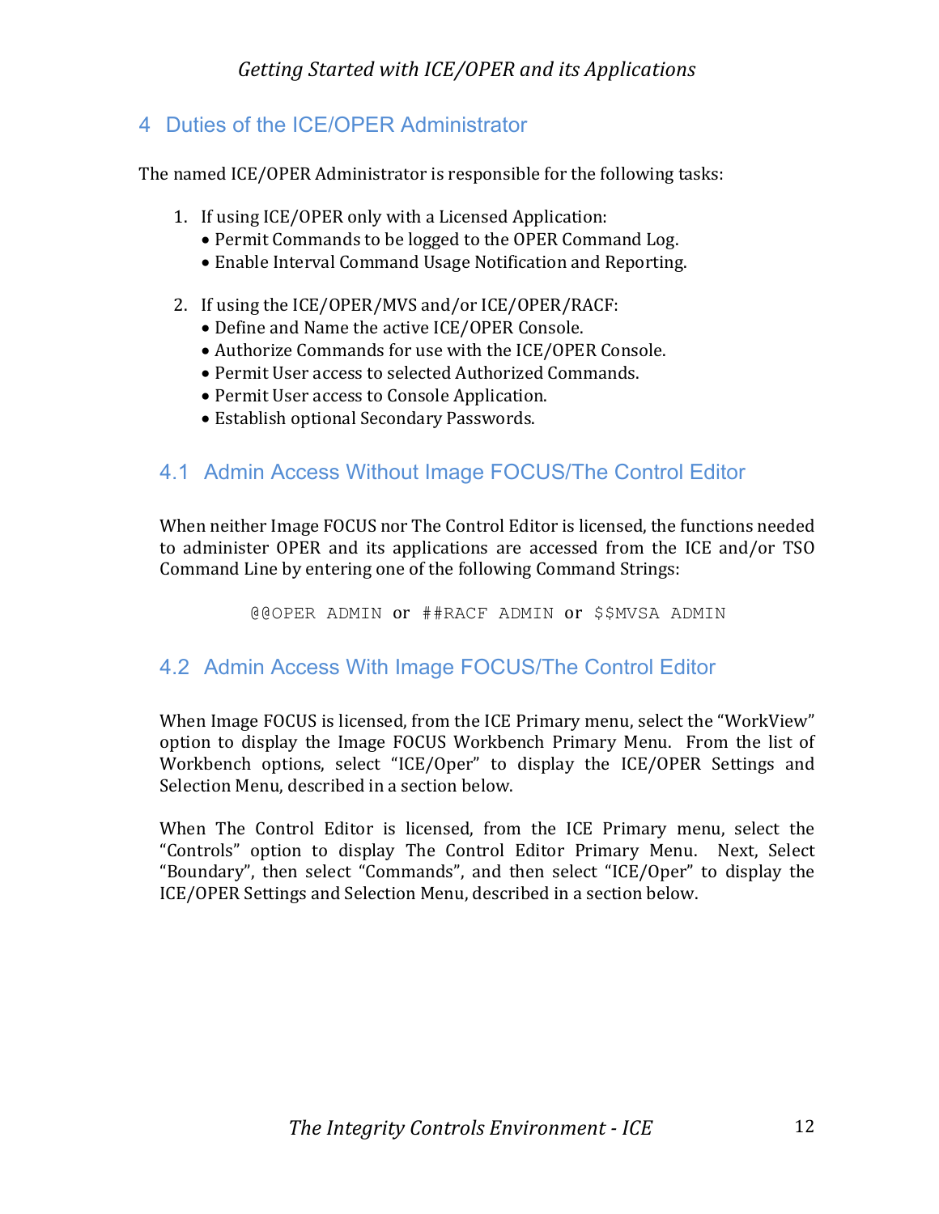# 4 Duties of the ICE/OPER Administrator

The named ICE/OPER Administrator is responsible for the following tasks:

1. If using ICE/OPER only with a Licensed Application:
   - Permit Commands to be logged to the OPER Command Log.
   - Enable Interval Command Usage Notification and Reporting.

2. If using the ICE/OPER/MVS and/or ICE/OPER/RACF:
   - Define and Name the active ICE/OPER Console.
   - Authorize Commands for use with the ICE/OPER Console.
   - Permit User access to selected Authorized Commands.
   - Permit User access to Console Application.
   - Establish optional Secondary Passwords.

## 4.1 Admin Access Without Image FOCUS/The Control Editor

When neither Image FOCUS nor The Control Editor is licensed, the functions needed to administer OPER and its applications are accessed from the ICE and/or TSO Command Line by entering one of the following Command Strings:

`@@OPER ADMIN` or `##RACF ADMIN` or `$$MVSA ADMIN`

## 4.2 Admin Access With Image FOCUS/The Control Editor

When Image FOCUS is licensed, from the ICE Primary menu, select the "WorkView" option to display the Image FOCUS Workbench Primary Menu. From the list of Workbench options, select "ICE/Oper" to display the ICE/OPER Settings and Selection Menu, described in a section below.

When The Control Editor is licensed, from the ICE Primary menu, select the "Controls" option to display The Control Editor Primary Menu. Next, Select "Boundary", then select "Commands", and then select "ICE/Oper" to display the ICE/OPER Settings and Selection Menu, described in a section below.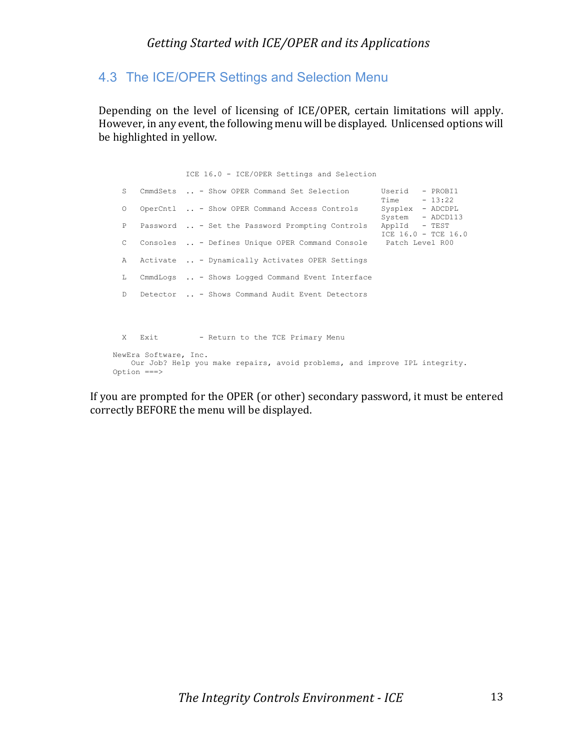## 4.3 The ICE/OPER Settings and Selection Menu

Depending on the level of licensing of ICE/OPER, certain limitations will apply. However, in any event, the following menu will be displayed. Unlicensed options will be highlighted in yellow.

```
                ICE 16.0 - ICE/OPER Settings and Selection

   S   CmmdSets  .. - Show OPER Command Set Selection       Userid   - PROBI1
                                                            Time     - 13:22
   O   OperCntl  .. - Show OPER Command Access Controls     Sysplex  - ADCDPL
                                                            System   - ADCD113
   P   Password  .. - Set the Password Prompting Controls   ApplId   - TEST
                                                            ICE 16.0 - TCE 16.0
   C   Consoles  .. - Defines Unique OPER Command Console    Patch Level R00

   A   Activate  .. - Dynamically Activates OPER Settings

   L   CmmdLogs  .. - Shows Logged Command Event Interface

   D   Detector  .. - Shows Command Audit Event Detectors



   X   Exit         - Return to the TCE Primary Menu

 NewEra Software, Inc.
    Our Job? Help you make repairs, avoid problems, and improve IPL integrity.
 Option ===>
```

If you are prompted for the OPER (or other) secondary password, it must be entered correctly BEFORE the menu will be displayed.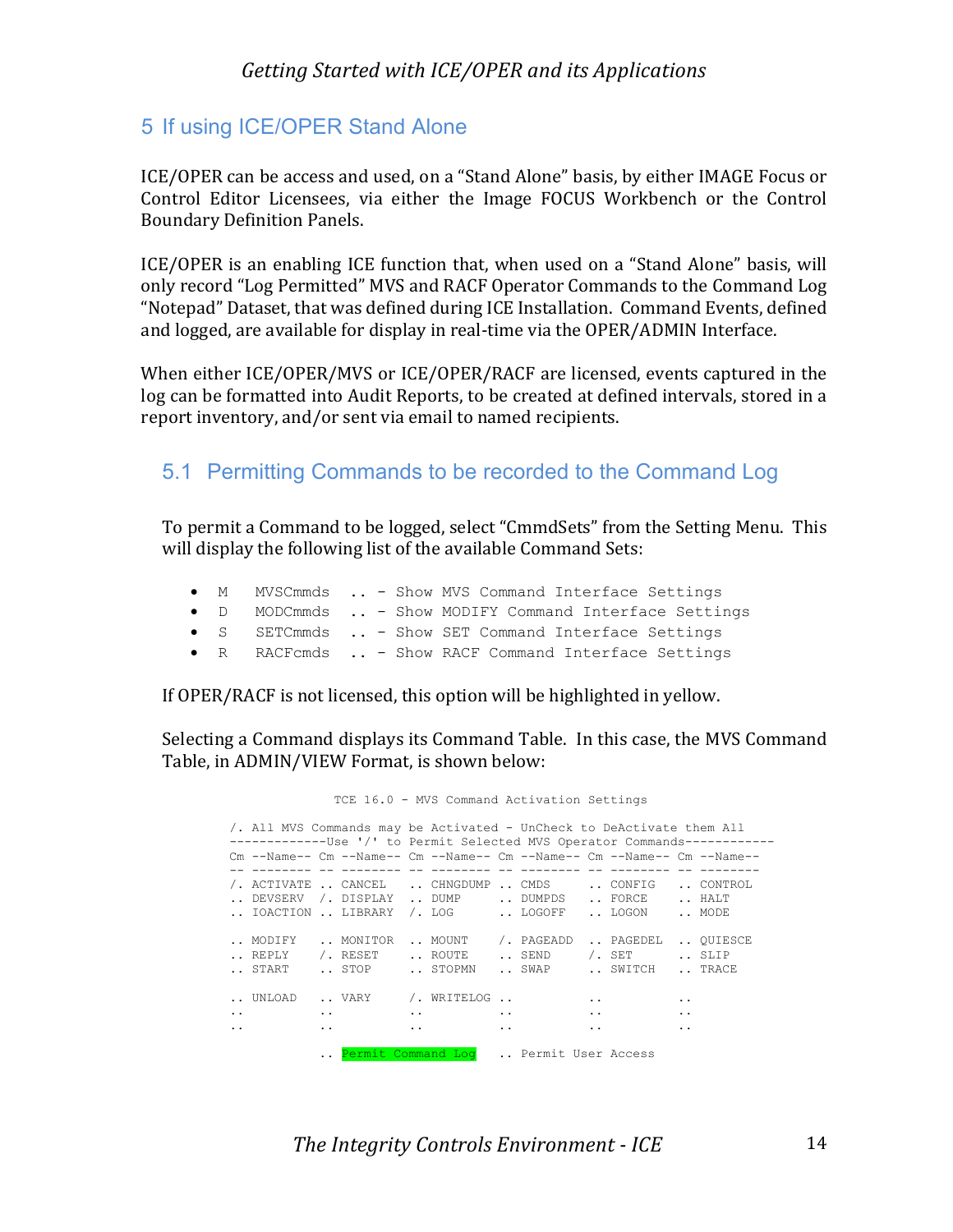## 5 If using ICE/OPER Stand Alone

ICE/OPER can be access and used, on a "Stand Alone" basis, by either IMAGE Focus or Control Editor Licensees, via either the Image FOCUS Workbench or the Control Boundary Definition Panels.

ICE/OPER is an enabling ICE function that, when used on a "Stand Alone" basis, will only record "Log Permitted" MVS and RACF Operator Commands to the Command Log "Notepad" Dataset, that was defined during ICE Installation. Command Events, defined and logged, are available for display in real-time via the OPER/ADMIN Interface.

When either ICE/OPER/MVS or ICE/OPER/RACF are licensed, events captured in the log can be formatted into Audit Reports, to be created at defined intervals, stored in a report inventory, and/or sent via email to named recipients.

### 5.1 Permitting Commands to be recorded to the Command Log

To permit a Command to be logged, select "CmmdSets" from the Setting Menu. This will display the following list of the available Command Sets:

- `M   MVSCmmds  .. - Show MVS Command Interface Settings`
- `D   MODCmmds  .. - Show MODIFY Command Interface Settings`
- `S   SETCmmds  .. - Show SET Command Interface Settings`
- `R   RACFcmds  .. - Show RACF Command Interface Settings`

If OPER/RACF is not licensed, this option will be highlighted in yellow.

Selecting a Command displays its Command Table. In this case, the MVS Command Table, in ADMIN/VIEW Format, is shown below:

```
                TCE 16.0 - MVS Command Activation Settings

/. All MVS Commands may be Activated - UnCheck to DeActivate them All
-------------Use '/' to Permit Selected MVS Operator Commands------------
Cm --Name-- Cm --Name-- Cm --Name-- Cm --Name-- Cm --Name-- Cm --Name--
-- -------- -- -------- -- -------- -- -------- -- -------- -- --------
/. ACTIVATE .. CANCEL   .. CHNGDUMP .. CMDS     .. CONFIG   .. CONTROL
.. DEVSERV  /. DISPLAY  .. DUMP     .. DUMPDS   .. FORCE    .. HALT
.. IOACTION .. LIBRARY  /. LOG      .. LOGOFF   .. LOGON    .. MODE

.. MODIFY   .. MONITOR  .. MOUNT    /. PAGEADD  .. PAGEDEL  .. QUIESCE
.. REPLY    /. RESET    .. ROUTE    .. SEND     /. SET      .. SLIP
.. START    .. STOP     .. STOPMN   .. SWAP     .. SWITCH   .. TRACE

.. UNLOAD   .. VARY     /. WRITELOG ..          ..          ..
..          ..          ..          ..          ..          ..
..          ..          ..          ..          ..          ..

            .. Permit Command Log   .. Permit User Access
```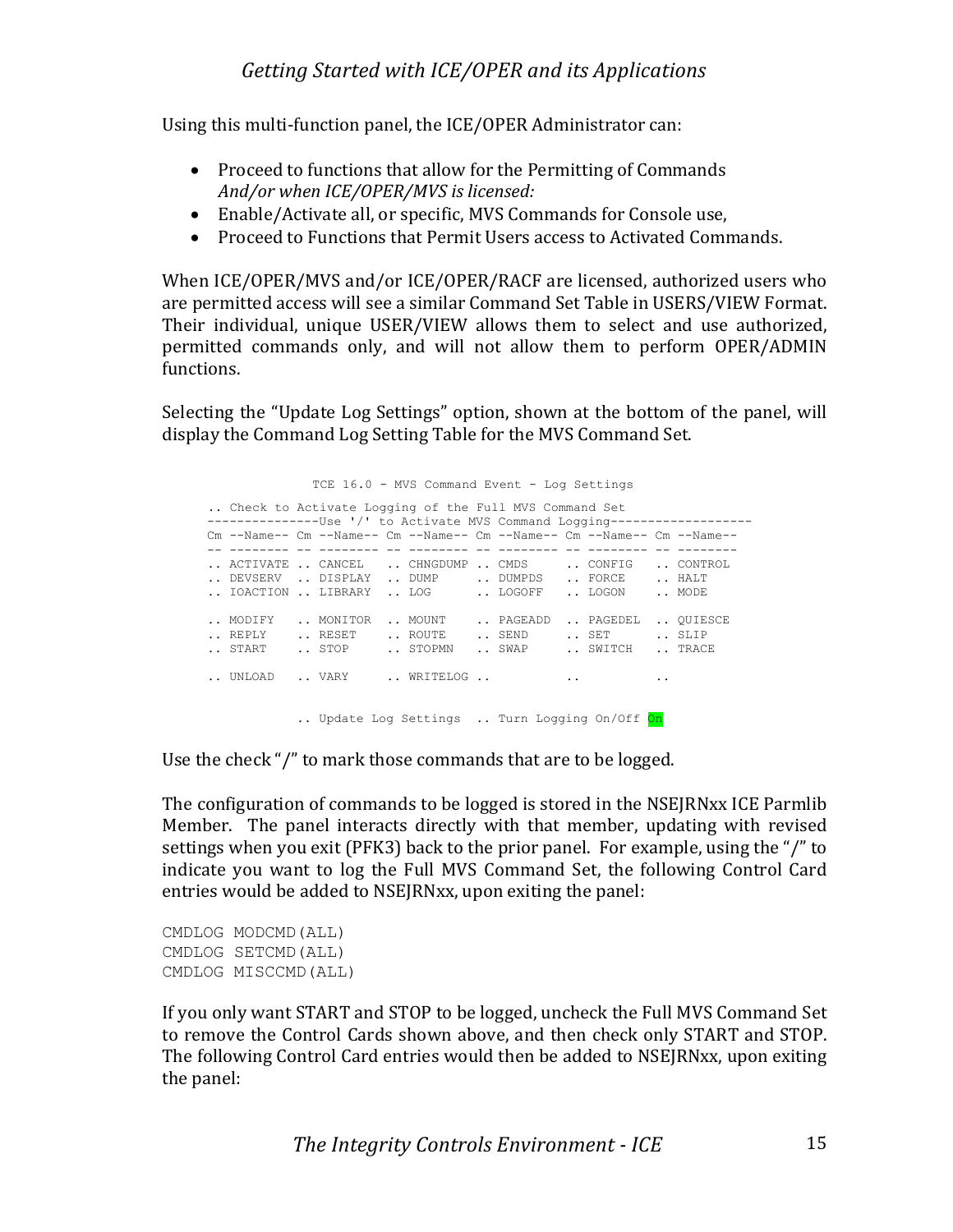Using this multi-function panel, the ICE/OPER Administrator can:

- Proceed to functions that allow for the Permitting of Commands
  *And/or when ICE/OPER/MVS is licensed:*
- Enable/Activate all, or specific, MVS Commands for Console use,
- Proceed to Functions that Permit Users access to Activated Commands.

When ICE/OPER/MVS and/or ICE/OPER/RACF are licensed, authorized users who are permitted access will see a similar Command Set Table in USERS/VIEW Format. Their individual, unique USER/VIEW allows them to select and use authorized, permitted commands only, and will not allow them to perform OPER/ADMIN functions.

Selecting the "Update Log Settings" option, shown at the bottom of the panel, will display the Command Log Setting Table for the MVS Command Set.

```
              TCE 16.0 - MVS Command Event - Log Settings

.. Check to Activate Logging of the Full MVS Command Set
--------------Use '/' to Activate MVS Command Logging-------------------
Cm --Name-- Cm --Name-- Cm --Name-- Cm --Name-- Cm --Name-- Cm --Name--
-- -------- -- -------- -- -------- -- -------- -- -------- -- --------
.. ACTIVATE .. CANCEL   .. CHNGDUMP .. CMDS     .. CONFIG   .. CONTROL
.. DEVSERV  .. DISPLAY  .. DUMP     .. DUMPDS   .. FORCE    .. HALT
.. IOACTION .. LIBRARY  .. LOG      .. LOGOFF   .. LOGON    .. MODE

.. MODIFY   .. MONITOR  .. MOUNT    .. PAGEADD  .. PAGEDEL  .. QUIESCE
.. REPLY    .. RESET    .. ROUTE    .. SEND     .. SET      .. SLIP
.. START    .. STOP     .. STOPMN   .. SWAP     .. SWITCH   .. TRACE

.. UNLOAD   .. VARY     .. WRITELOG ..          ..          ..


            .. Update Log Settings  .. Turn Logging On/Off On
```

Use the check "/" to mark those commands that are to be logged.

The configuration of commands to be logged is stored in the NSEJRNxx ICE Parmlib Member. The panel interacts directly with that member, updating with revised settings when you exit (PFK3) back to the prior panel. For example, using the "/" to indicate you want to log the Full MVS Command Set, the following Control Card entries would be added to NSEJRNxx, upon exiting the panel:

```
CMDLOG MODCMD(ALL)
CMDLOG SETCMD(ALL)
CMDLOG MISCCMD(ALL)
```

If you only want START and STOP to be logged, uncheck the Full MVS Command Set to remove the Control Cards shown above, and then check only START and STOP. The following Control Card entries would then be added to NSEJRNxx, upon exiting the panel: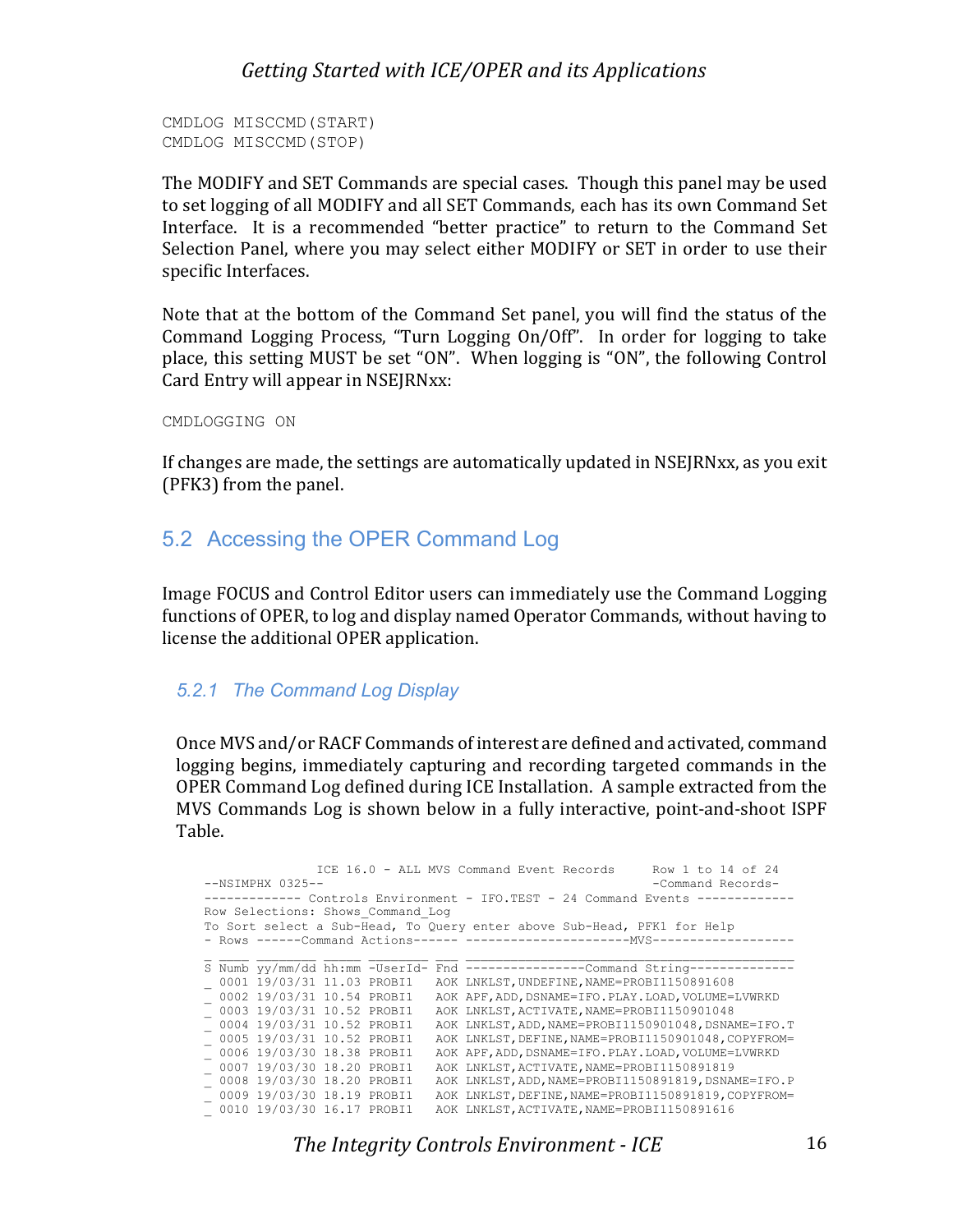```
CMDLOG MISCCMD(START)
CMDLOG MISCCMD(STOP)
```

The MODIFY and SET Commands are special cases. Though this panel may be used to set logging of all MODIFY and all SET Commands, each has its own Command Set Interface. It is a recommended "better practice" to return to the Command Set Selection Panel, where you may select either MODIFY or SET in order to use their specific Interfaces.

Note that at the bottom of the Command Set panel, you will find the status of the Command Logging Process, "Turn Logging On/Off". In order for logging to take place, this setting MUST be set "ON". When logging is "ON", the following Control Card Entry will appear in NSEJRNxx:

```
CMDLOGGING ON
```

If changes are made, the settings are automatically updated in NSEJRNxx, as you exit (PFK3) from the panel.

## 5.2 Accessing the OPER Command Log

Image FOCUS and Control Editor users can immediately use the Command Logging functions of OPER, to log and display named Operator Commands, without having to license the additional OPER application.

### 5.2.1 The Command Log Display

Once MVS and/or RACF Commands of interest are defined and activated, command logging begins, immediately capturing and recording targeted commands in the OPER Command Log defined during ICE Installation. A sample extracted from the MVS Commands Log is shown below in a fully interactive, point-and-shoot ISPF Table.

```
               ICE 16.0 - ALL MVS Command Event Records     Row 1 to 14 of 24
--NSIMPHX 0325--                                             -Command Records-
------------- Controls Environment - IFO.TEST - 24 Command Events -------------
Row Selections: Shows_Command_Log
To Sort select a Sub-Head, To Query enter above Sub-Head, PFK1 for Help
- Rows ------Command Actions------ ----------------------MVS-------------------

_ ____ ________ _____ ________ ___ __________________________________________
S Numb yy/mm/dd hh:mm -UserId- Fnd -----------------Command String--------------
_ 0001 19/03/31 11.03 PROBI1   AOK LNKLST,UNDEFINE,NAME=PROBI1150891608
_ 0002 19/03/31 10.54 PROBI1   AOK APF,ADD,DSNAME=IFO.PLAY.LOAD,VOLUME=LVWRKD
_ 0003 19/03/31 10.52 PROBI1   AOK LNKLST,ACTIVATE,NAME=PROBI1150901048
_ 0004 19/03/31 10.52 PROBI1   AOK LNKLST,ADD,NAME=PROBI1150901048,DSNAME=IFO.T
_ 0005 19/03/31 10.52 PROBI1   AOK LNKLST,DEFINE,NAME=PROBI1150901048,COPYFROM=
_ 0006 19/03/30 18.38 PROBI1   AOK APF,ADD,DSNAME=IFO.PLAY.LOAD,VOLUME=LVWRKD
_ 0007 19/03/30 18.20 PROBI1   AOK LNKLST,ACTIVATE,NAME=PROBI1150891819
_ 0008 19/03/30 18.20 PROBI1   AOK LNKLST,ADD,NAME=PROBI1150891819,DSNAME=IFO.P
_ 0009 19/03/30 18.19 PROBI1   AOK LNKLST,DEFINE,NAME=PROBI1150891819,COPYFROM=
_ 0010 19/03/30 16.17 PROBI1   AOK LNKLST,ACTIVATE,NAME=PROBI1150891616
```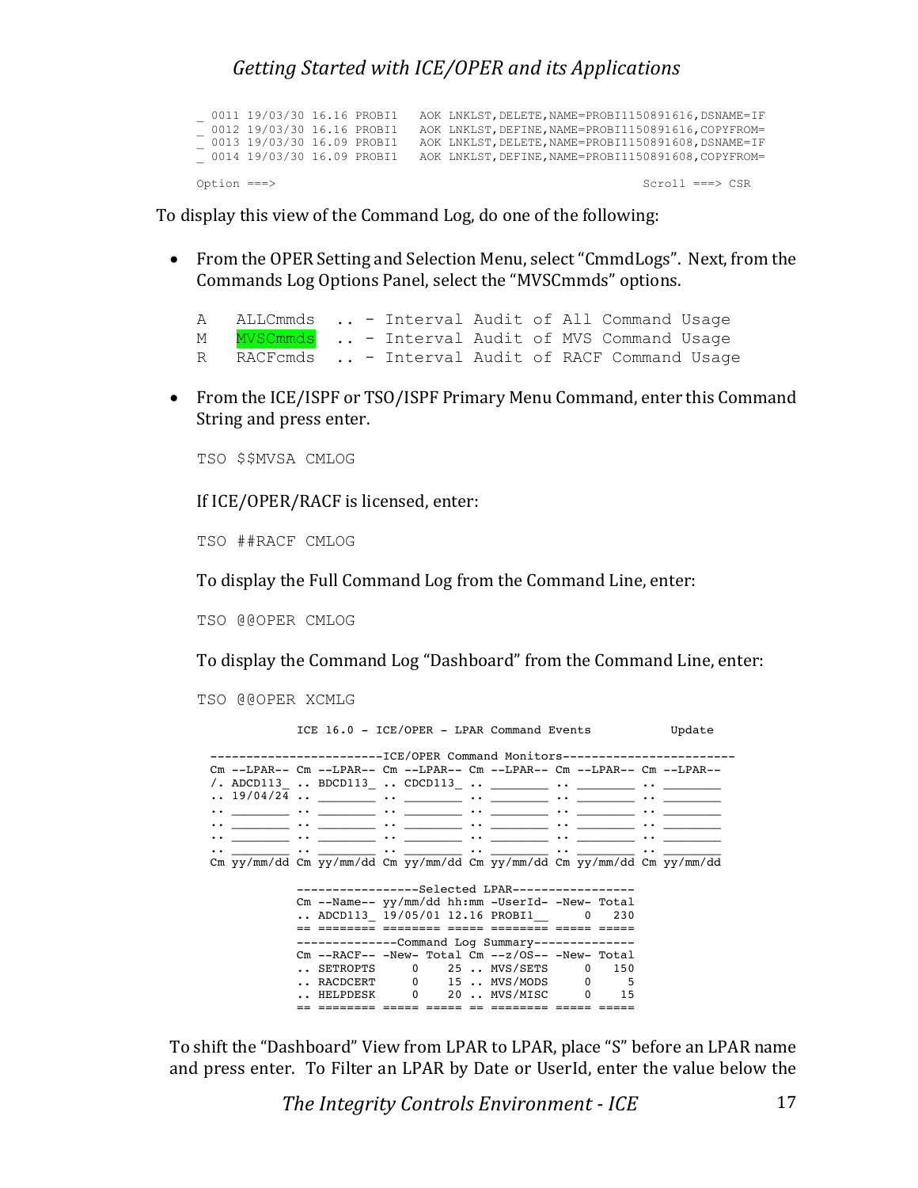```
_ 0011 19/03/30 16.16 PROBI1   AOK LNKLST,DELETE,NAME=PROBI1150891616,DSNAME=IF
_ 0012 19/03/30 16.16 PROBI1   AOK LNKLST,DEFINE,NAME=PROBI1150891616,COPYFROM=
_ 0013 19/03/30 16.09 PROBI1   AOK LNKLST,DELETE,NAME=PROBI1150891608,DSNAME=IF
_ 0014 19/03/30 16.09 PROBI1   AOK LNKLST,DEFINE,NAME=PROBI1150891608,COPYFROM=

Option ===>                                                      Scroll ===> CSR
```

To display this view of the Command Log, do one of the following:

- From the OPER Setting and Selection Menu, select "CmmdLogs". Next, from the Commands Log Options Panel, select the "MVSCmmds" options.

  ```
  A   ALLCmmds  .. - Interval Audit of All Command Usage
  M   MVSCmmds  .. - Interval Audit of MVS Command Usage
  R   RACFcmds  .. - Interval Audit of RACF Command Usage
  ```

- From the ICE/ISPF or TSO/ISPF Primary Menu Command, enter this Command String and press enter.

  ```
  TSO $$MVSA CMLOG
  ```

  If ICE/OPER/RACF is licensed, enter:

  ```
  TSO ##RACF CMLOG
  ```

  To display the Full Command Log from the Command Line, enter:

  ```
  TSO @@OPER CMLOG
  ```

  To display the Command Log "Dashboard" from the Command Line, enter:

  ```
  TSO @@OPER XCMLG
  ```

```
            ICE 16.0 - ICE/OPER - LPAR Command Events           Update

 ------------------------ICE/OPER Command Monitors------------------------
 Cm --LPAR-- Cm --LPAR-- Cm --LPAR-- Cm --LPAR-- Cm --LPAR-- Cm --LPAR--
 /. ADCD113_ .. BDCD113_ .. CDCD113_ .. ________ .. ________ .. ________
 .. 19/04/24 .. ________ .. ________ .. ________ .. ________ .. ________
 .. ________ .. ________ .. ________ .. ________ .. ________ .. ________
 .. ________ .. ________ .. ________ .. ________ .. ________ .. ________
 .. ________ .. ________ .. ________ .. ________ .. ________ .. ________
 .. ________ .. ________ .. ________ .. ________ .. ________ .. ________
 Cm yy/mm/dd Cm yy/mm/dd Cm yy/mm/dd Cm yy/mm/dd Cm yy/mm/dd Cm yy/mm/dd

            -----------------Selected LPAR-----------------
            Cm --Name-- yy/mm/dd hh:mm -UserId- -New- Total
            .. ADCD113_ 19/05/01 12.16 PROBI1__     0   230
            == ======== ======== ===== ======== ===== =====
            --------------Command Log Summary--------------
            Cm --RACF-- -New- Total Cm --z/OS-- -New- Total
            .. SETROPTS     0    25 .. MVS/SETS     0   150
            .. RACDCERT     0    15 .. MVS/MODS     0     5
            .. HELPDESK     0    20 .. MVS/MISC     0    15
            == ======== ===== ===== == ======== ===== =====
```

To shift the "Dashboard" View from LPAR to LPAR, place "S" before an LPAR name and press enter. To Filter an LPAR by Date or UserId, enter the value below the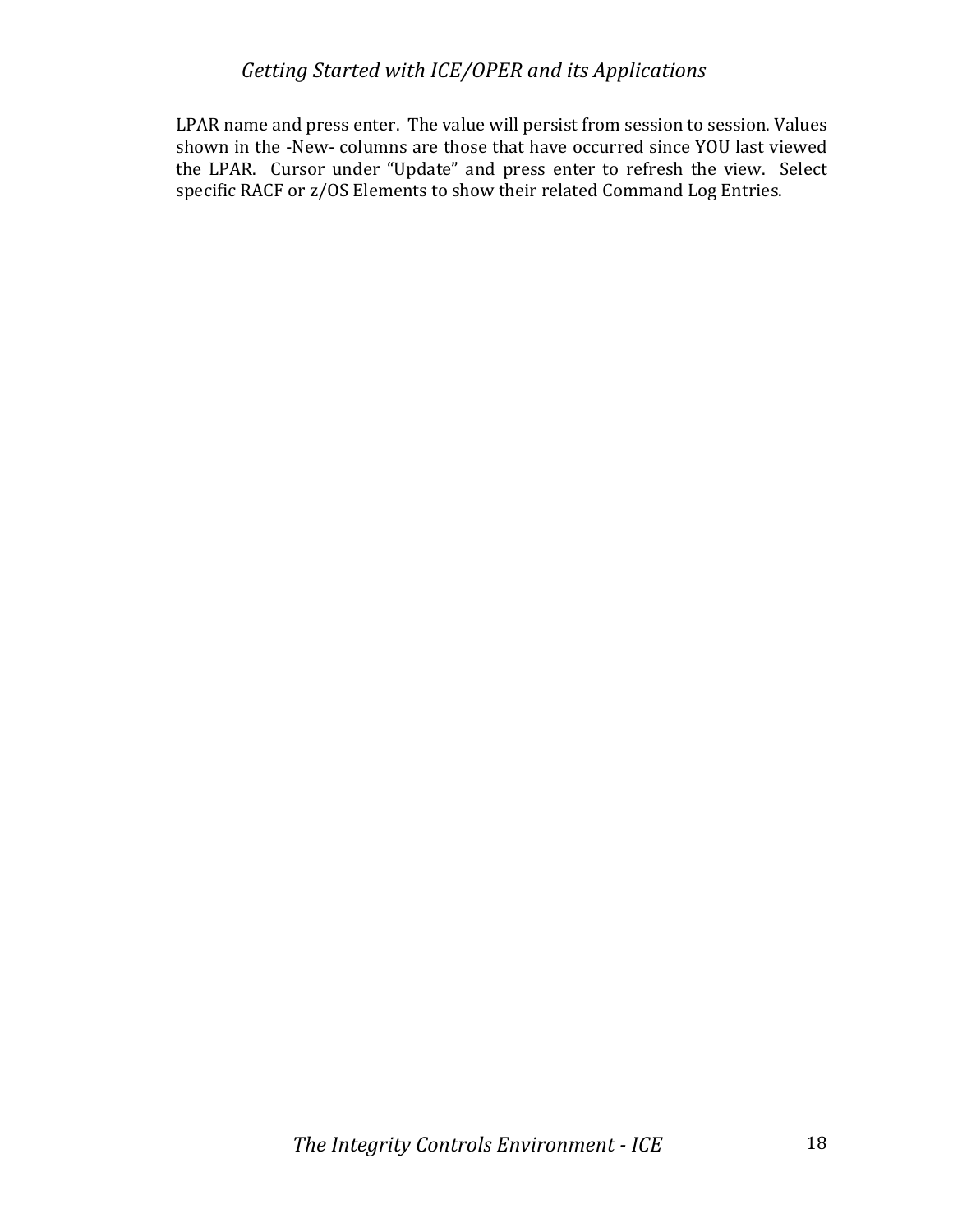LPAR name and press enter. The value will persist from session to session. Values shown in the -New- columns are those that have occurred since YOU last viewed the LPAR. Cursor under "Update" and press enter to refresh the view. Select specific RACF or z/OS Elements to show their related Command Log Entries.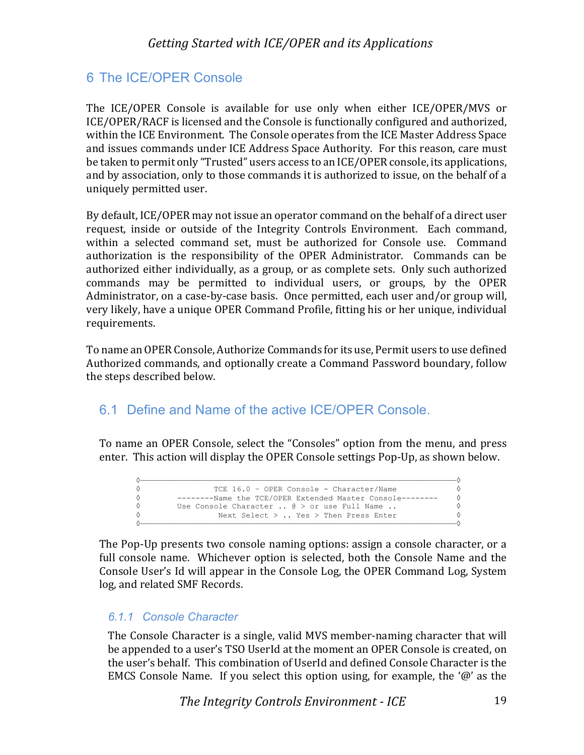# 6 The ICE/OPER Console

The ICE/OPER Console is available for use only when either ICE/OPER/MVS or ICE/OPER/RACF is licensed and the Console is functionally configured and authorized, within the ICE Environment. The Console operates from the ICE Master Address Space and issues commands under ICE Address Space Authority. For this reason, care must be taken to permit only "Trusted" users access to an ICE/OPER console, its applications, and by association, only to those commands it is authorized to issue, on the behalf of a uniquely permitted user.

By default, ICE/OPER may not issue an operator command on the behalf of a direct user request, inside or outside of the Integrity Controls Environment. Each command, within a selected command set, must be authorized for Console use. Command authorization is the responsibility of the OPER Administrator. Commands can be authorized either individually, as a group, or as complete sets. Only such authorized commands may be permitted to individual users, or groups, by the OPER Administrator, on a case-by-case basis. Once permitted, each user and/or group will, very likely, have a unique OPER Command Profile, fitting his or her unique, individual requirements.

To name an OPER Console, Authorize Commands for its use, Permit users to use defined Authorized commands, and optionally create a Command Password boundary, follow the steps described below.

## 6.1 Define and Name of the active ICE/OPER Console.

To name an OPER Console, select the "Consoles" option from the menu, and press enter. This action will display the OPER Console settings Pop-Up, as shown below.

```
◊————————————————————————————————————————————————————————————————————————◊
◊               TCE 16.0 – OPER Console - Character/Name                 ◊
◊        --------Name the TCE/OPER Extended Master Console--------        ◊
◊        Use Console Character .. @ > or use Full Name ..                 ◊
◊                  Next Select > .. Yes > Then Press Enter                ◊
◊————————————————————————————————————————————————————————————————————————◊
```

The Pop-Up presents two console naming options: assign a console character, or a full console name. Whichever option is selected, both the Console Name and the Console User's Id will appear in the Console Log, the OPER Command Log, System log, and related SMF Records.

### 6.1.1 Console Character

The Console Character is a single, valid MVS member-naming character that will be appended to a user's TSO UserId at the moment an OPER Console is created, on the user's behalf. This combination of UserId and defined Console Character is the EMCS Console Name. If you select this option using, for example, the '@' as the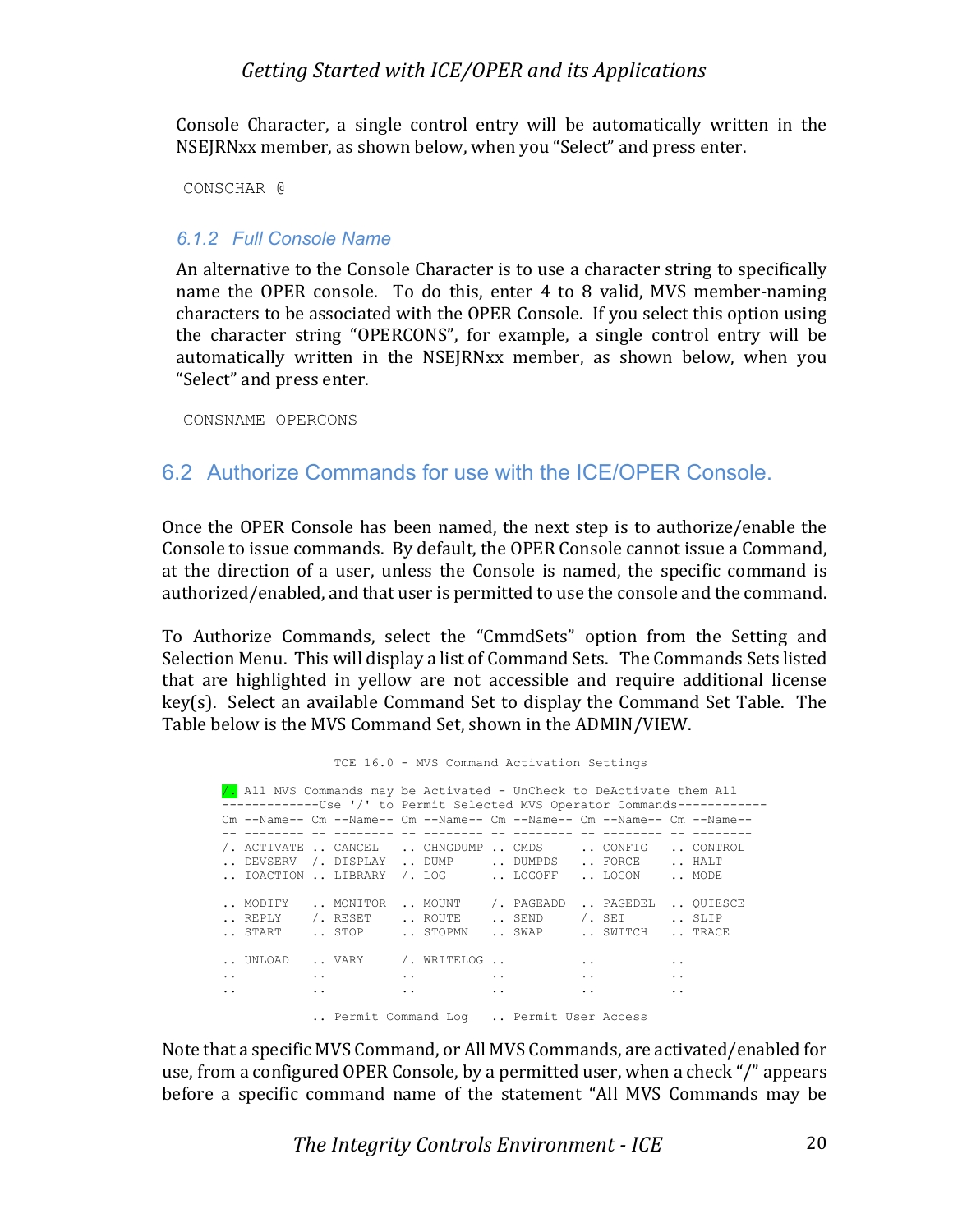Console Character, a single control entry will be automatically written in the NSEJRNxx member, as shown below, when you "Select" and press enter.

```
CONSCHAR @
```

### 6.1.2 Full Console Name

An alternative to the Console Character is to use a character string to specifically name the OPER console. To do this, enter 4 to 8 valid, MVS member-naming characters to be associated with the OPER Console. If you select this option using the character string "OPERCONS", for example, a single control entry will be automatically written in the NSEJRNxx member, as shown below, when you "Select" and press enter.

```
CONSNAME OPERCONS
```

## 6.2 Authorize Commands for use with the ICE/OPER Console.

Once the OPER Console has been named, the next step is to authorize/enable the Console to issue commands. By default, the OPER Console cannot issue a Command, at the direction of a user, unless the Console is named, the specific command is authorized/enabled, and that user is permitted to use the console and the command.

To Authorize Commands, select the "CmmdSets" option from the Setting and Selection Menu. This will display a list of Command Sets. The Commands Sets listed that are highlighted in yellow are not accessible and require additional license key(s). Select an available Command Set to display the Command Set Table. The Table below is the MVS Command Set, shown in the ADMIN/VIEW.

```
                 TCE 16.0 - MVS Command Activation Settings

/. All MVS Commands may be Activated - UnCheck to DeActivate them All
-------------Use '/' to Permit Selected MVS Operator Commands------------
Cm --Name-- Cm --Name-- Cm --Name-- Cm --Name-- Cm --Name-- Cm --Name--
-- -------- -- -------- -- -------- -- -------- -- -------- -- --------
/. ACTIVATE .. CANCEL   .. CHNGDUMP .. CMDS     .. CONFIG   .. CONTROL
.. DEVSERV  /. DISPLAY  .. DUMP     .. DUMPDS   .. FORCE    .. HALT
.. IOACTION .. LIBRARY  /. LOG      .. LOGOFF   .. LOGON    .. MODE

.. MODIFY   .. MONITOR  .. MOUNT    /. PAGEADD  .. PAGEDEL  .. QUIESCE
.. REPLY    /. RESET    .. ROUTE    .. SEND     /. SET      .. SLIP
.. START    .. STOP     .. STOPMN   .. SWAP     .. SWITCH   .. TRACE

.. UNLOAD   .. VARY     /. WRITELOG ..          ..          ..
..          ..          ..          ..          ..          ..
..          ..          ..          ..          ..          ..

            .. Permit Command Log   .. Permit User Access
```

Note that a specific MVS Command, or All MVS Commands, are activated/enabled for use, from a configured OPER Console, by a permitted user, when a check "/" appears before a specific command name of the statement "All MVS Commands may be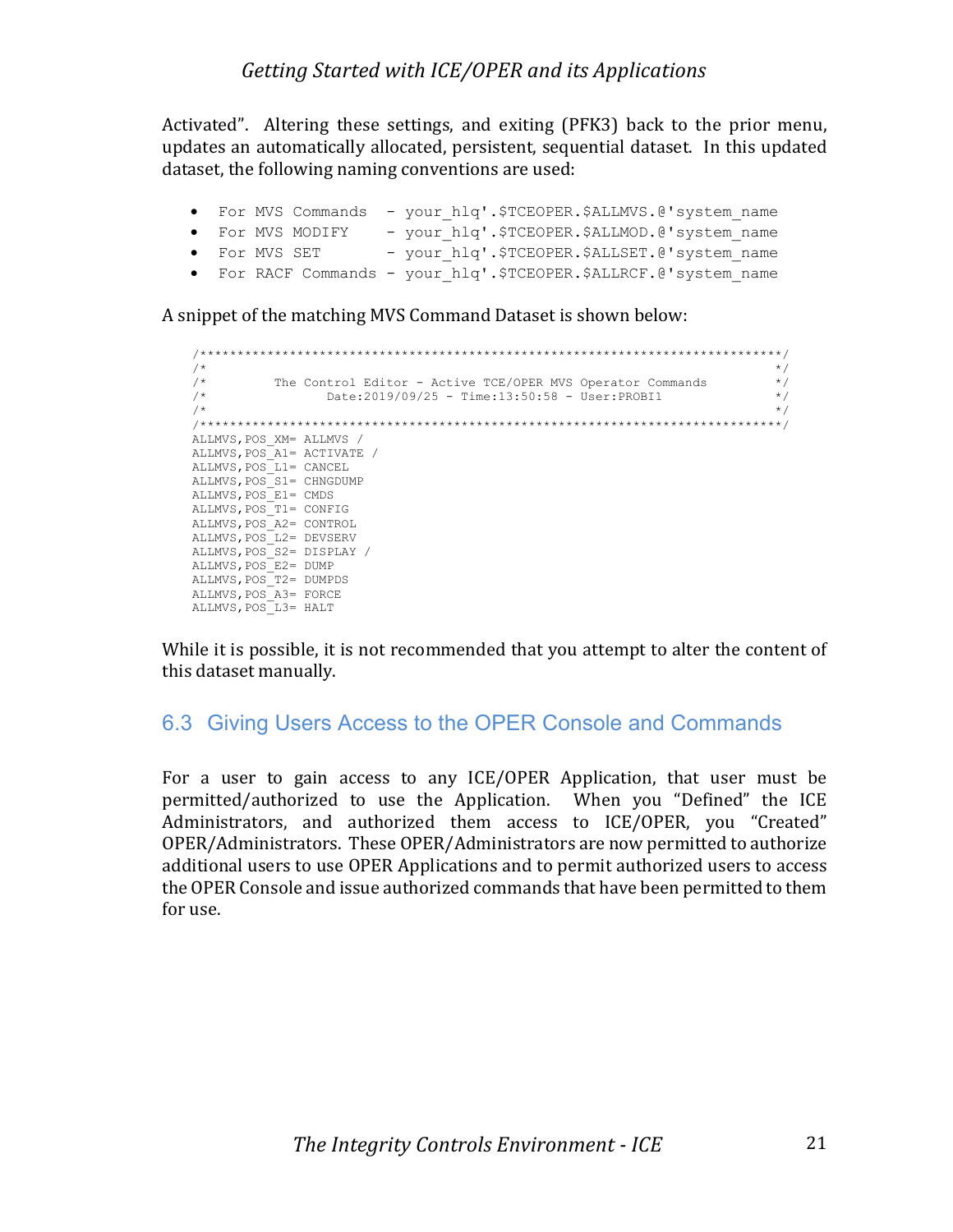Activated". Altering these settings, and exiting (PFK3) back to the prior menu, updates an automatically allocated, persistent, sequential dataset. In this updated dataset, the following naming conventions are used:

- `For MVS Commands  - your_hlq'.$TCEOPER.$ALLMVS.@'system_name`
- `For MVS MODIFY    - your_hlq'.$TCEOPER.$ALLMOD.@'system_name`
- `For MVS SET       - your_hlq'.$TCEOPER.$ALLSET.@'system_name`
- `For RACF Commands - your_hlq'.$TCEOPER.$ALLRCF.@'system_name`

A snippet of the matching MVS Command Dataset is shown below:

```
/******************************************************************************/
/*                                                                            */
/*         The Control Editor - Active TCE/OPER MVS Operator Commands         */
/*                Date:2019/09/25 - Time:13:50:58 - User:PROBI1               */
/*                                                                            */
/******************************************************************************/
ALLMVS,POS_XM= ALLMVS /
ALLMVS,POS_A1= ACTIVATE /
ALLMVS,POS_L1= CANCEL
ALLMVS,POS_S1= CHNGDUMP
ALLMVS,POS_E1= CMDS
ALLMVS,POS_T1= CONFIG
ALLMVS,POS_A2= CONTROL
ALLMVS,POS_L2= DEVSERV
ALLMVS,POS_S2= DISPLAY /
ALLMVS,POS_E2= DUMP
ALLMVS,POS_T2= DUMPDS
ALLMVS,POS_A3= FORCE
ALLMVS,POS_L3= HALT
```

While it is possible, it is not recommended that you attempt to alter the content of this dataset manually.

## 6.3 Giving Users Access to the OPER Console and Commands

For a user to gain access to any ICE/OPER Application, that user must be permitted/authorized to use the Application. When you "Defined" the ICE Administrators, and authorized them access to ICE/OPER, you "Created" OPER/Administrators. These OPER/Administrators are now permitted to authorize additional users to use OPER Applications and to permit authorized users to access the OPER Console and issue authorized commands that have been permitted to them for use.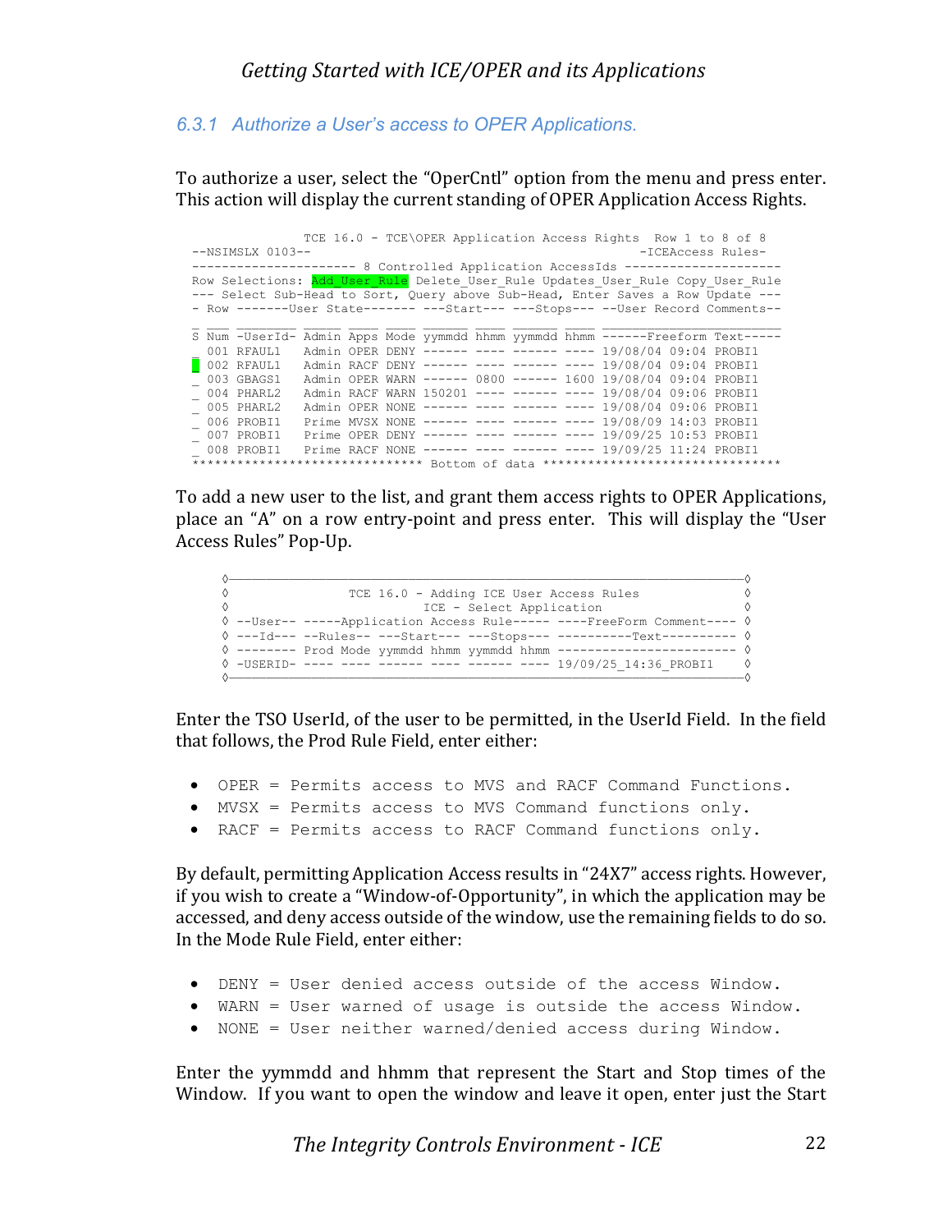### 6.3.1 Authorize a User's access to OPER Applications.

To authorize a user, select the "OperCntl" option from the menu and press enter. This action will display the current standing of OPER Application Access Rights.

```
                TCE 16.0 - TCE\OPER Application Access Rights  Row 1 to 8 of 8
--NSIMSLX 0103--                                                -ICEAccess Rules-
--------------------- 8 Controlled Application AccessIds ---------------------
Row Selections: Add_User_Rule Delete_User_Rule Updates_User_Rule Copy_User_Rule
--- Select Sub-Head to Sort, Query above Sub-Head, Enter Saves a Row Update ---
- Row -------User State------- ---Start--- ---Stops--- --User Record Comments--
_ ___ ________ _____ ____ ____ ______ ____ ______ ____ _______________________
S Num -UserId- Admin Apps Mode yymmdd hhmm yymmdd hhmm ------Freeform Text-----
_ 001 RFAUL1   Admin OPER DENY ------ ---- ------ ---- 19/08/04 09:04 PROBI1
_ 002 RFAUL1   Admin RACF DENY ------ ---- ------ ---- 19/08/04 09:04 PROBI1
_ 003 GBAGS1   Admin OPER WARN ------ 0800 ------ 1600 19/08/04 09:04 PROBI1
_ 004 PHARL2   Admin RACF WARN 150201 ---- ------ ---- 19/08/04 09:06 PROBI1
_ 005 PHARL2   Admin OPER NONE ------ ---- ------ ---- 19/08/04 09:06 PROBI1
_ 006 PROBI1   Prime MVSX NONE ------ ---- ------ ---- 19/08/09 14:03 PROBI1
_ 007 PROBI1   Prime OPER DENY ------ ---- ------ ---- 19/09/25 10:53 PROBI1
_ 008 PROBI1   Prime RACF NONE ------ ---- ------ ---- 19/09/25 11:24 PROBI1
****************************** Bottom of data *******************************
```

To add a new user to the list, and grant them access rights to OPER Applications, place an "A" on a row entry-point and press enter. This will display the "User Access Rules" Pop-Up.

```
◊────────────────────────────────────────────────────────────────────────◊
◊               TCE 16.0 - Adding ICE User Access Rules                  ◊
◊                         ICE - Select Application                       ◊
◊ --User-- -----Application Access Rule----- ----FreeForm Comment---- ◊
◊ ---Id--- --Rules-- ---Start--- ---Stops--- ----------Text---------- ◊
◊ -------- Prod Mode yymmdd hhmm yymmdd hhmm ----------------------- ◊
◊ -USERID- ---- ---- ------ ---- ------ ---- 19/09/25_14:36_PROBI1    ◊
◊────────────────────────────────────────────────────────────────────────◊
```

Enter the TSO UserId, of the user to be permitted, in the UserId Field. In the field that follows, the Prod Rule Field, enter either:

- OPER = Permits access to MVS and RACF Command Functions.
- MVSX = Permits access to MVS Command functions only.
- RACF = Permits access to RACF Command functions only.

By default, permitting Application Access results in "24X7" access rights. However, if you wish to create a "Window-of-Opportunity", in which the application may be accessed, and deny access outside of the window, use the remaining fields to do so. In the Mode Rule Field, enter either:

- DENY = User denied access outside of the access Window.
- WARN = User warned of usage is outside the access Window.
- NONE = User neither warned/denied access during Window.

Enter the yymmdd and hhmm that represent the Start and Stop times of the Window. If you want to open the window and leave it open, enter just the Start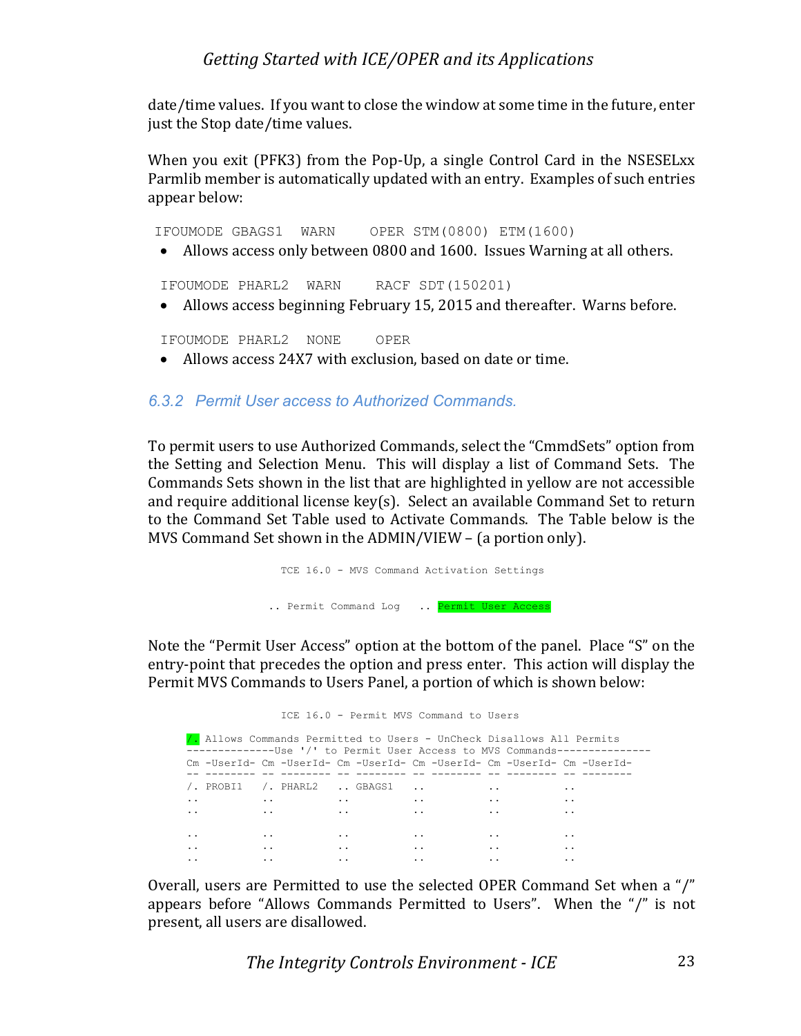date/time values. If you want to close the window at some time in the future, enter just the Stop date/time values.

When you exit (PFK3) from the Pop-Up, a single Control Card in the NSESELxx Parmlib member is automatically updated with an entry. Examples of such entries appear below:

```
IFOUMODE GBAGS1  WARN    OPER STM(0800) ETM(1600)
```

- Allows access only between 0800 and 1600. Issues Warning at all others.

```
IFOUMODE PHARL2  WARN    RACF SDT(150201)
```

- Allows access beginning February 15, 2015 and thereafter. Warns before.

```
IFOUMODE PHARL2  NONE    OPER
```

- Allows access 24X7 with exclusion, based on date or time.

### 6.3.2 Permit User access to Authorized Commands.

To permit users to use Authorized Commands, select the "CmmdSets" option from the Setting and Selection Menu. This will display a list of Command Sets. The Commands Sets shown in the list that are highlighted in yellow are not accessible and require additional license key(s). Select an available Command Set to return to the Command Set Table used to Activate Commands. The Table below is the MVS Command Set shown in the ADMIN/VIEW – (a portion only).

```
                    TCE 16.0 - MVS Command Activation Settings


                  .. Permit Command Log   .. Permit User Access
```

Note the "Permit User Access" option at the bottom of the panel. Place "S" on the entry-point that precedes the option and press enter. This action will display the Permit MVS Commands to Users Panel, a portion of which is shown below:

```
                    ICE 16.0 - Permit MVS Command to Users

      /. Allows Commands Permitted to Users - UnCheck Disallows All Permits
      --------------Use '/' to Permit User Access to MVS Commands---------------
      Cm -UserId- Cm -UserId- Cm -UserId- Cm -UserId- Cm -UserId- Cm -UserId-
      -- -------- -- -------- -- -------- -- -------- -- -------- -- --------
      /. PROBI1   /. PHARL2   .. GBAGS1   ..          ..          ..
      ..          ..          ..          ..          ..          ..
      ..          ..          ..          ..          ..          ..

      ..          ..          ..          ..          ..          ..
      ..          ..          ..          ..          ..          ..
      ..          ..          ..          ..          ..          ..
```

Overall, users are Permitted to use the selected OPER Command Set when a "/" appears before "Allows Commands Permitted to Users". When the "/" is not present, all users are disallowed.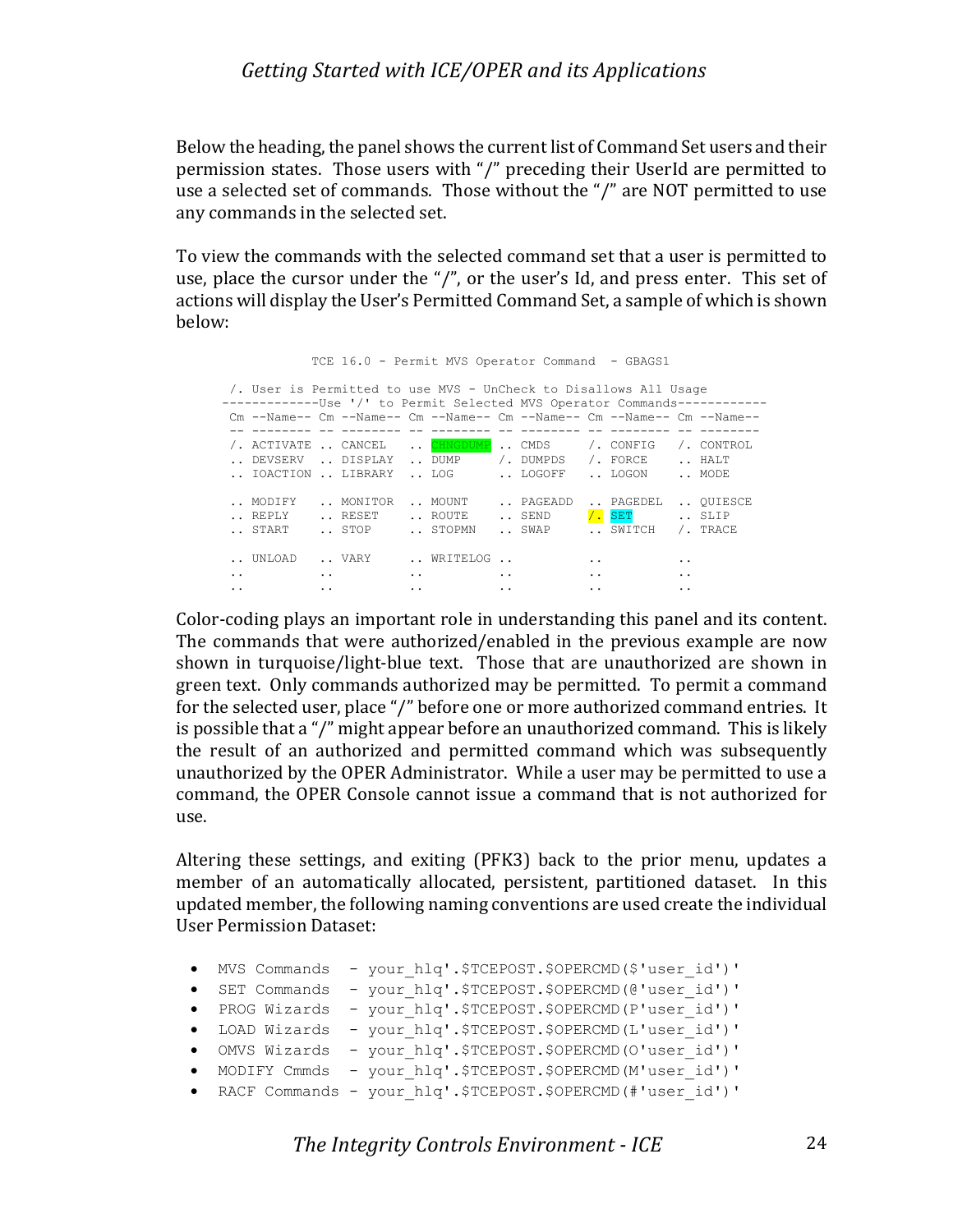Below the heading, the panel shows the current list of Command Set users and their permission states. Those users with "/" preceding their UserId are permitted to use a selected set of commands. Those without the "/" are NOT permitted to use any commands in the selected set.

To view the commands with the selected command set that a user is permitted to use, place the cursor under the "/", or the user's Id, and press enter. This set of actions will display the User's Permitted Command Set, a sample of which is shown below:

```
            TCE 16.0 - Permit MVS Operator Command  - GBAGS1

 /. User is Permitted to use MVS - UnCheck to Disallows All Usage
-------------Use '/' to Permit Selected MVS Operator Commands------------
 Cm --Name-- Cm --Name-- Cm --Name-- Cm --Name-- Cm --Name-- Cm --Name--
 -- -------- -- -------- -- -------- -- -------- -- -------- -- --------
 /. ACTIVATE .. CANCEL   .. CHNGDUMP .. CMDS     /. CONFIG   /. CONTROL
 .. DEVSERV  .. DISPLAY  .. DUMP     /. DUMPDS   /. FORCE    .. HALT
 .. IOACTION .. LIBRARY  .. LOG      .. LOGOFF   .. LOGON    .. MODE

 .. MODIFY   .. MONITOR  .. MOUNT    .. PAGEADD  .. PAGEDEL  .. QUIESCE
 .. REPLY    .. RESET    .. ROUTE    .. SEND     /. SET      .. SLIP
 .. START    .. STOP     .. STOPMN   .. SWAP     .. SWITCH   /. TRACE

 .. UNLOAD   .. VARY     .. WRITELOG ..          ..          ..
 ..          ..          ..          ..          ..          ..
 ..          ..          ..          ..          ..          ..
```

Color-coding plays an important role in understanding this panel and its content. The commands that were authorized/enabled in the previous example are now shown in turquoise/light-blue text. Those that are unauthorized are shown in green text. Only commands authorized may be permitted. To permit a command for the selected user, place "/" before one or more authorized command entries. It is possible that a "/" might appear before an unauthorized command. This is likely the result of an authorized and permitted command which was subsequently unauthorized by the OPER Administrator. While a user may be permitted to use a command, the OPER Console cannot issue a command that is not authorized for use.

Altering these settings, and exiting (PFK3) back to the prior menu, updates a member of an automatically allocated, persistent, partitioned dataset. In this updated member, the following naming conventions are used create the individual User Permission Dataset:

- `MVS Commands  - your_hlq'.$TCEPOST.$OPERCMD($'user_id')'`
- `SET Commands  - your_hlq'.$TCEPOST.$OPERCMD(@'user_id')'`
- `PROG Wizards  - your_hlq'.$TCEPOST.$OPERCMD(P'user_id')'`
- `LOAD Wizards  - your_hlq'.$TCEPOST.$OPERCMD(L'user_id')'`
- `OMVS Wizards  - your_hlq'.$TCEPOST.$OPERCMD(O'user_id')'`
- `MODIFY Cmmds  - your_hlq'.$TCEPOST.$OPERCMD(M'user_id')'`
- `RACF Commands - your_hlq'.$TCEPOST.$OPERCMD(#'user_id')'`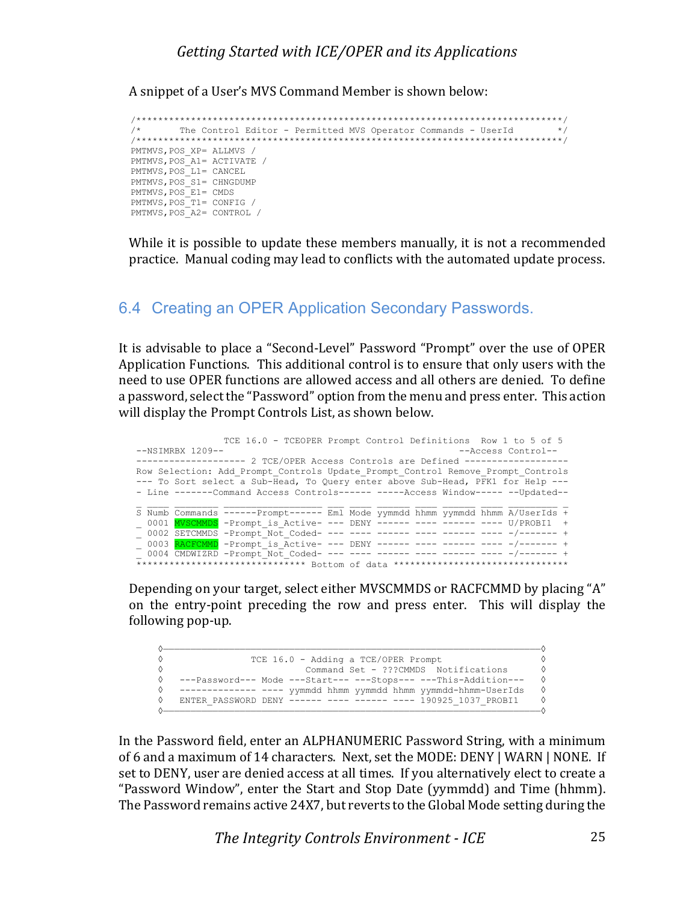A snippet of a User's MVS Command Member is shown below:

```
/******************************************************************************/
/*       The Control Editor - Permitted MVS Operator Commands - UserId        */
/******************************************************************************/
PMTMVS,POS_XP= ALLMVS /
PMTMVS,POS_A1= ACTIVATE /
PMTMVS,POS_L1= CANCEL
PMTMVS,POS_S1= CHNGDUMP
PMTMVS,POS_E1= CMDS
PMTMVS,POS_T1= CONFIG /
PMTMVS,POS_A2= CONTROL /
```

While it is possible to update these members manually, it is not a recommended practice. Manual coding may lead to conflicts with the automated update process.

## 6.4 Creating an OPER Application Secondary Passwords.

It is advisable to place a "Second-Level" Password "Prompt" over the use of OPER Application Functions. This additional control is to ensure that only users with the need to use OPER functions are allowed access and all others are denied. To define a password, select the "Password" option from the menu and press enter. This action will display the Prompt Controls List, as shown below.

```
                TCE 16.0 - TCEOPER Prompt Control Definitions  Row 1 to 5 of 5
--NSIMRBX 1209--                                          --Access Control--
-------------------- 2 TCE/OPER Access Controls are Defined -------------------
Row Selection: Add_Prompt_Controls Update_Prompt_Control Remove_Prompt_Controls
--- To Sort select a Sub-Head, To Query enter above Sub-Head, PFK1 for Help ---
- Line -------Command Access Controls------ -----Access Window----- --Updated--
_ ____ ________ ______________ ___ ____ ______ ____ ______ ____ ________ _
S Numb Commands ------Prompt------ Eml Mode yymmdd hhmm yymmdd hhmm A/UserIds +
_ 0001 MVSCMMDS -Prompt_is_Active- --- DENY ------ ---- ------ ---- U/PROBI1  +
_ 0002 SETCMMDS -Prompt_Not_Coded- --- ---- ------ ---- ------ ---- -/------- +
_ 0003 RACFCMMD -Prompt_is_Active- --- DENY ------ ---- ------ ---- -/------- +
_ 0004 CMDWIZRD -Prompt_Not_Coded- --- ---- ------ ---- ------ ---- -/------- +
****************************** Bottom of data *******************************
```

Depending on your target, select either MVSCMMDS or RACFCMMD by placing "A" on the entry-point preceding the row and press enter. This will display the following pop-up.

```
◊──────────────────────────────────────────────────────────────────────◊
◊               TCE 16.0 - Adding a TCE/OPER Prompt                    ◊
◊                         Command Set - ???CMMDS  Notifications        ◊
◊  ---Password--- Mode ---Start--- ---Stops--- ---This-Addition---     ◊
◊  -------------- ---- yymmdd hhmm yymmdd hhmm yymmdd-hhmm-UserIds     ◊
◊  ENTER_PASSWORD DENY ------ ---- ------ ---- 190925_1037_PROBI1      ◊
◊──────────────────────────────────────────────────────────────────────◊
```

In the Password field, enter an ALPHANUMERIC Password String, with a minimum of 6 and a maximum of 14 characters. Next, set the MODE: DENY | WARN | NONE. If set to DENY, user are denied access at all times. If you alternatively elect to create a "Password Window", enter the Start and Stop Date (yymmdd) and Time (hhmm). The Password remains active 24X7, but reverts to the Global Mode setting during the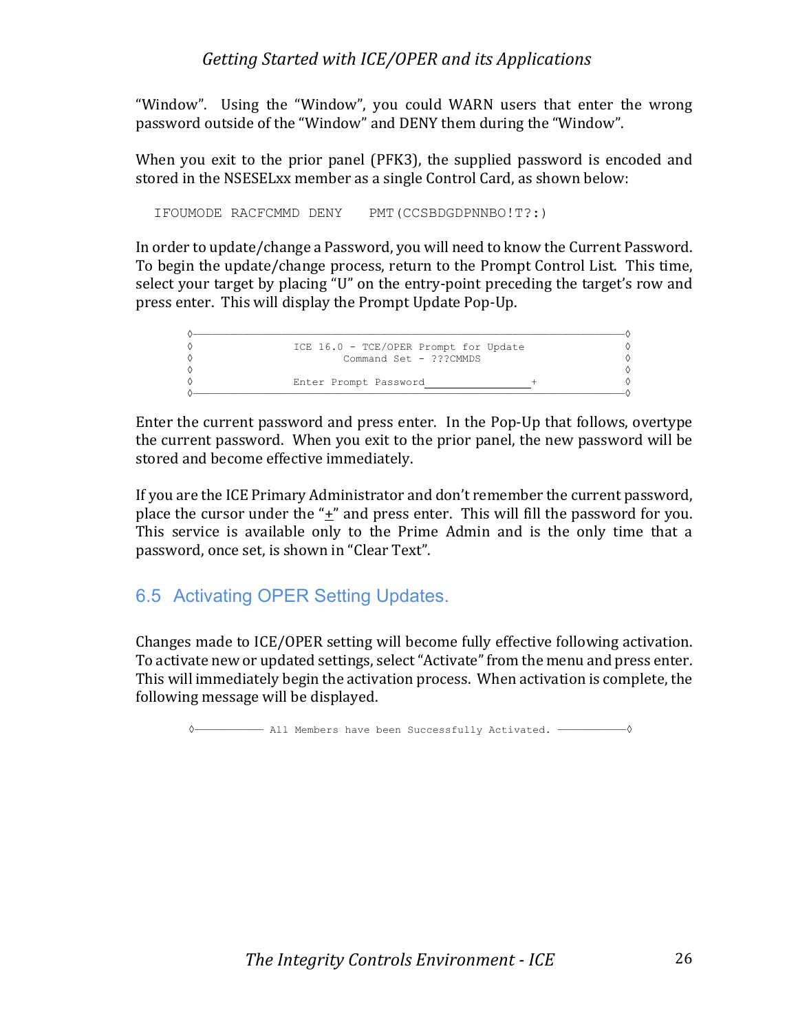"Window". Using the "Window", you could WARN users that enter the wrong password outside of the "Window" and DENY them during the "Window".

When you exit to the prior panel (PFK3), the supplied password is encoded and stored in the NSESELxx member as a single Control Card, as shown below:

```
IFOUMODE RACFCMMD DENY    PMT(CCSBDGDPNNBO!T?:)
```

In order to update/change a Password, you will need to know the Current Password. To begin the update/change process, return to the Prompt Control List. This time, select your target by placing "U" on the entry-point preceding the target's row and press enter. This will display the Prompt Update Pop-Up.

```
◊──────────────────────────────────────────────────────────────────────◊
◊                ICE 16.0 - TCE/OPER Prompt for Update                ◊
◊                        Command Set - ???CMMDS                       ◊
◊                                                                      ◊
◊                Enter Prompt Password___________________+             ◊
◊──────────────────────────────────────────────────────────────────────◊
```

Enter the current password and press enter. In the Pop-Up that follows, overtype the current password. When you exit to the prior panel, the new password will be stored and become effective immediately.

If you are the ICE Primary Administrator and don't remember the current password, place the cursor under the "+" and press enter. This will fill the password for you. This service is available only to the Prime Admin and is the only time that a password, once set, is shown in "Clear Text".

## 6.5 Activating OPER Setting Updates.

Changes made to ICE/OPER setting will become fully effective following activation. To activate new or updated settings, select "Activate" from the menu and press enter. This will immediately begin the activation process. When activation is complete, the following message will be displayed.

```
◊────────── All Members have been Successfully Activated. ──────────◊
```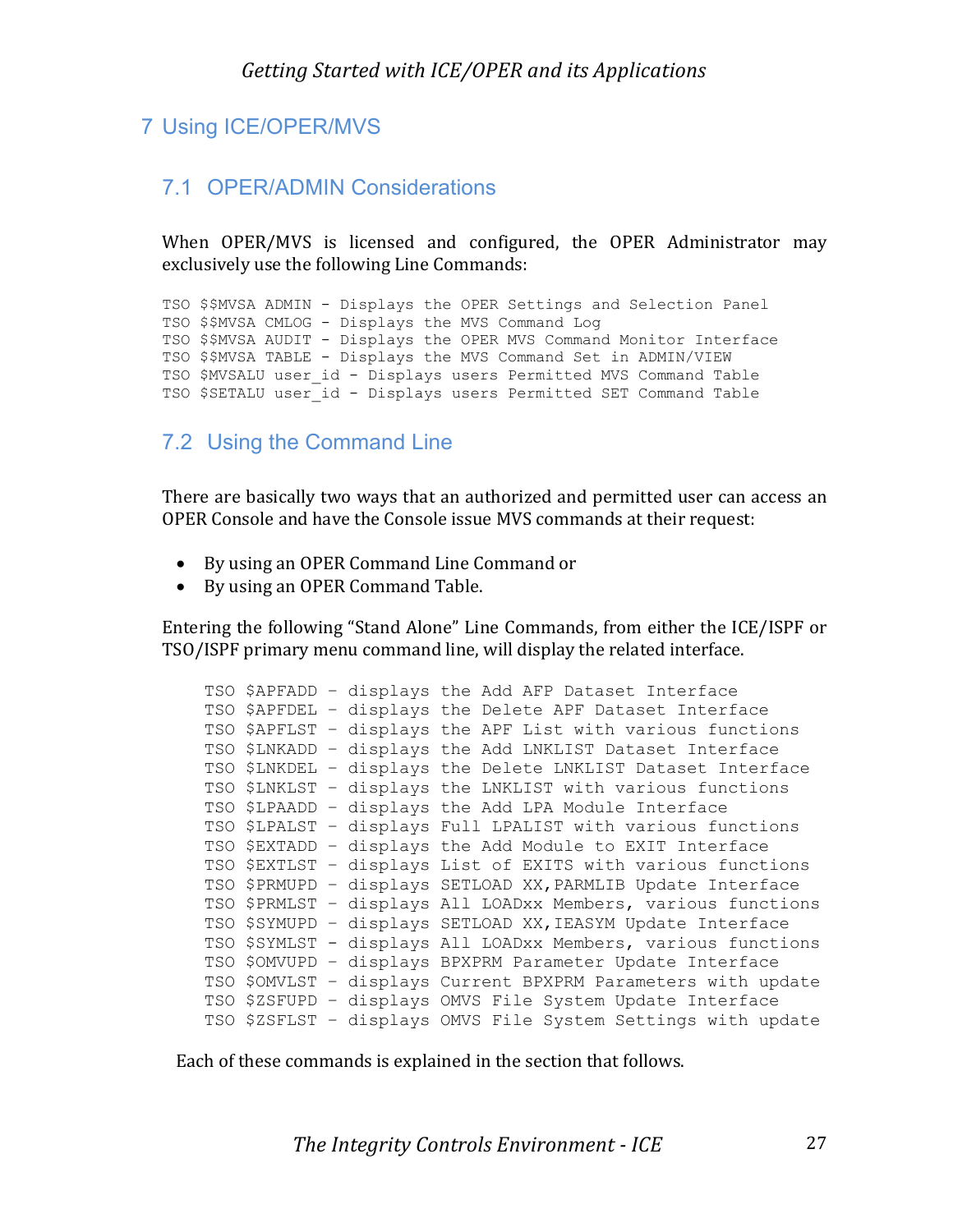# 7 Using ICE/OPER/MVS

## 7.1 OPER/ADMIN Considerations

When OPER/MVS is licensed and configured, the OPER Administrator may exclusively use the following Line Commands:

```
TSO $$MVSA ADMIN - Displays the OPER Settings and Selection Panel
TSO $$MVSA CMLOG - Displays the MVS Command Log
TSO $$MVSA AUDIT - Displays the OPER MVS Command Monitor Interface
TSO $$MVSA TABLE - Displays the MVS Command Set in ADMIN/VIEW
TSO $MVSALU user_id - Displays users Permitted MVS Command Table
TSO $SETALU user_id - Displays users Permitted SET Command Table
```

## 7.2 Using the Command Line

There are basically two ways that an authorized and permitted user can access an OPER Console and have the Console issue MVS commands at their request:

- By using an OPER Command Line Command or
- By using an OPER Command Table.

Entering the following "Stand Alone" Line Commands, from either the ICE/ISPF or TSO/ISPF primary menu command line, will display the related interface.

```
TSO $APFADD – displays the Add AFP Dataset Interface
TSO $APFDEL – displays the Delete APF Dataset Interface
TSO $APFLST – displays the APF List with various functions
TSO $LNKADD – displays the Add LNKLIST Dataset Interface
TSO $LNKDEL – displays the Delete LNKLIST Dataset Interface
TSO $LNKLST – displays the LNKLIST with various functions
TSO $LPAADD – displays the Add LPA Module Interface
TSO $LPALST – displays Full LPALIST with various functions
TSO $EXTADD – displays the Add Module to EXIT Interface
TSO $EXTLST – displays List of EXITS with various functions
TSO $PRMUPD – displays SETLOAD XX,PARMLIB Update Interface
TSO $PRMLST – displays All LOADxx Members, various functions
TSO $SYMUPD – displays SETLOAD XX,IEASYM Update Interface
TSO $SYMLST – displays All LOADxx Members, various functions
TSO $OMVUPD – displays BPXPRM Parameter Update Interface
TSO $OMVLST – displays Current BPXPRM Parameters with update
TSO $ZSFUPD – displays OMVS File System Update Interface
TSO $ZSFLST – displays OMVS File System Settings with update
```

Each of these commands is explained in the section that follows.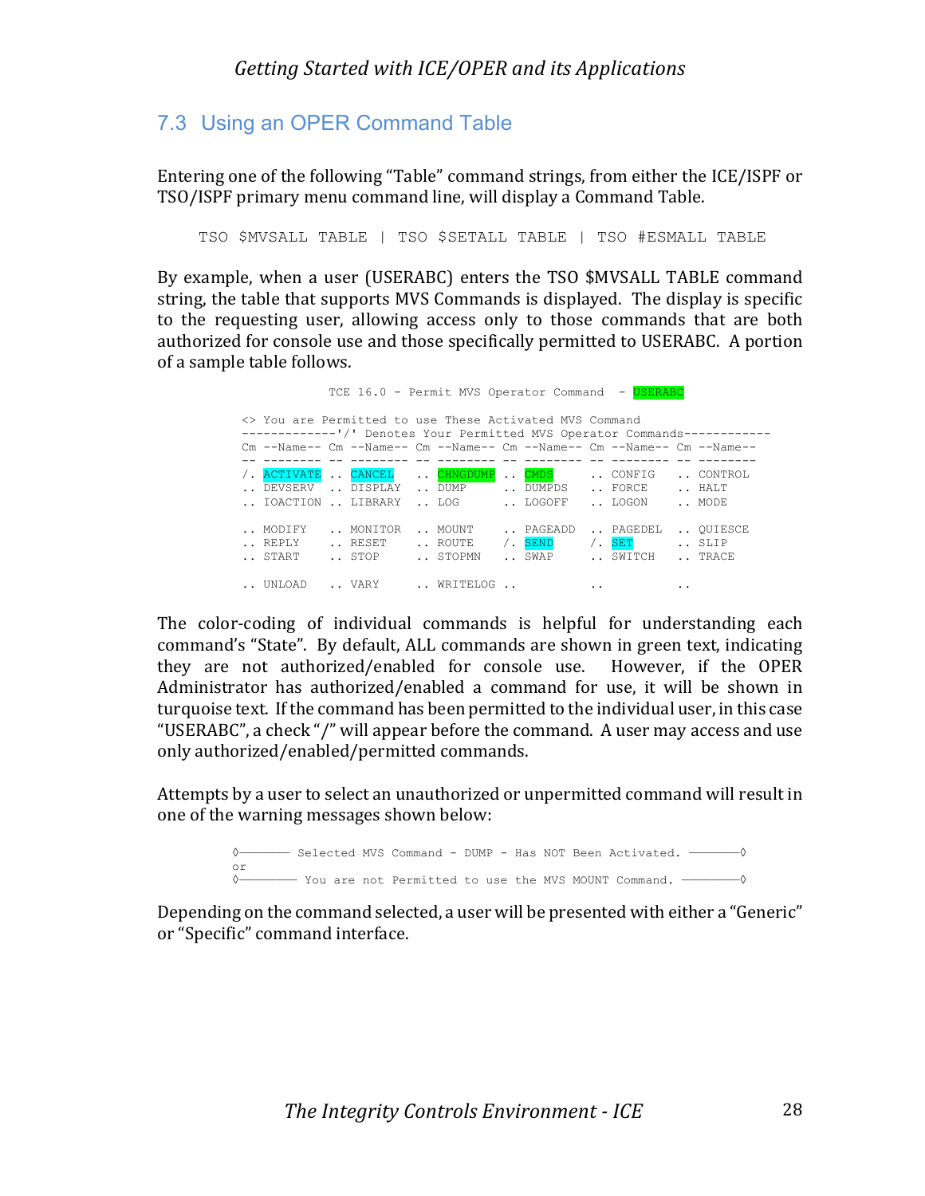## 7.3 Using an OPER Command Table

Entering one of the following "Table" command strings, from either the ICE/ISPF or TSO/ISPF primary menu command line, will display a Command Table.

```
TSO $MVSALL TABLE | TSO $SETALL TABLE | TSO #ESMALL TABLE
```

By example, when a user (USERABC) enters the TSO $MVSALL TABLE command string, the table that supports MVS Commands is displayed. The display is specific to the requesting user, allowing access only to those commands that are both authorized for console use and those specifically permitted to USERABC. A portion of a sample table follows.

```
                 TCE 16.0 - Permit MVS Operator Command  - USERABC

<> You are Permitted to use These Activated MVS Command
-------------'/' Denotes Your Permitted MVS Operator Commands------------
Cm --Name-- Cm --Name-- Cm --Name-- Cm --Name-- Cm --Name-- Cm --Name--
-- -------- -- -------- -- -------- -- -------- -- -------- -- --------
/. ACTIVATE .. CANCEL   .. CHNGDUMP .. CMDS     .. CONFIG   .. CONTROL
.. DEVSERV  .. DISPLAY  .. DUMP     .. DUMPDS   .. FORCE    .. HALT
.. IOACTION .. LIBRARY  .. LOG      .. LOGOFF   .. LOGON    .. MODE

.. MODIFY   .. MONITOR  .. MOUNT    .. PAGEADD  .. PAGEDEL  .. QUIESCE
.. REPLY    .. RESET    .. ROUTE    /. SEND     /. SET      .. SLIP
.. START    .. STOP     .. STOPMN   .. SWAP     .. SWITCH   .. TRACE

.. UNLOAD   .. VARY     .. WRITELOG ..          ..          ..
```

The color-coding of individual commands is helpful for understanding each command's "State". By default, ALL commands are shown in green text, indicating they are not authorized/enabled for console use. However, if the OPER Administrator has authorized/enabled a command for use, it will be shown in turquoise text. If the command has been permitted to the individual user, in this case "USERABC", a check "/" will appear before the command. A user may access and use only authorized/enabled/permitted commands.

Attempts by a user to select an unauthorized or unpermitted command will result in one of the warning messages shown below:

```
◊——————— Selected MVS Command - DUMP - Has NOT Been Activated. ———————◊
or
◊———————— You are not Permitted to use the MVS MOUNT Command. ————————◊
```

Depending on the command selected, a user will be presented with either a "Generic" or "Specific" command interface.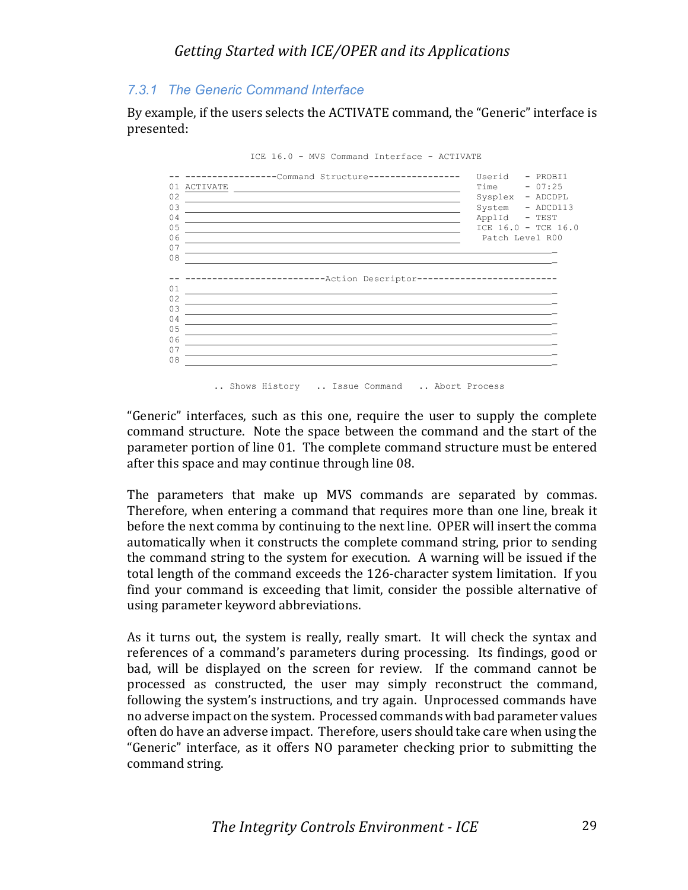### 7.3.1 The Generic Command Interface

By example, if the users selects the ACTIVATE command, the “Generic” interface is presented:

```
                  ICE 16.0 - MVS Command Interface - ACTIVATE

-- -----------------Command Structure-----------------   Userid   - PROBI1
01 ACTIVATE ________________________________________   Time     - 07:25
02 _________________________________________________   Sysplex  - ADCDPL
03 _________________________________________________   System   - ADCD113
04 _________________________________________________   ApplId   - TEST
05 _________________________________________________   ICE 16.0 - TCE 16.0
06 _________________________________________________    Patch Level R00
07 __________________________________________________________________
08 __________________________________________________________________

-- --------------------------Action Descriptor--------------------------
01 __________________________________________________________________
02 __________________________________________________________________
03 __________________________________________________________________
04 __________________________________________________________________
05 __________________________________________________________________
06 __________________________________________________________________
07 __________________________________________________________________
08 __________________________________________________________________

        .. Shows History   .. Issue Command   .. Abort Process
```

“Generic” interfaces, such as this one, require the user to supply the complete command structure. Note the space between the command and the start of the parameter portion of line 01. The complete command structure must be entered after this space and may continue through line 08.

The parameters that make up MVS commands are separated by commas. Therefore, when entering a command that requires more than one line, break it before the next comma by continuing to the next line. OPER will insert the comma automatically when it constructs the complete command string, prior to sending the command string to the system for execution. A warning will be issued if the total length of the command exceeds the 126-character system limitation. If you find your command is exceeding that limit, consider the possible alternative of using parameter keyword abbreviations.

As it turns out, the system is really, really smart. It will check the syntax and references of a command’s parameters during processing. Its findings, good or bad, will be displayed on the screen for review. If the command cannot be processed as constructed, the user may simply reconstruct the command, following the system’s instructions, and try again. Unprocessed commands have no adverse impact on the system. Processed commands with bad parameter values often do have an adverse impact. Therefore, users should take care when using the “Generic” interface, as it offers NO parameter checking prior to submitting the command string.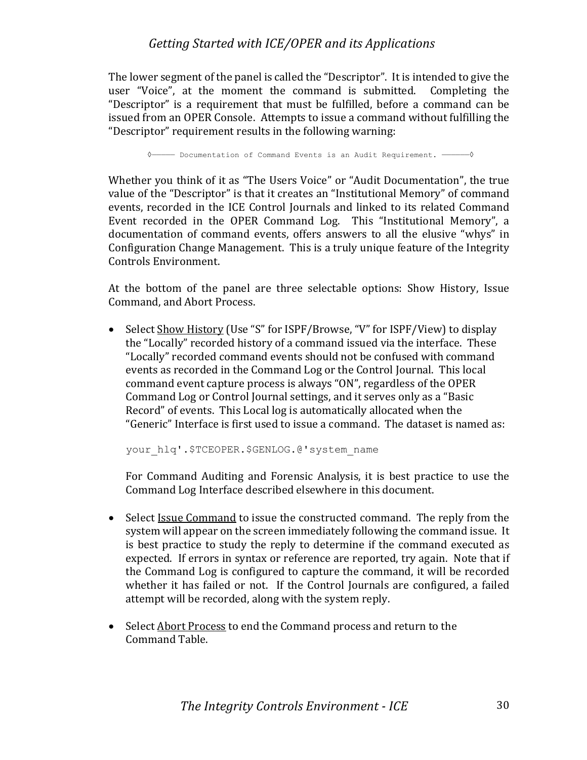The lower segment of the panel is called the "Descriptor". It is intended to give the user "Voice", at the moment the command is submitted. Completing the "Descriptor" is a requirement that must be fulfilled, before a command can be issued from an OPER Console. Attempts to issue a command without fulfilling the "Descriptor" requirement results in the following warning:

```
◊———— Documentation of Command Events is an Audit Requirement. —————◊
```

Whether you think of it as "The Users Voice" or "Audit Documentation", the true value of the "Descriptor" is that it creates an "Institutional Memory" of command events, recorded in the ICE Control Journals and linked to its related Command Event recorded in the OPER Command Log. This "Institutional Memory", a documentation of command events, offers answers to all the elusive "whys" in Configuration Change Management. This is a truly unique feature of the Integrity Controls Environment.

At the bottom of the panel are three selectable options: Show History, Issue Command, and Abort Process.

- Select <u>Show History</u> (Use "S" for ISPF/Browse, "V" for ISPF/View) to display the "Locally" recorded history of a command issued via the interface. These "Locally" recorded command events should not be confused with command events as recorded in the Command Log or the Control Journal. This local command event capture process is always "ON", regardless of the OPER Command Log or Control Journal settings, and it serves only as a "Basic Record" of events. This Local log is automatically allocated when the "Generic" Interface is first used to issue a command. The dataset is named as:

  ```
  your_hlq'.$TCEOPER.$GENLOG.@'system_name
  ```

  For Command Auditing and Forensic Analysis, it is best practice to use the Command Log Interface described elsewhere in this document.

- Select <u>Issue Command</u> to issue the constructed command. The reply from the system will appear on the screen immediately following the command issue. It is best practice to study the reply to determine if the command executed as expected. If errors in syntax or reference are reported, try again. Note that if the Command Log is configured to capture the command, it will be recorded whether it has failed or not. If the Control Journals are configured, a failed attempt will be recorded, along with the system reply.

- Select <u>Abort Process</u> to end the Command process and return to the Command Table.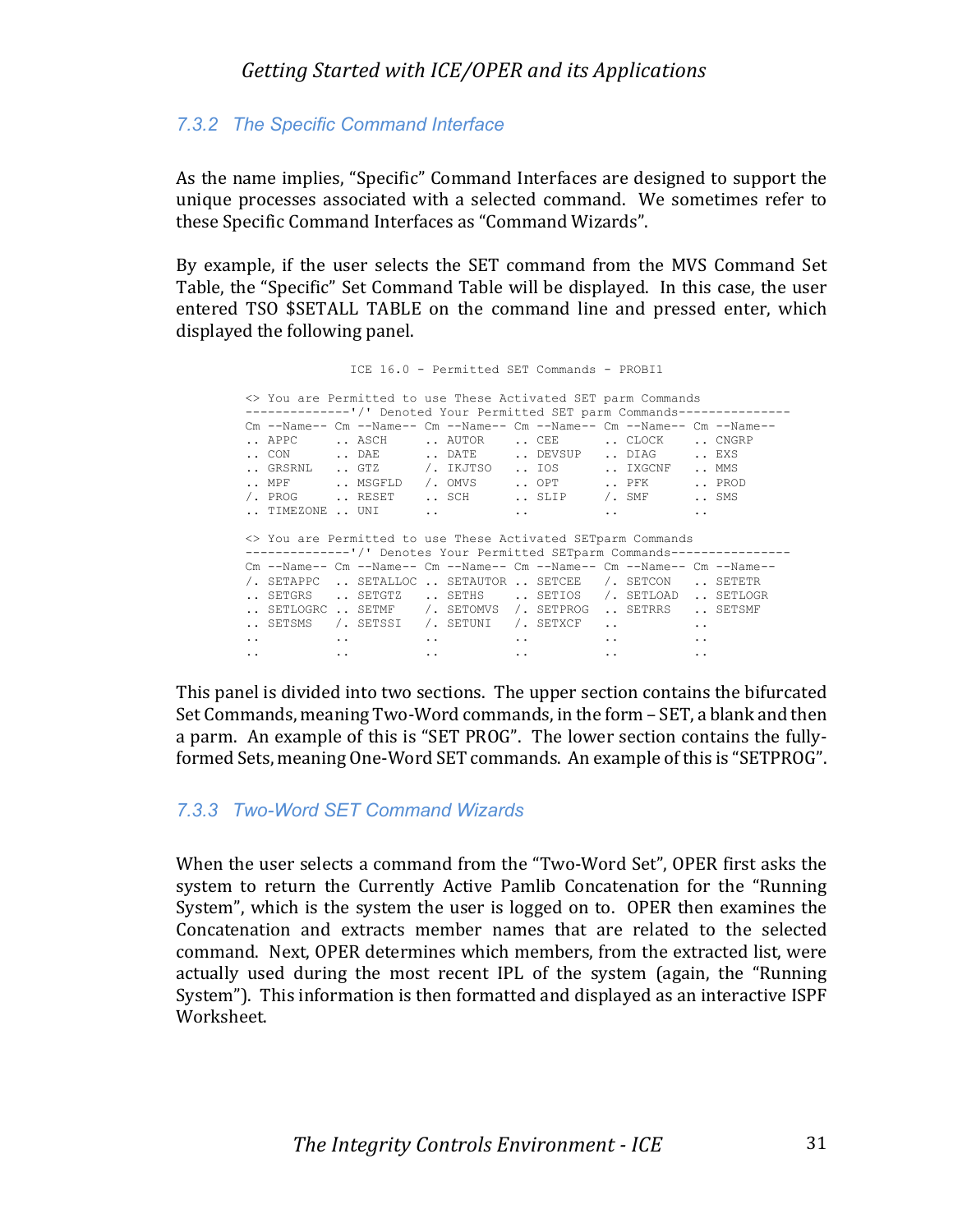### 7.3.2 The Specific Command Interface

As the name implies, "Specific" Command Interfaces are designed to support the unique processes associated with a selected command. We sometimes refer to these Specific Command Interfaces as "Command Wizards".

By example, if the user selects the SET command from the MVS Command Set Table, the "Specific" Set Command Table will be displayed. In this case, the user entered TSO $SETALL TABLE on the command line and pressed enter, which displayed the following panel.

```
                 ICE 16.0 - Permitted SET Commands - PROBI1

<> You are Permitted to use These Activated SET parm Commands
--------------'/' Denoted Your Permitted SET parm Commands---------------
Cm --Name-- Cm --Name-- Cm --Name-- Cm --Name-- Cm --Name-- Cm --Name--
.. APPC     .. ASCH     .. AUTOR    .. CEE      .. CLOCK    .. CNGRP
.. CON      .. DAE      .. DATE     .. DEVSUP   .. DIAG     .. EXS
.. GRSRNL   .. GTZ      /. IKJTSO   .. IOS      .. IXGCNF   .. MMS
.. MPF      .. MSGFLD   /. OMVS     .. OPT      .. PFK      .. PROD
/. PROG     .. RESET    .. SCH      .. SLIP     /. SMF      .. SMS
.. TIMEZONE .. UNI      ..          ..          ..          ..

<> You are Permitted to use These Activated SETparm Commands
--------------'/' Denotes Your Permitted SETparm Commands----------------
Cm --Name-- Cm --Name-- Cm --Name-- Cm --Name-- Cm --Name-- Cm --Name--
/. SETAPPC  .. SETALLOC .. SETAUTOR .. SETCEE   /. SETCON   .. SETETR
.. SETGRS   .. SETGTZ   .. SETHS    .. SETIOS   /. SETLOAD  .. SETLOGR
.. SETLOGRC .. SETMF    /. SETOMVS  /. SETPROG  .. SETRRS   .. SETSMF
.. SETSMS   /. SETSSI   /. SETUNI   /. SETXCF   ..          ..
..          ..          ..          ..          ..          ..
..          ..          ..          ..          ..          ..
```

This panel is divided into two sections. The upper section contains the bifurcated Set Commands, meaning Two-Word commands, in the form – SET, a blank and then a parm. An example of this is "SET PROG". The lower section contains the fully-formed Sets, meaning One-Word SET commands. An example of this is "SETPROG".

### 7.3.3 Two-Word SET Command Wizards

When the user selects a command from the "Two-Word Set", OPER first asks the system to return the Currently Active Pamlib Concatenation for the "Running System", which is the system the user is logged on to. OPER then examines the Concatenation and extracts member names that are related to the selected command. Next, OPER determines which members, from the extracted list, were actually used during the most recent IPL of the system (again, the "Running System"). This information is then formatted and displayed as an interactive ISPF Worksheet.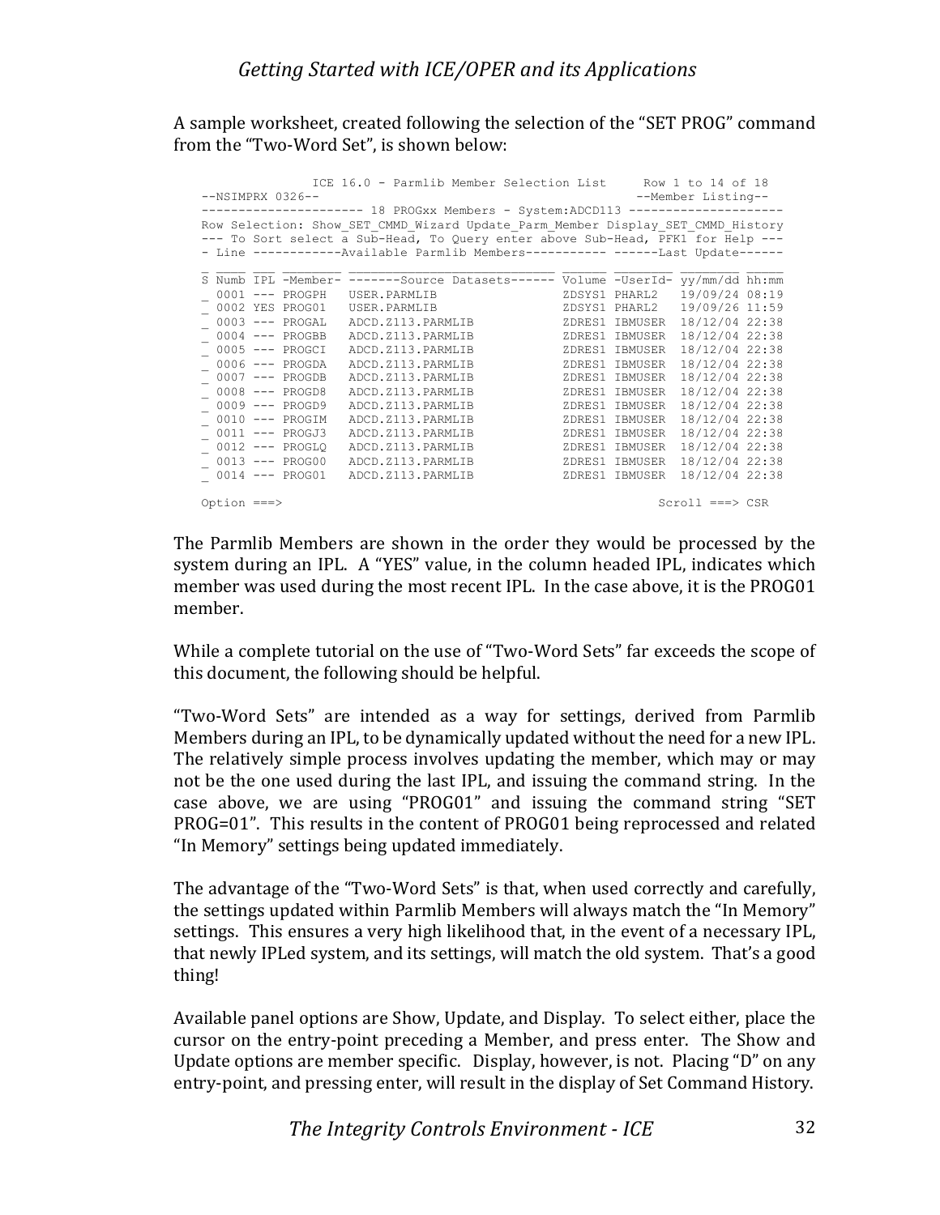A sample worksheet, created following the selection of the "SET PROG" command from the "Two-Word Set", is shown below:

```
               ICE 16.0 - Parmlib Member Selection List     Row 1 to 14 of 18
--NSIMPRX 0326--                                           --Member Listing--
--------------------- 18 PROGxx Members - System:ADCD113 ---------------------
Row Selection: Show_SET_CMMD_Wizard Update_Parm_Member Display_SET_CMMD_History
--- To Sort select a Sub-Head, To Query enter above Sub-Head, PFK1 for Help ---
- Line ------------Available Parmlib Members----------- ------Last Update------
_ ____ ___ ________ ___________________________ ______ ________ ________ _____
S Numb IPL -Member- -------Source Datasets------ Volume -UserId- yy/mm/dd hh:mm
_ 0001 --- PROGPH   USER.PARMLIB                ZDSYS1 PHARL2   19/09/24 08:19
_ 0002 YES PROG01   USER.PARMLIB                ZDSYS1 PHARL2   19/09/26 11:59
_ 0003 --- PROGAL   ADCD.Z113.PARMLIB           ZDRES1 IBMUSER  18/12/04 22:38
_ 0004 --- PROGBB   ADCD.Z113.PARMLIB           ZDRES1 IBMUSER  18/12/04 22:38
_ 0005 --- PROGCI   ADCD.Z113.PARMLIB           ZDRES1 IBMUSER  18/12/04 22:38
_ 0006 --- PROGDA   ADCD.Z113.PARMLIB           ZDRES1 IBMUSER  18/12/04 22:38
_ 0007 --- PROGDB   ADCD.Z113.PARMLIB           ZDRES1 IBMUSER  18/12/04 22:38
_ 0008 --- PROGD8   ADCD.Z113.PARMLIB           ZDRES1 IBMUSER  18/12/04 22:38
_ 0009 --- PROGD9   ADCD.Z113.PARMLIB           ZDRES1 IBMUSER  18/12/04 22:38
_ 0010 --- PROGIM   ADCD.Z113.PARMLIB           ZDRES1 IBMUSER  18/12/04 22:38
_ 0011 --- PROGJ3   ADCD.Z113.PARMLIB           ZDRES1 IBMUSER  18/12/04 22:38
_ 0012 --- PROGLQ   ADCD.Z113.PARMLIB           ZDRES1 IBMUSER  18/12/04 22:38
_ 0013 --- PROG00   ADCD.Z113.PARMLIB           ZDRES1 IBMUSER  18/12/04 22:38
_ 0014 --- PROG01   ADCD.Z113.PARMLIB           ZDRES1 IBMUSER  18/12/04 22:38

Option ===>                                                   Scroll ===> CSR
```

The Parmlib Members are shown in the order they would be processed by the system during an IPL. A "YES" value, in the column headed IPL, indicates which member was used during the most recent IPL. In the case above, it is the PROG01 member.

While a complete tutorial on the use of "Two-Word Sets" far exceeds the scope of this document, the following should be helpful.

"Two-Word Sets" are intended as a way for settings, derived from Parmlib Members during an IPL, to be dynamically updated without the need for a new IPL. The relatively simple process involves updating the member, which may or may not be the one used during the last IPL, and issuing the command string. In the case above, we are using "PROG01" and issuing the command string "SET PROG=01". This results in the content of PROG01 being reprocessed and related "In Memory" settings being updated immediately.

The advantage of the "Two-Word Sets" is that, when used correctly and carefully, the settings updated within Parmlib Members will always match the "In Memory" settings. This ensures a very high likelihood that, in the event of a necessary IPL, that newly IPLed system, and its settings, will match the old system. That's a good thing!

Available panel options are Show, Update, and Display. To select either, place the cursor on the entry-point preceding a Member, and press enter. The Show and Update options are member specific. Display, however, is not. Placing "D" on any entry-point, and pressing enter, will result in the display of Set Command History.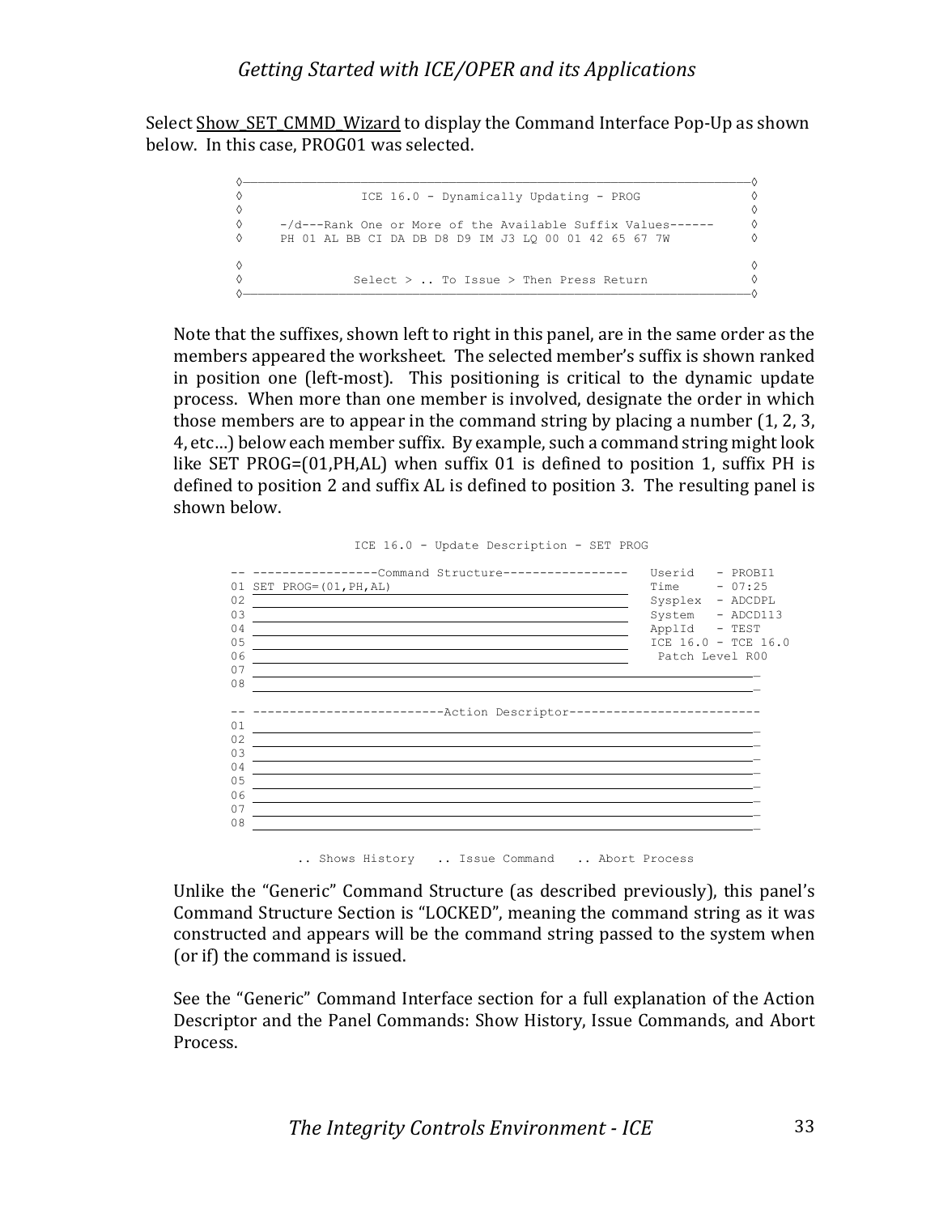Select Show_SET_CMMD_Wizard to display the Command Interface Pop-Up as shown below. In this case, PROG01 was selected.

```
◊─────────────────────────────────────────────────────────────────────◊
◊               ICE 16.0 - Dynamically Updating - PROG                ◊
◊                                                                     ◊
◊     -/d---Rank One or More of the Available Suffix Values------     ◊
◊     PH 01 AL BB CI DA DB D8 D9 IM J3 LQ 00 01 42 65 67 7W           ◊

◊                                                                     ◊
◊              Select > .. To Issue > Then Press Return               ◊
◊─────────────────────────────────────────────────────────────────────◊
```

Note that the suffixes, shown left to right in this panel, are in the same order as the members appeared the worksheet. The selected member's suffix is shown ranked in position one (left-most). This positioning is critical to the dynamic update process. When more than one member is involved, designate the order in which those members are to appear in the command string by placing a number (1, 2, 3, 4, etc…) below each member suffix. By example, such a command string might look like SET PROG=(01,PH,AL) when suffix 01 is defined to position 1, suffix PH is defined to position 2 and suffix AL is defined to position 3. The resulting panel is shown below.

```
                 ICE 16.0 - Update Description - SET PROG

-- -----------------Command Structure-----------------   Userid   - PROBI1
01 SET PROG=(01,PH,AL)                                   Time     - 07:25
02 ____________________________________________________  Sysplex  - ADCDPL
03 ____________________________________________________  System   - ADCD113
04 ____________________________________________________  ApplId   - TEST
05 ____________________________________________________  ICE 16.0 - TCE 16.0
06 ____________________________________________________   Patch Level R00
07 ____________________________________________________________________
08 ____________________________________________________________________

-- --------------------------Action Descriptor--------------------------
01 ____________________________________________________________________
02 ____________________________________________________________________
03 ____________________________________________________________________
04 ____________________________________________________________________
05 ____________________________________________________________________
06 ____________________________________________________________________
07 ____________________________________________________________________
08 ____________________________________________________________________

          .. Shows History   .. Issue Command   .. Abort Process
```

Unlike the "Generic" Command Structure (as described previously), this panel's Command Structure Section is "LOCKED", meaning the command string as it was constructed and appears will be the command string passed to the system when (or if) the command is issued.

See the "Generic" Command Interface section for a full explanation of the Action Descriptor and the Panel Commands: Show History, Issue Commands, and Abort Process.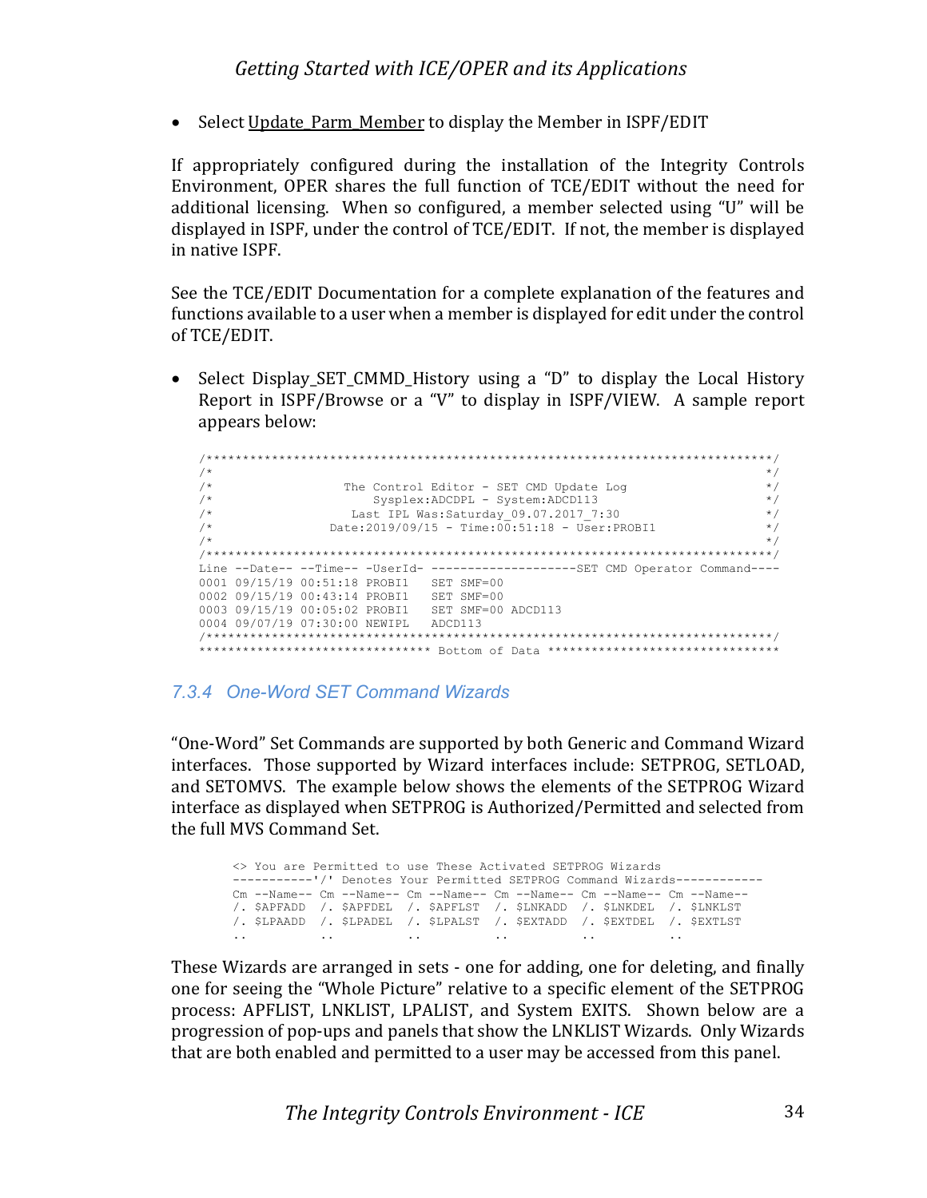- Select Update_Parm_Member to display the Member in ISPF/EDIT

If appropriately configured during the installation of the Integrity Controls Environment, OPER shares the full function of TCE/EDIT without the need for additional licensing. When so configured, a member selected using "U" will be displayed in ISPF, under the control of TCE/EDIT. If not, the member is displayed in native ISPF.

See the TCE/EDIT Documentation for a complete explanation of the features and functions available to a user when a member is displayed for edit under the control of TCE/EDIT.

- Select Display_SET_CMMD_History using a "D" to display the Local History Report in ISPF/Browse or a "V" to display in ISPF/VIEW. A sample report appears below:

```
/******************************************************************************/
/*                                                                            */
/*                 The Control Editor - SET CMD Update Log                    */
/*                     Sysplex:ADCDPL - System:ADCD113                        */
/*                  Last IPL Was:Saturday_09.07.2017_7:30                     */
/*                Date:2019/09/15 - Time:00:51:18 - User:PROBI1               */
/*                                                                            */
/******************************************************************************/
Line --Date-- --Time-- -UserId- --------------------SET CMD Operator Command----
0001 09/15/19 00:51:18 PROBI1   SET SMF=00
0002 09/15/19 00:43:14 PROBI1   SET SMF=00
0003 09/15/19 00:05:02 PROBI1   SET SMF=00 ADCD113
0004 09/07/19 07:30:00 NEWIPL   ADCD113
/******************************************************************************/
******************************** Bottom of Data ********************************
```

### 7.3.4 One-Word SET Command Wizards

"One-Word" Set Commands are supported by both Generic and Command Wizard interfaces. Those supported by Wizard interfaces include: SETPROG, SETLOAD, and SETOMVS. The example below shows the elements of the SETPROG Wizard interface as displayed when SETPROG is Authorized/Permitted and selected from the full MVS Command Set.

```
<> You are Permitted to use These Activated SETPROG Wizards
-----------'/' Denotes Your Permitted SETPROG Command Wizards------------
Cm --Name-- Cm --Name-- Cm --Name-- Cm --Name-- Cm --Name-- Cm --Name--
/. $APFADD  /. $APFDEL  /. $APFLST  /. $LNKADD  /. $LNKDEL  /. $LNKLST
/. $LPAADD  /. $LPADEL  /. $LPALST  /. $EXTADD  /. $EXTDEL  /. $EXTLST
..          ..          ..          ..          ..          ..
```

These Wizards are arranged in sets - one for adding, one for deleting, and finally one for seeing the "Whole Picture" relative to a specific element of the SETPROG process: APFLIST, LNKLIST, LPALIST, and System EXITS. Shown below are a progression of pop-ups and panels that show the LNKLIST Wizards. Only Wizards that are both enabled and permitted to a user may be accessed from this panel.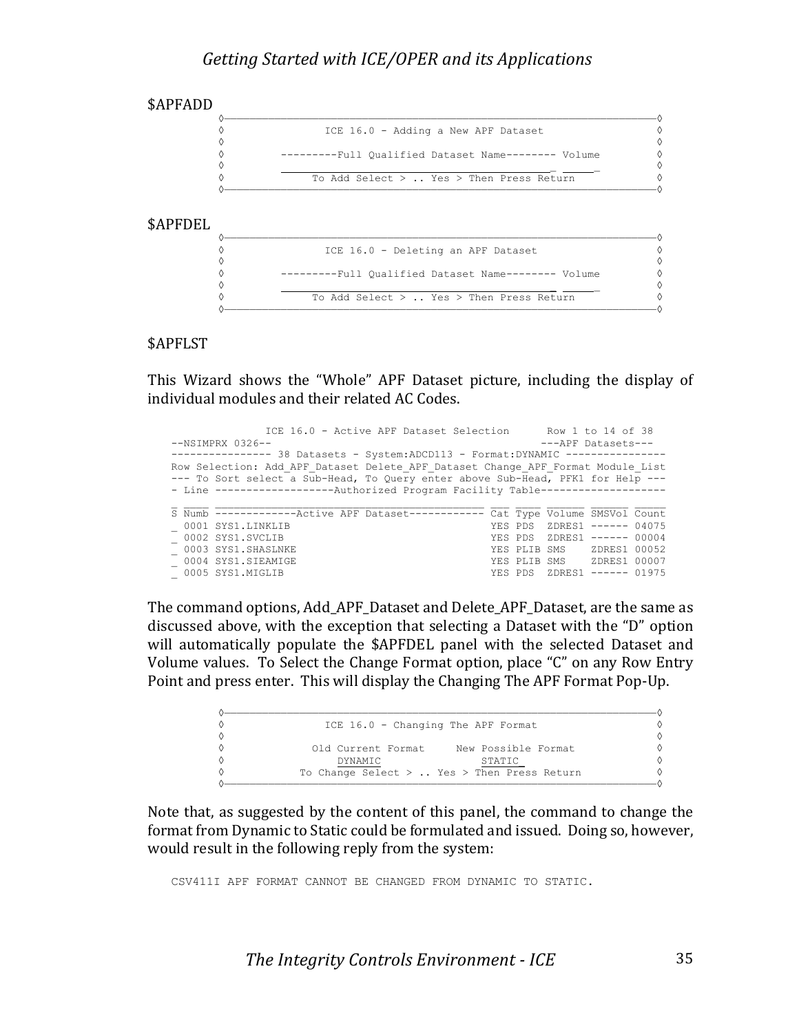## $APFADD

```
◊————————————————————————————————————————————————————————————————————◊
◊               ICE 16.0 - Adding a New APF Dataset                  ◊
◊                                                                    ◊
◊        ---------Full Qualified Dataset Name-------- Volume         ◊
◊        ___________________________________________ ______         ◊
◊           To Add Select > .. Yes > Then Press Return               ◊
◊————————————————————————————————————————————————————————————————————◊
```

## $APFDEL

```
◊————————————————————————————————————————————————————————————————————◊
◊               ICE 16.0 - Deleting an APF Dataset                   ◊
◊                                                                    ◊
◊        ---------Full Qualified Dataset Name-------- Volume         ◊
◊        ___________________________________________ ______         ◊
◊           To Add Select > .. Yes > Then Press Return               ◊
◊————————————————————————————————————————————————————————————————————◊
```

## $APFLST

This Wizard shows the "Whole" APF Dataset picture, including the display of individual modules and their related AC Codes.

```
               ICE 16.0 - Active APF Dataset Selection      Row 1 to 14 of 38
--NSIMPRX 0326--                                          ---APF Datasets---
--------------- 38 Datasets - System:ADCD113 - Format:DYNAMIC ----------------
Row Selection: Add_APF_Dataset Delete_APF_Dataset Change_APF_Format Module_List
--- To Sort select a Sub-Head, To Query enter above Sub-Head, PFK1 for Help ---
- Line -------------------Authorized Program Facility Table--------------------
_ ____ __________________________________________ ___ ____ ______ ______ _____
S Numb -------------Active APF Dataset------------ Cat Type Volume SMSVol Count
_ 0001 SYS1.LINKLIB                                YES PDS  ZDRES1 ------ 04075
_ 0002 SYS1.SVCLIB                                 YES PDS  ZDRES1 ------ 00004
_ 0003 SYS1.SHASLNKE                               YES PLIB SMS    ZDRES1 00052
_ 0004 SYS1.SIEAMIGE                               YES PLIB SMS    ZDRES1 00007
_ 0005 SYS1.MIGLIB                                 YES PDS  ZDRES1 ------ 01975
```

The command options, Add_APF_Dataset and Delete_APF_Dataset, are the same as discussed above, with the exception that selecting a Dataset with the "D" option will automatically populate the $APFDEL panel with the selected Dataset and Volume values. To Select the Change Format option, place "C" on any Row Entry Point and press enter. This will display the Changing The APF Format Pop-Up.

```
◊————————————————————————————————————————————————————————————————————◊
◊               ICE 16.0 - Changing The APF Format                   ◊
◊                                                                    ◊
◊             Old Current Format     New Possible Format             ◊
◊                 DYNAMIC               STATIC_                      ◊
◊           To Change Select > .. Yes > Then Press Return            ◊
◊————————————————————————————————————————————————————————————————————◊
```

Note that, as suggested by the content of this panel, the command to change the format from Dynamic to Static could be formulated and issued. Doing so, however, would result in the following reply from the system:

```
CSV411I APF FORMAT CANNOT BE CHANGED FROM DYNAMIC TO STATIC.
```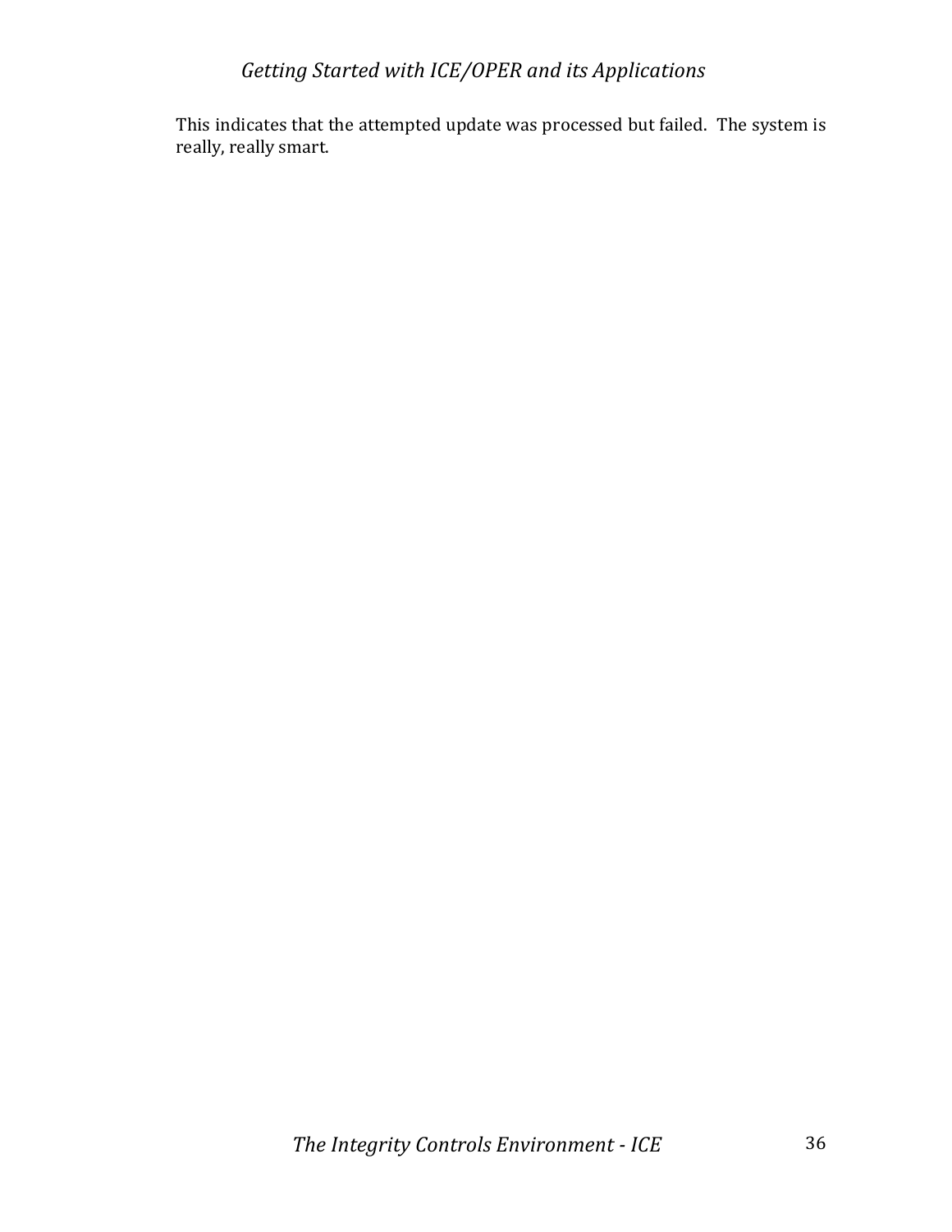This indicates that the attempted update was processed but failed. The system is really, really smart.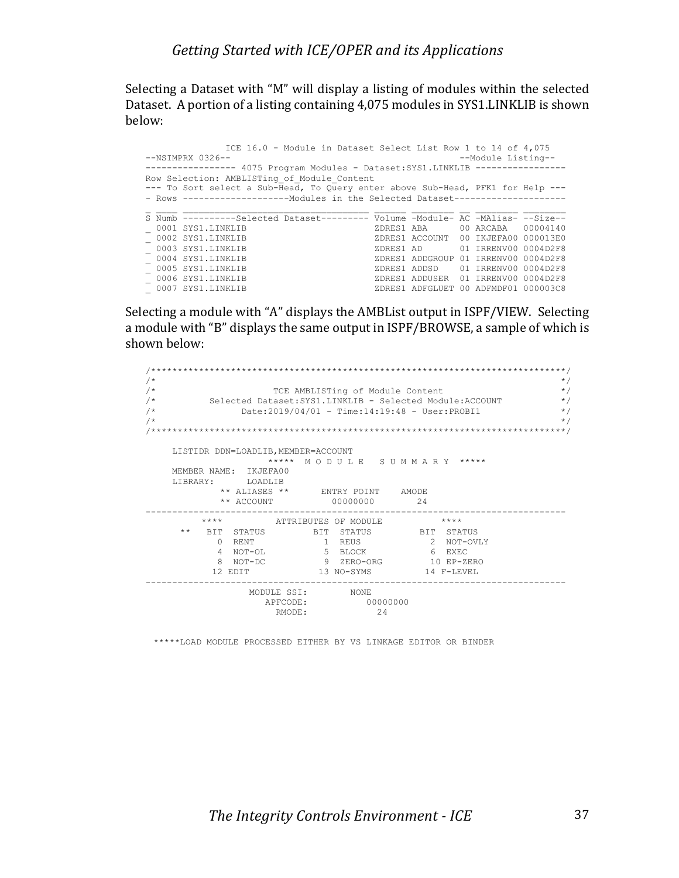Selecting a Dataset with "M" will display a listing of modules within the selected Dataset. A portion of a listing containing 4,075 modules in SYS1.LINKLIB is shown below:

```
              ICE 16.0 - Module in Dataset Select List Row 1 to 14 of 4,075
--NSIMPRX 0326--                                           --Module Listing--
----------------- 4075 Program Modules - Dataset:SYS1.LINKLIB -----------------
Row Selection: AMBLISTing_of_Module_Content
--- To Sort select a Sub-Head, To Query enter above Sub-Head, PFK1 for Help ---
- Rows --------------------Modules in the Selected Dataset---------------------
_ ____ _________________________________ ______ ________ __ ________ ________
S Numb ----------Selected Dataset--------- Volume -Module- AC -MAlias- --Size--
_ 0001 SYS1.LINKLIB                        ZDRES1 ABA      00 ARCABA   00004140
_ 0002 SYS1.LINKLIB                        ZDRES1 ACCOUNT  00 IKJEFA00 000013E0
_ 0003 SYS1.LINKLIB                        ZDRES1 AD       01 IRRENV00 0004D2F8
_ 0004 SYS1.LINKLIB                        ZDRES1 ADDGROUP 01 IRRENV00 0004D2F8
_ 0005 SYS1.LINKLIB                        ZDRES1 ADDSD    01 IRRENV00 0004D2F8
_ 0006 SYS1.LINKLIB                        ZDRES1 ADDUSER  01 IRRENV00 0004D2F8
_ 0007 SYS1.LINKLIB                        ZDRES1 ADFGLUET 00 ADFMDF01 000003C8
```

Selecting a module with "A" displays the AMBList output in ISPF/VIEW. Selecting a module with "B" displays the same output in ISPF/BROWSE, a sample of which is shown below:

```
/*****************************************************************************/
/*                                                                           */
/*                    TCE AMBLISTing of Module Content                       */
/*          Selected Dataset:SYS1.LINKLIB - Selected Module:ACCOUNT          */
/*               Date:2019/04/01 - Time:14:19:48 - User:PROBI1               */
/*                                                                           */
/*****************************************************************************/

     LISTIDR DDN=LOADLIB,MEMBER=ACCOUNT
                    *****  M O D U L E   S U M M A R Y  *****
     MEMBER NAME:  IKJEFA00
     LIBRARY:      LOADLIB
              ** ALIASES **      ENTRY POINT    AMODE
              ** ACCOUNT           00000000       24
-------------------------------------------------------------------------------
          ****          ATTRIBUTES OF MODULE           ****
      **   BIT  STATUS         BIT  STATUS         BIT  STATUS
           0  RENT             1  REUS             2  NOT-OVLY
           4  NOT-OL           5  BLOCK            6  EXEC
           8  NOT-DC           9  ZERO-ORG        10  EP-ZERO
          12 EDIT             13 NO-SYMS          14 F-LEVEL
-------------------------------------------------------------------------------
                   MODULE SSI:        NONE
                      APFCODE:          00000000
                        RMODE:            24


 *****LOAD MODULE PROCESSED EITHER BY VS LINKAGE EDITOR OR BINDER
```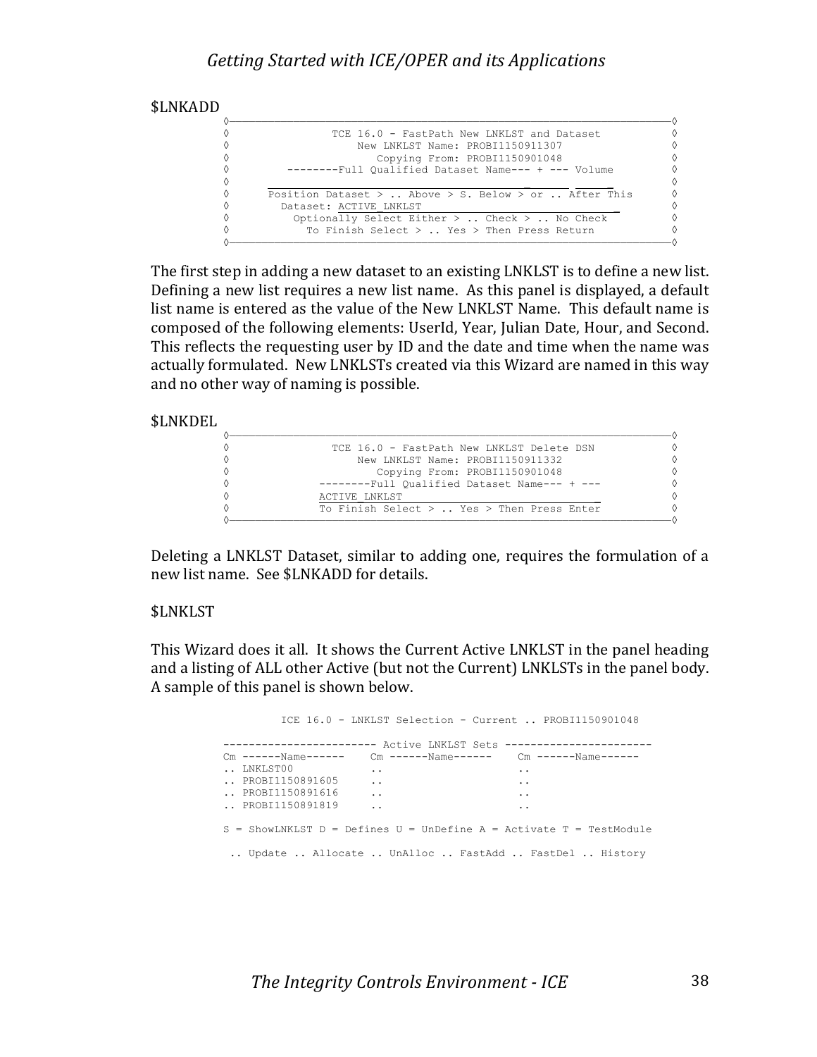$LNKADD

```
◊────────────────────────────────────────────────────────────────────◊
◊              TCE 16.0 - FastPath New LNKLST and Dataset            ◊
◊                  New LNKLST Name: PROBI1150911307                  ◊
◊                     Copying From: PROBI1150901048                  ◊
◊         --------Full Qualified Dataset Name--- + --- Volume        ◊
◊        ____________________________________________ ______ ______  ◊
◊       Position Dataset > .. Above > S. Below > or .. After This    ◊
◊         Dataset: ACTIVE_LNKLST_____________________________        ◊
◊           Optionally Select Either > .. Check > .. No Check        ◊
◊             To Finish Select > .. Yes > Then Press Return          ◊
◊────────────────────────────────────────────────────────────────────◊
```

The first step in adding a new dataset to an existing LNKLST is to define a new list. Defining a new list requires a new list name. As this panel is displayed, a default list name is entered as the value of the New LNKLST Name. This default name is composed of the following elements: UserId, Year, Julian Date, Hour, and Second. This reflects the requesting user by ID and the date and time when the name was actually formulated. New LNKLSTs created via this Wizard are named in this way and no other way of naming is possible.

$LNKDEL

```
◊────────────────────────────────────────────────────────────────────◊
◊              TCE 16.0 - FastPath New LNKLST Delete DSN             ◊
◊                  New LNKLST Name: PROBI1150911332                  ◊
◊                     Copying From: PROBI1150901048                  ◊
◊              --------Full Qualified Dataset Name--- + ---          ◊
◊              ACTIVE_LNKLST_______________________________          ◊
◊              To Finish Select > .. Yes > Then Press Enter          ◊
◊────────────────────────────────────────────────────────────────────◊
```

Deleting a LNKLST Dataset, similar to adding one, requires the formulation of a new list name. See $LNKADD for details.

$LNKLST

This Wizard does it all. It shows the Current Active LNKLST in the panel heading and a listing of ALL other Active (but not the Current) LNKLSTs in the panel body. A sample of this panel is shown below.

```
          ICE 16.0 - LNKLST Selection - Current .. PROBI1150901048

----------------------- Active LNKLST Sets -----------------------
Cm ------Name------    Cm ------Name------    Cm ------Name------
.. LNKLST00            ..                     ..
.. PROBI1150891605     ..                     ..
.. PROBI1150891616     ..                     ..
.. PROBI1150891819     ..                     ..

S = ShowLNKLST D = Defines U = UnDefine A = Activate T = TestModule

 .. Update .. Allocate .. UnAlloc .. FastAdd .. FastDel .. History
```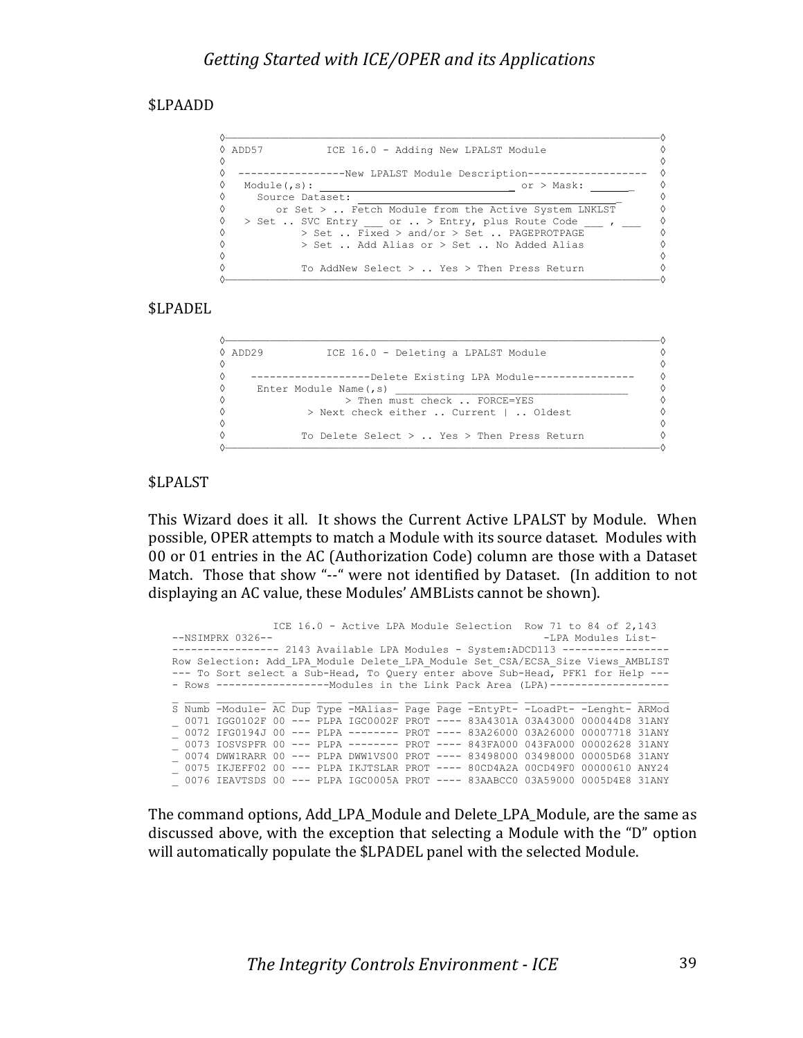$LPAADD

```
◊────────────────────────────────────────────────────────────────────────◊
◊ ADD57          ICE 16.0 - Adding New LPALST Module                     ◊
◊                                                                        ◊
◊  -----------------New LPALST Module Description-------------------    ◊
◊   Module(,s): ______________________________ or > Mask: _______        ◊
◊     Source Dataset: __________________________________________         ◊
◊        or Set > .. Fetch Module from the Active System LNKLST          ◊
◊   > Set .. SVC Entry ___ or .. > Entry, plus Route Code ___ , ___      ◊
◊            > Set .. Fixed > and/or > Set .. PAGEPROTPAGE               ◊
◊            > Set .. Add Alias or > Set .. No Added Alias               ◊
◊                                                                        ◊
◊           To AddNew Select > .. Yes > Then Press Return                ◊
◊────────────────────────────────────────────────────────────────────────◊
```

$LPADEL

```
◊────────────────────────────────────────────────────────────────────────◊
◊ ADD29          ICE 16.0 - Deleting a LPALST Module                     ◊
◊                                                                        ◊
◊    -------------------Delete Existing LPA Module----------------       ◊
◊     Enter Module Name(,s) ____________________________________         ◊
◊                 > Then must check .. FORCE=YES                         ◊
◊            > Next check either .. Current | .. Oldest                  ◊
◊                                                                        ◊
◊           To Delete Select > .. Yes > Then Press Return                ◊
◊────────────────────────────────────────────────────────────────────────◊
```

$LPALST

This Wizard does it all. It shows the Current Active LPALST by Module. When possible, OPER attempts to match a Module with its source dataset. Modules with 00 or 01 entries in the AC (Authorization Code) column are those with a Dataset Match. Those that show "--" were not identified by Dataset. (In addition to not displaying an AC value, these Modules' AMBLists cannot be shown).

```
                ICE 16.0 - Active LPA Module Selection  Row 71 to 84 of 2,143
--NSIMPRX 0326--                                          -LPA Modules List-
----------------- 2143 Available LPA Modules - System:ADCD113 -----------------
Row Selection: Add_LPA_Module Delete_LPA_Module Set_CSA/ECSA_Size Views_AMBLIST
--- To Sort select a Sub-Head, To Query enter above Sub-Head, PFK1 for Help ---
- Rows ------------------Modules in the Link Pack Area (LPA)-------------------

_ ____ ________ __ ___ ____ ________ ____ ____ ________ ________ ________ _____
S Numb -Module- AC Dup Type -MAlias- Page Page -EntyPt- -LoadPt- -Lenght- ARMod
_ 0071 IGG0102F 00 --- PLPA IGC0002F PROT ---- 83A4301A 03A43000 000044D8 31ANY
_ 0072 IFG0194J 00 --- PLPA -------- PROT ---- 83A26000 03A26000 00007718 31ANY
_ 0073 IOSVSPFR 00 --- PLPA -------- PROT ---- 843FA000 043FA000 00002628 31ANY
_ 0074 DWW1RARR 00 --- PLPA DWW1VS00 PROT ---- 83498000 03498000 00005D68 31ANY
_ 0075 IKJEFF02 00 --- PLPA IKJTSLAR PROT ---- 80CD4A2A 00CD49F0 00000610 ANY24
_ 0076 IEAVTSDS 00 --- PLPA IGC0005A PROT ---- 83AABCC0 03A59000 0005D4E8 31ANY
```

The command options, Add_LPA_Module and Delete_LPA_Module, are the same as discussed above, with the exception that selecting a Module with the "D" option will automatically populate the $LPADEL panel with the selected Module.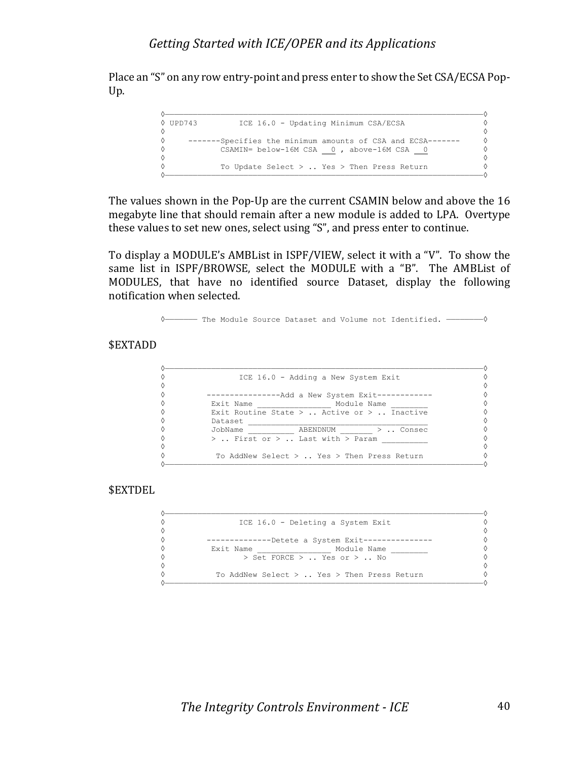Place an "S" on any row entry-point and press enter to show the Set CSA/ECSA Pop-Up.

```
◊─────────────────────────────────────────────────────────────────────◊
◊ UPD743         ICE 16.0 - Updating Minimum CSA/ECSA                 ◊
◊                                                                     ◊
◊     -------Specifies the minimum amounts of CSA and ECSA-------     ◊
◊            CSAMIN= below-16M CSA __0 , above-16M CSA __0            ◊
◊                                                                     ◊
◊            To Update Select > .. Yes > Then Press Return            ◊
◊─────────────────────────────────────────────────────────────────────◊
```

The values shown in the Pop-Up are the current CSAMIN below and above the 16 megabyte line that should remain after a new module is added to LPA. Overtype these values to set new ones, select using "S", and press enter to continue.

To display a MODULE's AMBList in ISPF/VIEW, select it with a "V". To show the same list in ISPF/BROWSE, select the MODULE with a "B". The AMBList of MODULES, that have no identified source Dataset, display the following notification when selected.

```
◊──────── The Module Source Dataset and Volume not Identified. ────────◊
```

$EXTADD

```
◊─────────────────────────────────────────────────────────────────────◊
◊               ICE 16.0 - Adding a New System Exit                   ◊
◊                                                                     ◊
◊        ----------------Add a New System Exit------------            ◊
◊         Exit Name ________________ Module Name ________             ◊
◊         Exit Routine State > .. Active or > .. Inactive             ◊
◊         Dataset ____________________________________________        ◊
◊         JobName __________ ABENDNUM _______ > .. Consec             ◊
◊         > .. First or > .. Last with > Param __________             ◊
◊                                                                     ◊
◊          To AddNew Select > .. Yes > Then Press Return              ◊
◊─────────────────────────────────────────────────────────────────────◊
```

$EXTDEL

```
◊─────────────────────────────────────────────────────────────────────◊
◊               ICE 16.0 - Deleting a System Exit                     ◊
◊                                                                     ◊
◊        --------------Detete a System Exit---------------            ◊
◊         Exit Name ________________ Module Name ________             ◊
◊               > Set FORCE > .. Yes or > .. No                       ◊
◊                                                                     ◊
◊          To AddNew Select > .. Yes > Then Press Return              ◊
◊─────────────────────────────────────────────────────────────────────◊
```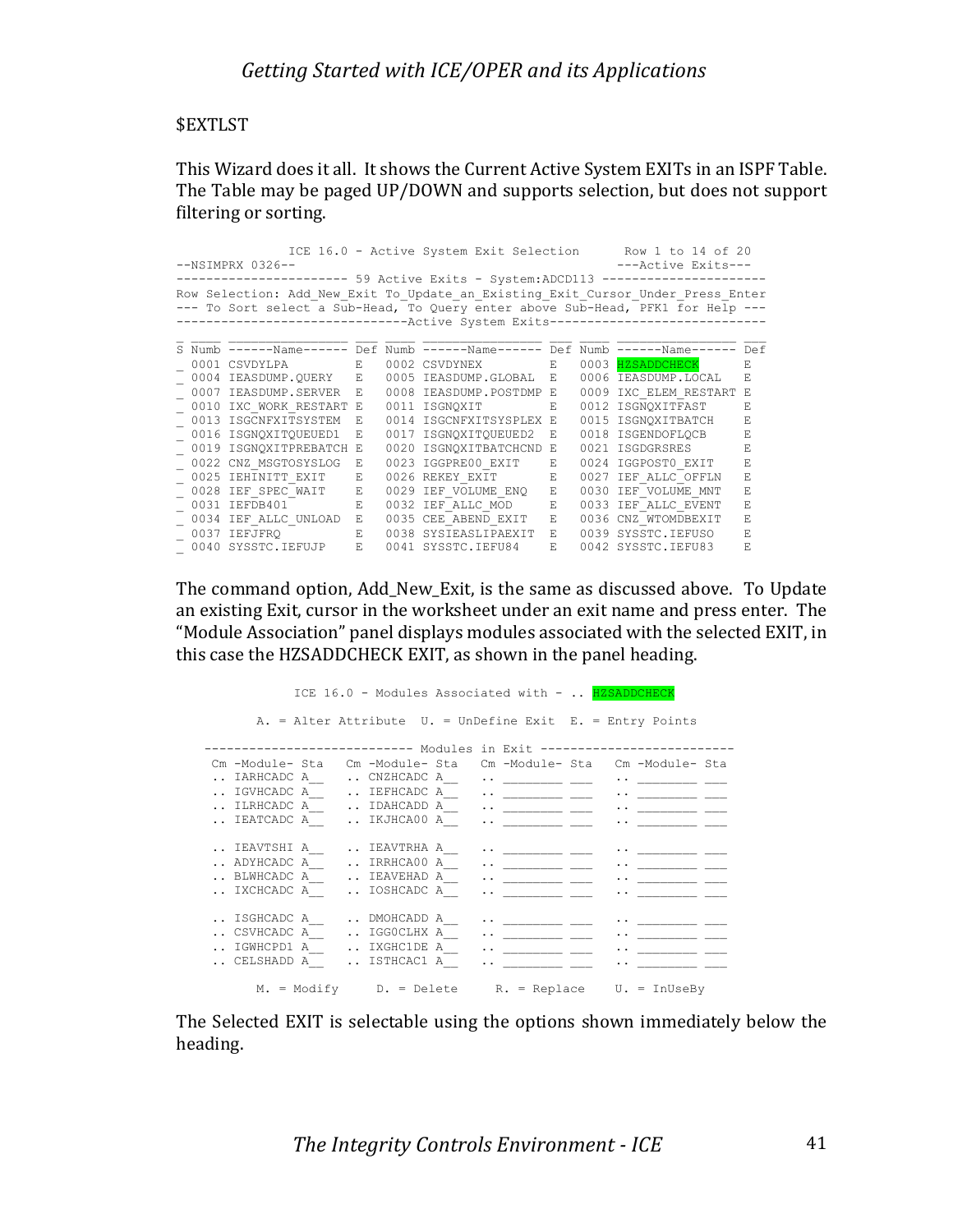$EXTLST

This Wizard does it all. It shows the Current Active System EXITs in an ISPF Table. The Table may be paged UP/DOWN and supports selection, but does not support filtering or sorting.

```
              ICE 16.0 - Active System Exit Selection      Row 1 to 14 of 20
--NSIMPRX 0326--                                          ---Active Exits---
---------------------- 59 Active Exits - System:ADCD113 ---------------------
Row Selection: Add_New_Exit To_Update_an_Existing_Exit_Cursor_Under_Press_Enter
--- To Sort select a Sub-Head, To Query enter above Sub-Head, PFK1 for Help ---
------------------------------Active System Exits----------------------------

_ ____ ________________ ___ ____ _______________ ___ ____ _______________ ___
S Numb ------Name------ Def Numb ------Name------ Def Numb ------Name------ Def
_ 0001 CSVDYLPA         E   0002 CSVDYNEX         E   0003 HZSADDCHECK      E
_ 0004 IEASDUMP.QUERY   E   0005 IEASDUMP.GLOBAL  E   0006 IEASDUMP.LOCAL   E
_ 0007 IEASDUMP.SERVER  E   0008 IEASDUMP.POSTDMP E   0009 IXC_ELEM_RESTART E
_ 0010 IXC_WORK_RESTART E   0011 ISGNQXIT         E   0012 ISGNQXITFAST     E
_ 0013 ISGCNFXITSYSTEM  E   0014 ISGCNFXITSYSPLEX E   0015 ISGNQXITBATCH    E
_ 0016 ISGNQXITQUEUED1  E   0017 ISGNQXITQUEUED2  E   0018 ISGENDOFLQCB     E
_ 0019 ISGNQXITPREBATCH E   0020 ISGNQXITBATCHCND E   0021 ISGDGRSRES       E
_ 0022 CNZ_MSGTOSYSLOG  E   0023 IGGPRE00_EXIT    E   0024 IGGPOST0_EXIT    E
_ 0025 IEHINITT_EXIT    E   0026 REKEY_EXIT       E   0027 IEF_ALLC_OFFLN   E
_ 0028 IEF_SPEC_WAIT    E   0029 IEF_VOLUME_ENQ   E   0030 IEF_VOLUME_MNT   E
_ 0031 IEFDB401         E   0032 IEF_ALLC_MOD     E   0033 IEF_ALLC_EVENT   E
_ 0034 IEF_ALLC_UNLOAD  E   0035 CEE_ABEND_EXIT   E   0036 CNZ_WTOMDBEXIT   E
_ 0037 IEFJFRQ          E   0038 SYSIEASLIPAEXIT  E   0039 SYSSTC.IEFUSO    E
_ 0040 SYSSTC.IEFUJP    E   0041 SYSSTC.IEFU84    E   0042 SYSSTC.IEFU83    E
```

The command option, Add_New_Exit, is the same as discussed above. To Update an existing Exit, cursor in the worksheet under an exit name and press enter. The "Module Association" panel displays modules associated with the selected EXIT, in this case the HZSADDCHECK EXIT, as shown in the panel heading.

```
              ICE 16.0 - Modules Associated with - .. HZSADDCHECK

        A. = Alter Attribute   U. = UnDefine Exit   E. = Entry Points

   --------------------------- Modules in Exit --------------------------
    Cm -Module- Sta   Cm -Module- Sta   Cm -Module- Sta   Cm -Module- Sta
    .. IARHCADC A__   .. CNZHCADC A__   .. ________ ___   .. ________ ___
    .. IGVHCADC A__   .. IEFHCADC A__   .. ________ ___   .. ________ ___
    .. ILRHCADC A__   .. IDAHCADD A__   .. ________ ___   .. ________ ___
    .. IEATCADC A__   .. IKJHCA00 A__   .. ________ ___   .. ________ ___

    .. IEAVTSHI A__   .. IEAVTRHA A__   .. ________ ___   .. ________ ___
    .. ADYHCADC A__   .. IRRHCA00 A__   .. ________ ___   .. ________ ___
    .. BLWHCADC A__   .. IEAVEHAD A__   .. ________ ___   .. ________ ___
    .. IXCHCADC A__   .. IOSHCADC A__   .. ________ ___   .. ________ ___

    .. ISGHCADC A__   .. DMOHCADD A__   .. ________ ___   .. ________ ___
    .. CSVHCADC A__   .. IGG0CLHX A__   .. ________ ___   .. ________ ___
    .. IGWHCPD1 A__   .. IXGHC1DE A__   .. ________ ___   .. ________ ___
    .. CELSHADD A__   .. ISTHCAC1 A__   .. ________ ___   .. ________ ___

        M. = Modify      D. = Delete      R. = Replace      U. = InUseBy
```

The Selected EXIT is selectable using the options shown immediately below the heading.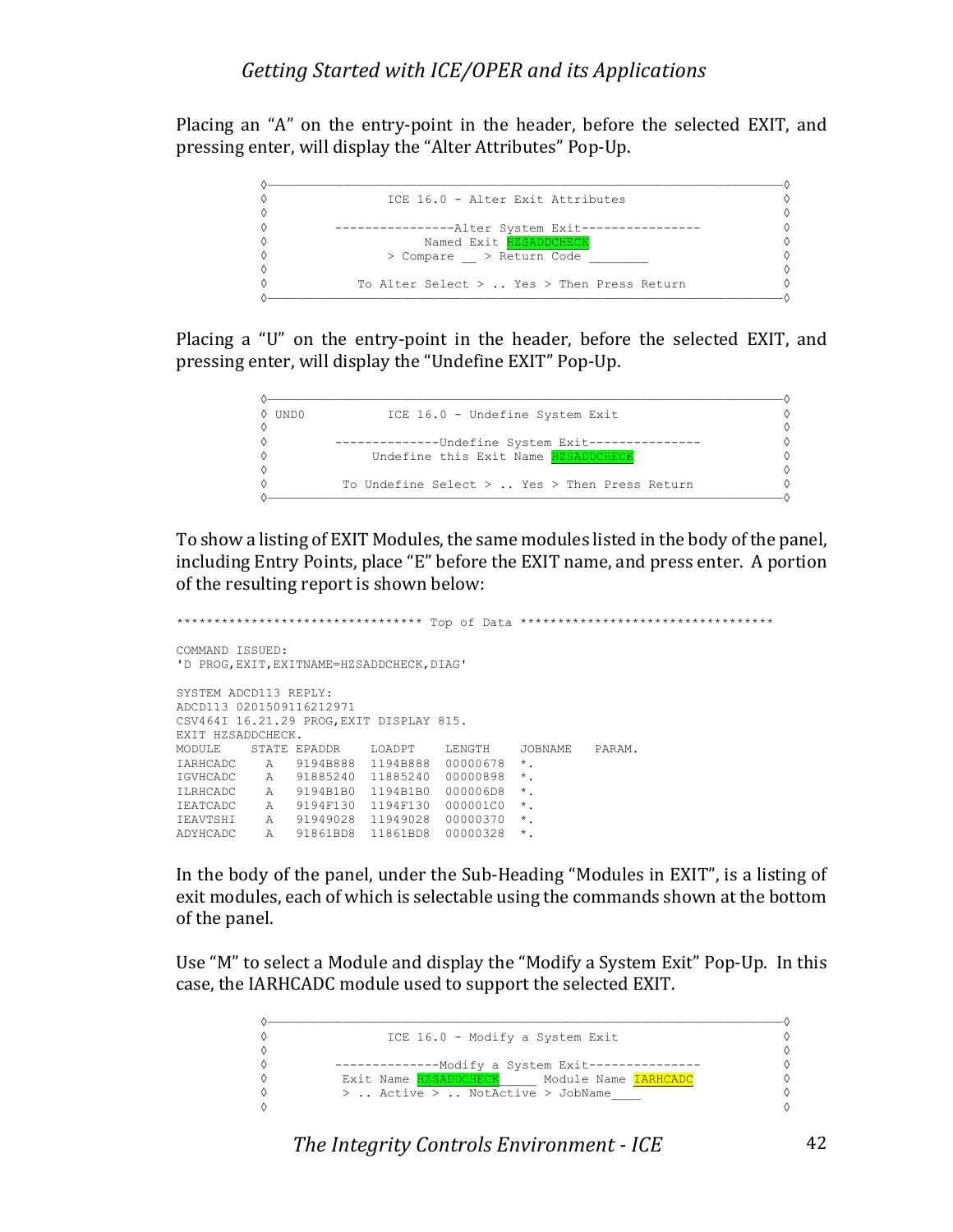Placing an “A” on the entry-point in the header, before the selected EXIT, and pressing enter, will display the “Alter Attributes” Pop-Up.

```
◊─────────────────────────────────────────────────────────────────────◊
◊               ICE 16.0 - Alter Exit Attributes                      ◊
◊                                                                     ◊
◊        ----------------Alter System Exit----------------            ◊
◊                    Named Exit HZSADDCHECK                           ◊
◊               > Compare __ > Return Code ________                   ◊
◊                                                                     ◊
◊           To Alter Select > .. Yes > Then Press Return              ◊
◊─────────────────────────────────────────────────────────────────────◊
```

Placing a “U” on the entry-point in the header, before the selected EXIT, and pressing enter, will display the “Undefine EXIT” Pop-Up.

```
◊─────────────────────────────────────────────────────────────────────◊
◊ UND0          ICE 16.0 - Undefine System Exit                       ◊
◊                                                                     ◊
◊        --------------Undefine System Exit---------------            ◊
◊             Undefine this Exit Name HZSADDCHECK                     ◊
◊                                                                     ◊
◊          To Undefine Select > .. Yes > Then Press Return            ◊
◊─────────────────────────────────────────────────────────────────────◊
```

To show a listing of EXIT Modules, the same modules listed in the body of the panel, including Entry Points, place “E” before the EXIT name, and press enter. A portion of the resulting report is shown below:

```
******************************** Top of Data *********************************

COMMAND ISSUED:
'D PROG,EXIT,EXITNAME=HZSADDCHECK,DIAG'

SYSTEM ADCD113 REPLY:
ADCD113 0201509116212971
CSV464I 16.21.29 PROG,EXIT DISPLAY 815.
EXIT HZSADDCHECK.
MODULE    STATE EPADDR   LOADPT   LENGTH   JOBNAME   PARAM.
IARHCADC    A   9194B888 1194B888 00000678  *.
IGVHCADC    A   91885240 11885240 00000898  *.
ILRHCADC    A   9194B1B0 1194B1B0 000006D8  *.
IEATCADC    A   9194F130 1194F130 000001C0  *.
IEAVTSHI    A   91949028 11949028 00000370  *.
ADYHCADC    A   91861BD8 11861BD8 00000328  *.
```

In the body of the panel, under the Sub-Heading “Modules in EXIT”, is a listing of exit modules, each of which is selectable using the commands shown at the bottom of the panel.

Use “M” to select a Module and display the “Modify a System Exit” Pop-Up. In this case, the IARHCADC module used to support the selected EXIT.

```
◊─────────────────────────────────────────────────────────────────────◊
◊               ICE 16.0 - Modify a System Exit                       ◊
◊                                                                     ◊
◊        --------------Modify a System Exit---------------            ◊
◊          Exit Name HZSADDCHECK_____ Module Name IARHCADC            ◊
◊          > .. Active > .. NotActive > JobName____                   ◊
◊                                                                     ◊
```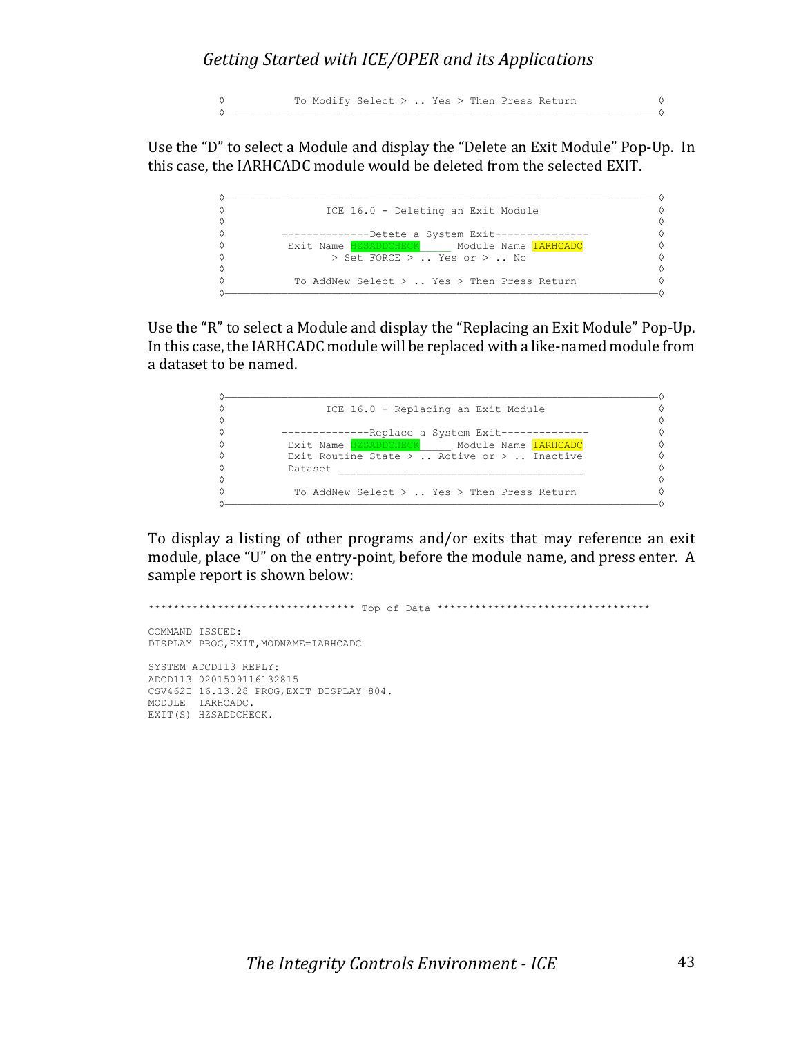```
◊           To Modify Select > .. Yes > Then Press Return            ◊
◊────────────────────────────────────────────────────────────────────◊
```

Use the “D” to select a Module and display the “Delete an Exit Module” Pop-Up. In this case, the IARHCADC module would be deleted from the selected EXIT.

```
◊────────────────────────────────────────────────────────────────────◊
◊               ICE 16.0 - Deleting an Exit Module                   ◊
◊                                                                    ◊
◊        --------------Detete a System Exit---------------           ◊
◊         Exit Name HZSADDCHECK_____ Module Name IARHCADC            ◊
◊                > Set FORCE > .. Yes or > .. No                     ◊
◊                                                                    ◊
◊          To AddNew Select > .. Yes > Then Press Return             ◊
◊────────────────────────────────────────────────────────────────────◊
```

Use the “R” to select a Module and display the “Replacing an Exit Module” Pop-Up. In this case, the IARHCADC module will be replaced with a like-named module from a dataset to be named.

```
◊────────────────────────────────────────────────────────────────────◊
◊               ICE 16.0 - Replacing an Exit Module                  ◊
◊                                                                    ◊
◊        --------------Replace a System Exit--------------           ◊
◊         Exit Name HZSADDCHECK_____ Module Name IARHCADC            ◊
◊         Exit Routine State > .. Active or > .. Inactive            ◊
◊         Dataset ________________________________________           ◊
◊                                                                    ◊
◊          To AddNew Select > .. Yes > Then Press Return             ◊
◊────────────────────────────────────────────────────────────────────◊
```

To display a listing of other programs and/or exits that may reference an exit module, place “U” on the entry-point, before the module name, and press enter. A sample report is shown below:

```
********************************* Top of Data **********************************

COMMAND ISSUED:
DISPLAY PROG,EXIT,MODNAME=IARHCADC

SYSTEM ADCD113 REPLY:
ADCD113 0201509116132815
CSV462I 16.13.28 PROG,EXIT DISPLAY 804.
MODULE  IARHCADC.
EXIT(S) HZSADDCHECK.
```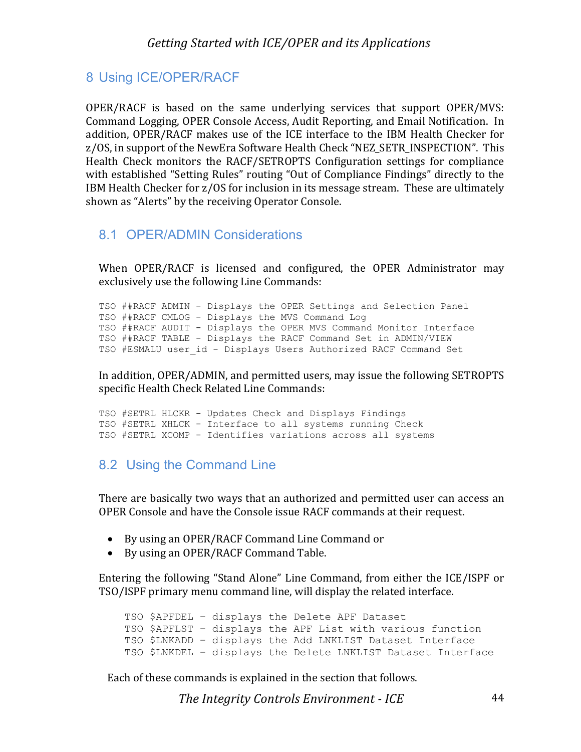# 8 Using ICE/OPER/RACF

OPER/RACF is based on the same underlying services that support OPER/MVS: Command Logging, OPER Console Access, Audit Reporting, and Email Notification. In addition, OPER/RACF makes use of the ICE interface to the IBM Health Checker for z/OS, in support of the NewEra Software Health Check "NEZ_SETR_INSPECTION". This Health Check monitors the RACF/SETROPTS Configuration settings for compliance with established "Setting Rules" routing "Out of Compliance Findings" directly to the IBM Health Checker for z/OS for inclusion in its message stream. These are ultimately shown as "Alerts" by the receiving Operator Console.

## 8.1 OPER/ADMIN Considerations

When OPER/RACF is licensed and configured, the OPER Administrator may exclusively use the following Line Commands:

```
TSO ##RACF ADMIN - Displays the OPER Settings and Selection Panel
TSO ##RACF CMLOG - Displays the MVS Command Log
TSO ##RACF AUDIT - Displays the OPER MVS Command Monitor Interface
TSO ##RACF TABLE - Displays the RACF Command Set in ADMIN/VIEW
TSO #ESMALU user_id - Displays Users Authorized RACF Command Set
```

In addition, OPER/ADMIN, and permitted users, may issue the following SETROPTS specific Health Check Related Line Commands:

```
TSO #SETRL HLCKR - Updates Check and Displays Findings
TSO #SETRL XHLCK - Interface to all systems running Check
TSO #SETRL XCOMP - Identifies variations across all systems
```

## 8.2 Using the Command Line

There are basically two ways that an authorized and permitted user can access an OPER Console and have the Console issue RACF commands at their request.

- By using an OPER/RACF Command Line Command or
- By using an OPER/RACF Command Table.

Entering the following "Stand Alone" Line Command, from either the ICE/ISPF or TSO/ISPF primary menu command line, will display the related interface.

```
TSO $APFDEL – displays the Delete APF Dataset
TSO $APFLST – displays the APF List with various function
TSO $LNKADD – displays the Add LNKLIST Dataset Interface
TSO $LNKDEL – displays the Delete LNKLIST Dataset Interface
```

Each of these commands is explained in the section that follows.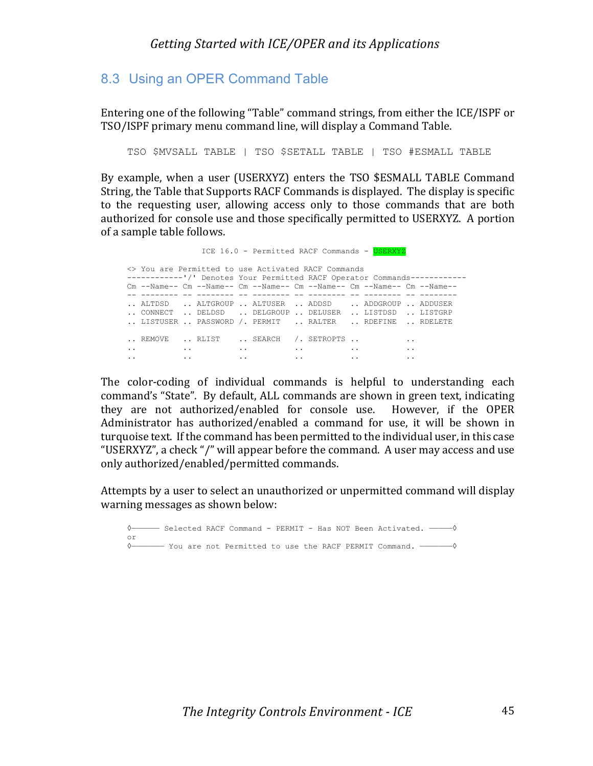## 8.3 Using an OPER Command Table

Entering one of the following "Table" command strings, from either the ICE/ISPF or TSO/ISPF primary menu command line, will display a Command Table.

```
TSO $MVSALL TABLE | TSO $SETALL TABLE | TSO #ESMALL TABLE
```

By example, when a user (USERXYZ) enters the TSO $ESMALL TABLE Command String, the Table that Supports RACF Commands is displayed. The display is specific to the requesting user, allowing access only to those commands that are both authorized for console use and those specifically permitted to USERXYZ. A portion of a sample table follows.

```
                 ICE 16.0 - Permitted RACF Commands - USERXYZ

<> You are Permitted to use Activated RACF Commands
------------'/' Denotes Your Permitted RACF Operator Commands------------
Cm --Name-- Cm --Name-- Cm --Name-- Cm --Name-- Cm --Name-- Cm --Name--
-- -------- -- -------- -- -------- -- -------- -- -------- -- --------
.. ALTDSD   .. ALTGROUP .. ALTUSER  .. ADDSD    .. ADDGROUP .. ADDUSER
.. CONNECT  .. DELDSD   .. DELGROUP .. DELUSER  .. LISTDSD  .. LISTGRP
.. LISTUSER .. PASSWORD /. PERMIT   .. RALTER   .. RDEFINE  .. RDELETE

.. REMOVE   .. RLIST    .. SEARCH   /. SETROPTS ..          ..
..          ..          ..          ..          ..          ..
..          ..          ..          ..          ..          ..
```

The color-coding of individual commands is helpful to understanding each command's "State". By default, ALL commands are shown in green text, indicating they are not authorized/enabled for console use. However, if the OPER Administrator has authorized/enabled a command for use, it will be shown in turquoise text. If the command has been permitted to the individual user, in this case "USERXYZ", a check "/" will appear before the command. A user may access and use only authorized/enabled/permitted commands.

Attempts by a user to select an unauthorized or unpermitted command will display warning messages as shown below:

```
◊────── Selected RACF Command - PERMIT - Has NOT Been Activated. ─────◊
or
◊─────── You are not Permitted to use the RACF PERMIT Command. ───────◊
```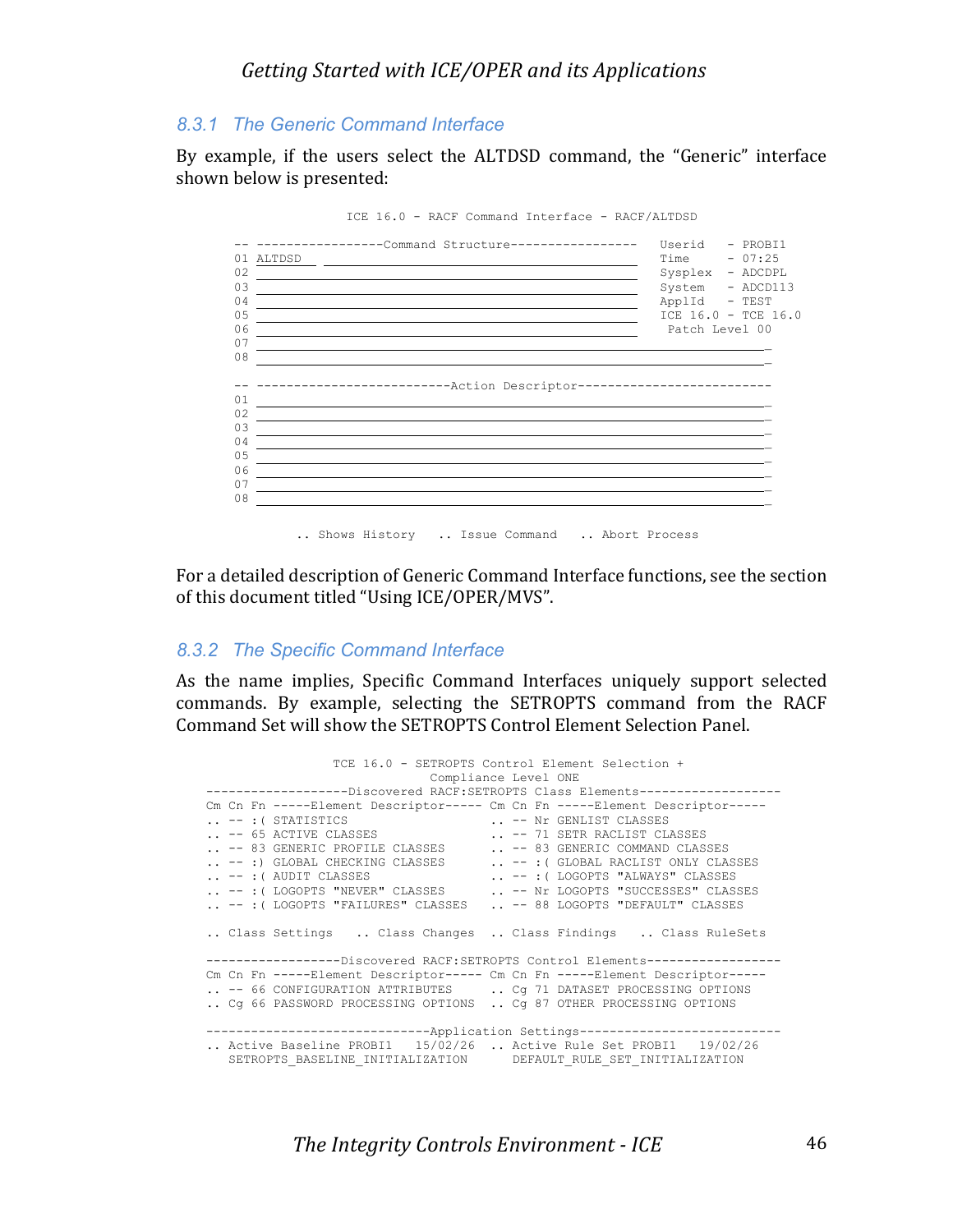### 8.3.1 The Generic Command Interface

By example, if the users select the ALTDSD command, the "Generic" interface shown below is presented:

```
                  ICE 16.0 - RACF Command Interface - RACF/ALTDSD

-- ----------------Command Structure----------------   Userid   - PROBI1
01 ALTDSD  ___________________________________________  Time     - 07:25
02 ___________________________________________________  Sysplex  - ADCDPL
03 ___________________________________________________  System   - ADCD113
04 ___________________________________________________  ApplId   - TEST
05 ___________________________________________________  ICE 16.0 - TCE 16.0
06 ___________________________________________________   Patch Level 00
07 _____________________________________________________________________
08 _____________________________________________________________________

-- -------------------------Action Descriptor-------------------------
01 _____________________________________________________________________
02 _____________________________________________________________________
03 _____________________________________________________________________
04 _____________________________________________________________________
05 _____________________________________________________________________
06 _____________________________________________________________________
07 _____________________________________________________________________
08 _____________________________________________________________________

        .. Shows History   .. Issue Command   .. Abort Process
```

For a detailed description of Generic Command Interface functions, see the section of this document titled "Using ICE/OPER/MVS".

### 8.3.2 The Specific Command Interface

As the name implies, Specific Command Interfaces uniquely support selected commands. By example, selecting the SETROPTS command from the RACF Command Set will show the SETROPTS Control Element Selection Panel.

```
                TCE 16.0 - SETROPTS Control Element Selection +
                             Compliance Level ONE
-------------------Discovered RACF:SETROPTS Class Elements-------------------
Cm Cn Fn -----Element Descriptor----- Cm Cn Fn -----Element Descriptor-----
.. -- :( STATISTICS                   .. -- Nr GENLIST CLASSES
.. -- 65 ACTIVE CLASSES               .. -- 71 SETR RACLIST CLASSES
.. -- 83 GENERIC PROFILE CLASSES      .. -- 83 GENERIC COMMAND CLASSES
.. -- :) GLOBAL CHECKING CLASSES      .. -- :( GLOBAL RACLIST ONLY CLASSES
.. -- :( AUDIT CLASSES                .. -- :( LOGOPTS "ALWAYS" CLASSES
.. -- :( LOGOPTS "NEVER" CLASSES      .. -- Nr LOGOPTS "SUCCESSES" CLASSES
.. -- :( LOGOPTS "FAILURES" CLASSES   .. -- 88 LOGOPTS "DEFAULT" CLASSES

.. Class Settings   .. Class Changes  .. Class Findings   .. Class RuleSets

------------------Discovered RACF:SETROPTS Control Elements------------------
Cm Cn Fn -----Element Descriptor----- Cm Cn Fn -----Element Descriptor-----
.. -- 66 CONFIGURATION ATTRIBUTES     .. Cg 71 DATASET PROCESSING OPTIONS
.. Cg 66 PASSWORD PROCESSING OPTIONS  .. Cg 87 OTHER PROCESSING OPTIONS

------------------------------Application Settings---------------------------
.. Active Baseline PROBI1   15/02/26  .. Active Rule Set PROBI1   19/02/26
   SETROPTS_BASELINE_INITIALIZATION      DEFAULT_RULE_SET_INITIALIZATION
```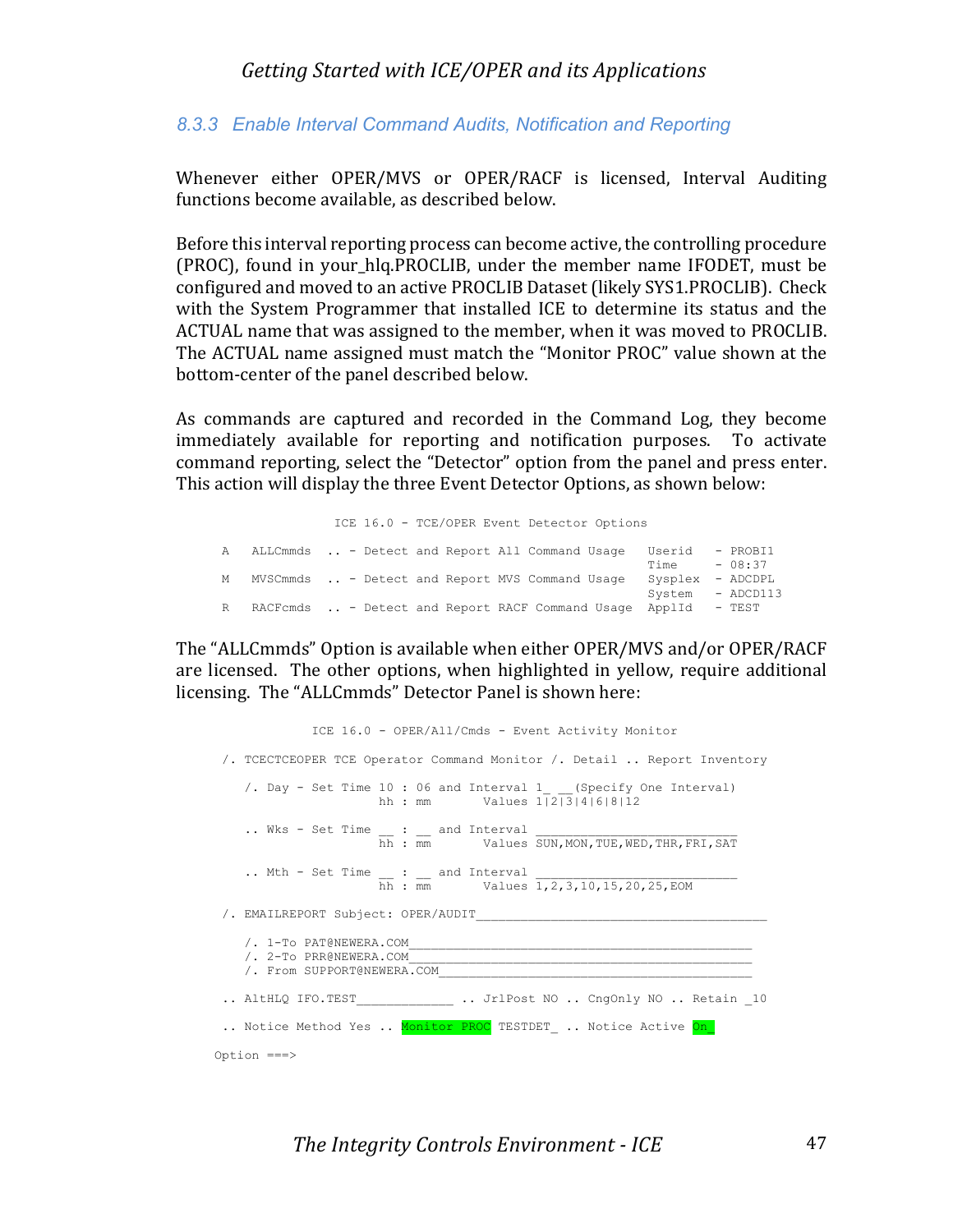### 8.3.3 Enable Interval Command Audits, Notification and Reporting

Whenever either OPER/MVS or OPER/RACF is licensed, Interval Auditing functions become available, as described below.

Before this interval reporting process can become active, the controlling procedure (PROC), found in your_hlq.PROCLIB, under the member name IFODET, must be configured and moved to an active PROCLIB Dataset (likely SYS1.PROCLIB). Check with the System Programmer that installed ICE to determine its status and the ACTUAL name that was assigned to the member, when it was moved to PROCLIB. The ACTUAL name assigned must match the "Monitor PROC" value shown at the bottom-center of the panel described below.

As commands are captured and recorded in the Command Log, they become immediately available for reporting and notification purposes. To activate command reporting, select the "Detector" option from the panel and press enter. This action will display the three Event Detector Options, as shown below:

```
                 ICE 16.0 - TCE/OPER Event Detector Options

 A   ALLCmmds  .. - Detect and Report All Command Usage   Userid   - PROBI1
                                                          Time     - 08:37
 M   MVSCmmds  .. - Detect and Report MVS Command Usage   Sysplex  - ADCDPL
                                                          System   - ADCD113
 R   RACFcmds  .. - Detect and Report RACF Command Usage  ApplId   - TEST
```

The "ALLCmmds" Option is available when either OPER/MVS and/or OPER/RACF are licensed. The other options, when highlighted in yellow, require additional licensing. The "ALLCmmds" Detector Panel is shown here:

```
              ICE 16.0 - OPER/All/Cmds - Event Activity Monitor

 /. TCECTCEOPER TCE Operator Command Monitor /. Detail .. Report Inventory

    /. Day - Set Time 10 : 06 and Interval 1_ __(Specify One Interval)
                      hh : mm       Values 1|2|3|4|6|8|12

    .. Wks - Set Time __ : __ and Interval ___________________________
                      hh : mm       Values SUN,MON,TUE,WED,THR,FRI,SAT

    .. Mth - Set Time __ : __ and Interval ___________________________
                      hh : mm       Values 1,2,3,10,15,20,25,EOM

 /. EMAILREPORT Subject: OPER/AUDIT_______________________________________

    /. 1-To PAT@NEWERA.COM______________________________________________
    /. 2-To PRR@NEWERA.COM______________________________________________
    /. From SUPPORT@NEWERA.COM__________________________________________

 .. AltHLQ IFO.TEST_____________ .. JrlPost NO .. CngOnly NO .. Retain _10

 .. Notice Method Yes .. Monitor PROC TESTDET_ .. Notice Active On_

Option ===>
```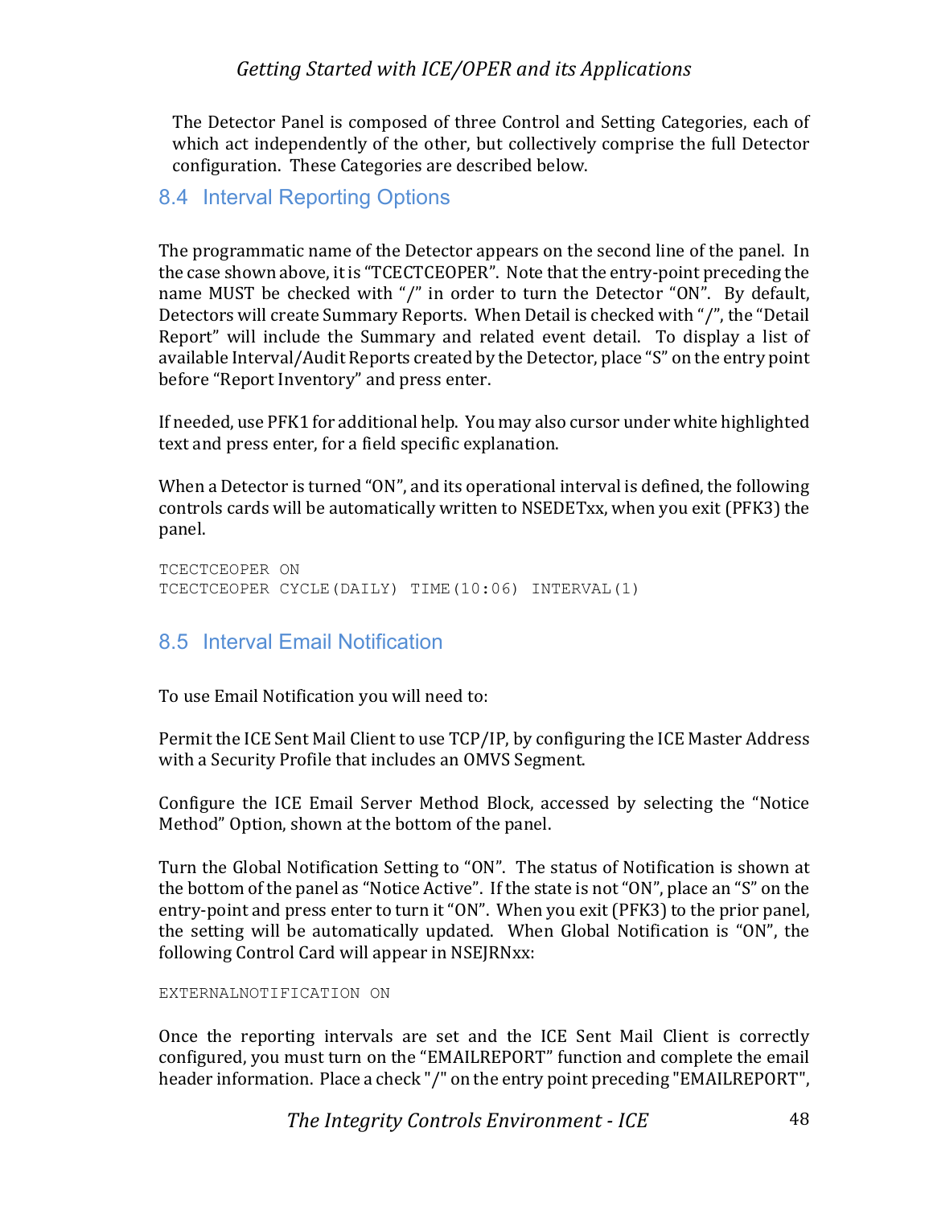The Detector Panel is composed of three Control and Setting Categories, each of which act independently of the other, but collectively comprise the full Detector configuration. These Categories are described below.

## 8.4 Interval Reporting Options

The programmatic name of the Detector appears on the second line of the panel. In the case shown above, it is "TCECTCEOPER". Note that the entry-point preceding the name MUST be checked with "/" in order to turn the Detector "ON". By default, Detectors will create Summary Reports. When Detail is checked with "/", the "Detail Report" will include the Summary and related event detail. To display a list of available Interval/Audit Reports created by the Detector, place "S" on the entry point before "Report Inventory" and press enter.

If needed, use PFK1 for additional help. You may also cursor under white highlighted text and press enter, for a field specific explanation.

When a Detector is turned "ON", and its operational interval is defined, the following controls cards will be automatically written to NSEDETxx, when you exit (PFK3) the panel.

```
TCECTCEOPER ON
TCECTCEOPER CYCLE(DAILY) TIME(10:06) INTERVAL(1)
```

## 8.5 Interval Email Notification

To use Email Notification you will need to:

Permit the ICE Sent Mail Client to use TCP/IP, by configuring the ICE Master Address with a Security Profile that includes an OMVS Segment.

Configure the ICE Email Server Method Block, accessed by selecting the "Notice Method" Option, shown at the bottom of the panel.

Turn the Global Notification Setting to "ON". The status of Notification is shown at the bottom of the panel as "Notice Active". If the state is not "ON", place an "S" on the entry-point and press enter to turn it "ON". When you exit (PFK3) to the prior panel, the setting will be automatically updated. When Global Notification is "ON", the following Control Card will appear in NSEJRNxx:

```
EXTERNALNOTIFICATION ON
```

Once the reporting intervals are set and the ICE Sent Mail Client is correctly configured, you must turn on the "EMAILREPORT" function and complete the email header information. Place a check "/" on the entry point preceding "EMAILREPORT",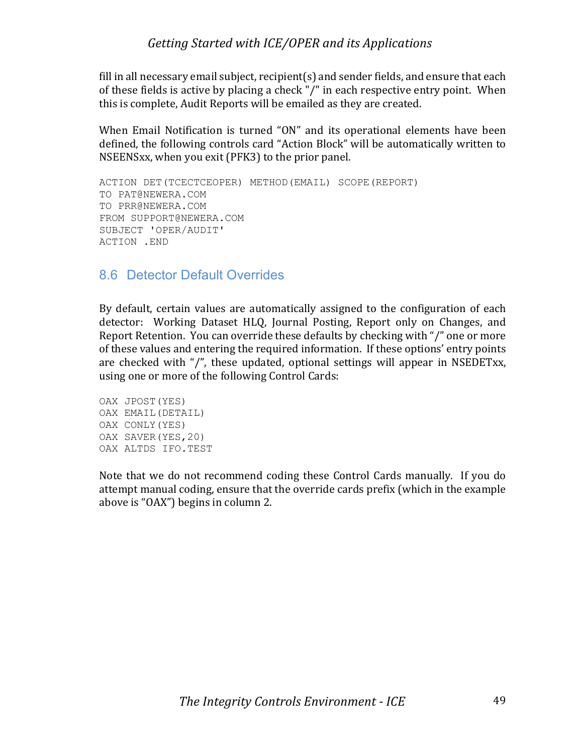fill in all necessary email subject, recipient(s) and sender fields, and ensure that each of these fields is active by placing a check "/" in each respective entry point. When this is complete, Audit Reports will be emailed as they are created.

When Email Notification is turned “ON” and its operational elements have been defined, the following controls card “Action Block” will be automatically written to NSEENSxx, when you exit (PFK3) to the prior panel.

```
ACTION DET(TCECTCEOPER) METHOD(EMAIL) SCOPE(REPORT)
TO PAT@NEWERA.COM
TO PRR@NEWERA.COM
FROM SUPPORT@NEWERA.COM
SUBJECT 'OPER/AUDIT'
ACTION .END
```

## 8.6 Detector Default Overrides

By default, certain values are automatically assigned to the configuration of each detector: Working Dataset HLQ, Journal Posting, Report only on Changes, and Report Retention. You can override these defaults by checking with “/” one or more of these values and entering the required information. If these options’ entry points are checked with “/”, these updated, optional settings will appear in NSEDETxx, using one or more of the following Control Cards:

```
OAX JPOST(YES)
OAX EMAIL(DETAIL)
OAX CONLY(YES)
OAX SAVER(YES,20)
OAX ALTDS IFO.TEST
```

Note that we do not recommend coding these Control Cards manually. If you do attempt manual coding, ensure that the override cards prefix (which in the example above is “OAX”) begins in column 2.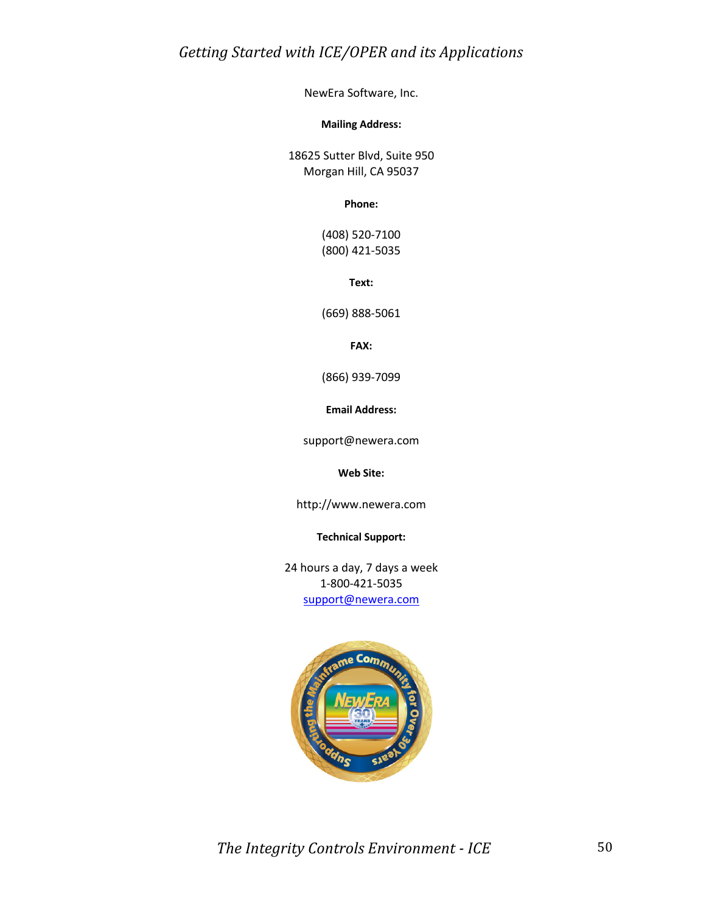NewEra Software, Inc.

**Mailing Address:**

18625 Sutter Blvd, Suite 950
Morgan Hill, CA 95037

**Phone:**

(408) 520-7100
(800) 421-5035

**Text:**

(669) 888-5061

**FAX:**

(866) 939-7099

**Email Address:**

support@newera.com

**Web Site:**

http://www.newera.com

**Technical Support:**

24 hours a day, 7 days a week
1-800-421-5035
support@newera.com